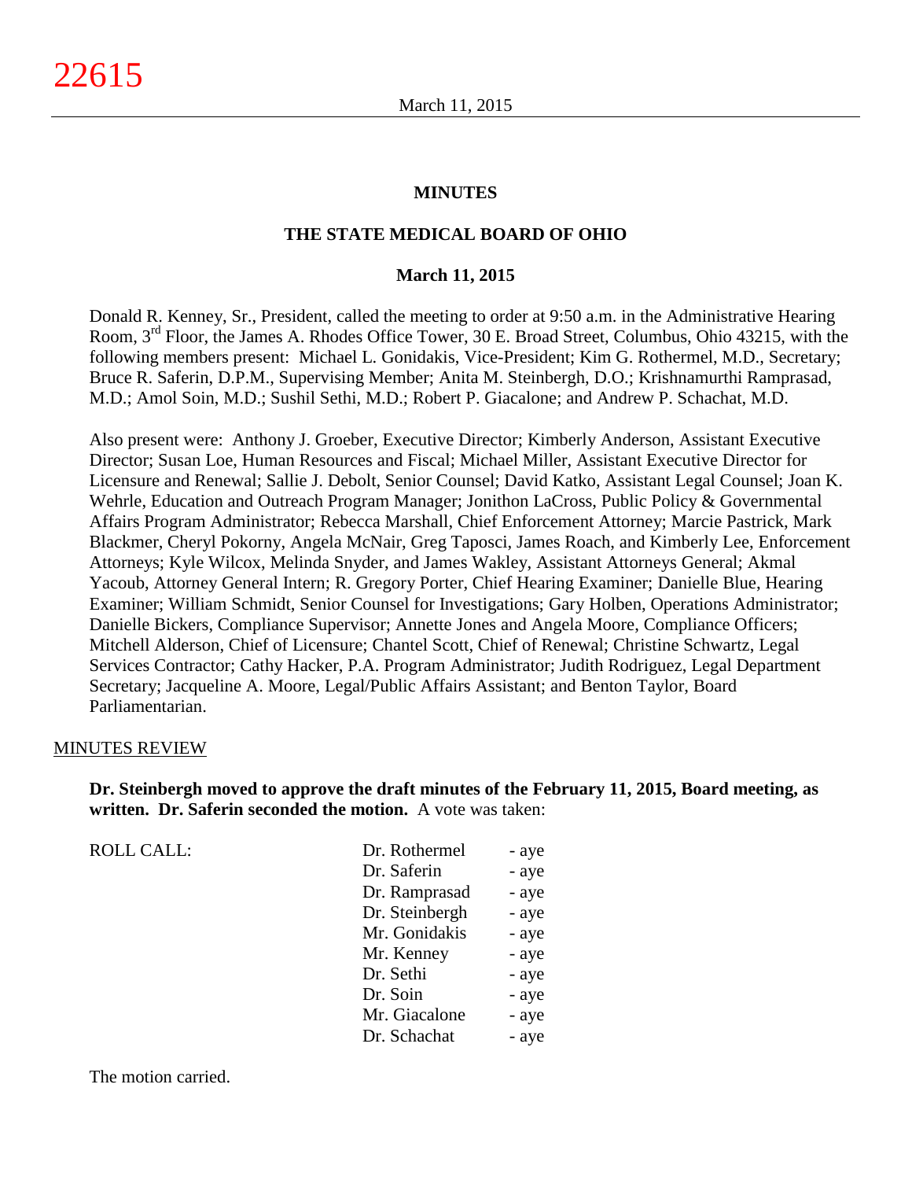# MINUTES

## THE STATE MEDICAL BOARD OF OHIO

### March 11, 2015

Donald R. Kenney, Sr., President, called the meeting to order at 9:50 a.m. in the Administrative Hearing Room, 3rd Floor, the James A. Rhodes Office Tower, 30 E. Broad Street, Columbus, Ohio 43215, with the following members present: Michael L. Gonidakis, Vice-President; Kim G. Rothermel, M.D., Secretary; Bruce R. Saferin, D.P.M., Supervising Member; Anita M. Steinbergh, D.O.; Krishnamurthi Ramprasad, M.D.; Amol Soin, M.D.; Sushil Sethi, M.D.; Robert P. Giacalone; and Andrew P. Schachat, M.D.

Also present were: Anthony J. Groeber, Executive Director; Kimberly Anderson, Assistant Executive Director; Susan Loe, Human Resources and Fiscal; Michael Miller, Assistant Executive Director for Licensure and Renewal; Sallie J. Debolt, Senior Counsel; David Katko, Assistant Legal Counsel; Joan K. Wehrle, Education and Outreach Program Manager; Jonithon LaCross, Public Policy & Governmental Affairs Program Administrator; Rebecca Marshall, Chief Enforcement Attorney; Marcie Pastrick, Mark Blackmer, Cheryl Pokorny, Angela McNair, Greg Taposci, James Roach, and Kimberly Lee, Enforcement Attorneys; Kyle Wilcox, Melinda Snyder, and James Wakley, Assistant Attorneys General; Akmal Yacoub, Attorney General Intern; R. Gregory Porter, Chief Hearing Examiner; Danielle Blue, Hearing Examiner; William Schmidt, Senior Counsel for Investigations; Gary Holben, Operations Administrator; Danielle Bickers, Compliance Supervisor; Annette Jones and Angela Moore, Compliance Officers; Mitchell Alderson, Chief of Licensure; Chantel Scott, Chief of Renewal; Christine Schwartz, Legal Services Contractor; Cathy Hacker, P.A. Program Administrator; Judith Rodriguez, Legal Department Secretary; Jacqueline A. Moore, Legal/Public Affairs Assistant; and Benton Taylor, Board Parliamentarian.

MINUTES REVIEW

**Dr. Steinbergh moved to approve the draft minutes of the February 11, 2015, Board meeting, as written. Dr. Saferin seconded the motion.** A vote was taken:

| ROLL CALL: | | |
|---|---|---|
| | Dr. Rothermel | - aye |
| | Dr. Saferin | - aye |
| | Dr. Ramprasad | - aye |
| | Dr. Steinbergh | - aye |
| | Mr. Gonidakis | - aye |
| | Mr. Kenney | - aye |
| | Dr. Sethi | - aye |
| | Dr. Soin | - aye |
| | Mr. Giacalone | - aye |
| | Dr. Schachat | - aye |

The motion carried.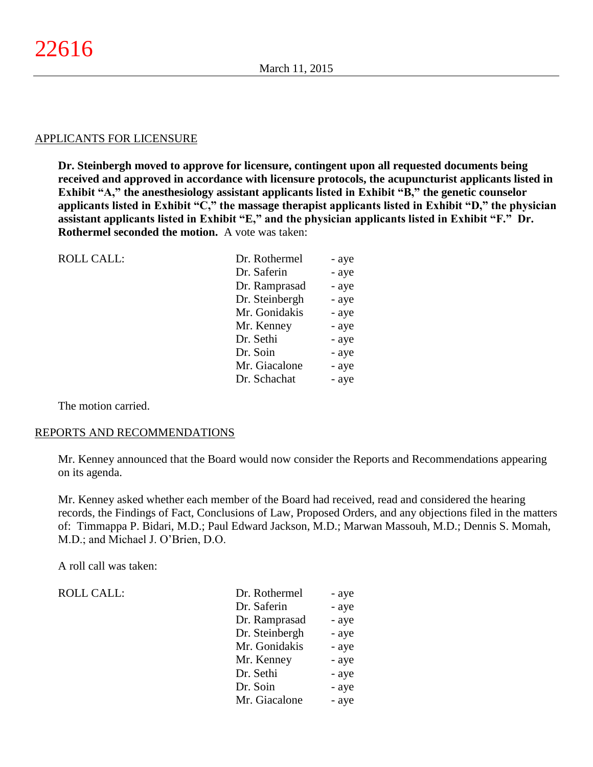## APPLICANTS FOR LICENSURE

**Dr. Steinbergh moved to approve for licensure, contingent upon all requested documents being received and approved in accordance with licensure protocols, the acupuncturist applicants listed in Exhibit "A," the anesthesiology assistant applicants listed in Exhibit "B," the genetic counselor applicants listed in Exhibit "C," the massage therapist applicants listed in Exhibit "D," the physician assistant applicants listed in Exhibit "E," and the physician applicants listed in Exhibit "F." Dr. Rothermel seconded the motion.** A vote was taken:

| ROLL CALL: | Dr. Rothermel | - aye |
|---|---|---|
| | Dr. Saferin | - aye |
| | Dr. Ramprasad | - aye |
| | Dr. Steinbergh | - aye |
| | Mr. Gonidakis | - aye |
| | Mr. Kenney | - aye |
| | Dr. Sethi | - aye |
| | Dr. Soin | - aye |
| | Mr. Giacalone | - aye |
| | Dr. Schachat | - aye |

The motion carried.

## REPORTS AND RECOMMENDATIONS

Mr. Kenney announced that the Board would now consider the Reports and Recommendations appearing on its agenda.

Mr. Kenney asked whether each member of the Board had received, read and considered the hearing records, the Findings of Fact, Conclusions of Law, Proposed Orders, and any objections filed in the matters of: Timmappa P. Bidari, M.D.; Paul Edward Jackson, M.D.; Marwan Massouh, M.D.; Dennis S. Momah, M.D.; and Michael J. O'Brien, D.O.

A roll call was taken:

| ROLL CALL: | Dr. Rothermel | - aye |
|---|---|---|
| | Dr. Saferin | - aye |
| | Dr. Ramprasad | - aye |
| | Dr. Steinbergh | - aye |
| | Mr. Gonidakis | - aye |
| | Mr. Kenney | - aye |
| | Dr. Sethi | - aye |
| | Dr. Soin | - aye |
| | Mr. Giacalone | - aye |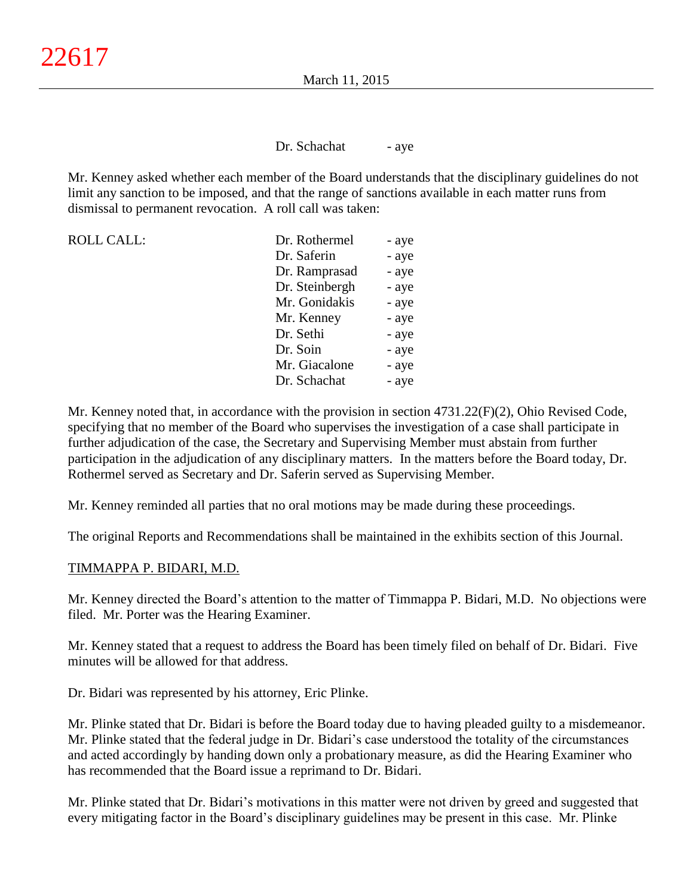Dr. Schachat - aye

Mr. Kenney asked whether each member of the Board understands that the disciplinary guidelines do not limit any sanction to be imposed, and that the range of sanctions available in each matter runs from dismissal to permanent revocation. A roll call was taken:

| ROLL CALL: | | |
|---|---|---|
| | Dr. Rothermel | - aye |
| | Dr. Saferin | - aye |
| | Dr. Ramprasad | - aye |
| | Dr. Steinbergh | - aye |
| | Mr. Gonidakis | - aye |
| | Mr. Kenney | - aye |
| | Dr. Sethi | - aye |
| | Dr. Soin | - aye |
| | Mr. Giacalone | - aye |
| | Dr. Schachat | - aye |

Mr. Kenney noted that, in accordance with the provision in section 4731.22(F)(2), Ohio Revised Code, specifying that no member of the Board who supervises the investigation of a case shall participate in further adjudication of the case, the Secretary and Supervising Member must abstain from further participation in the adjudication of any disciplinary matters. In the matters before the Board today, Dr. Rothermel served as Secretary and Dr. Saferin served as Supervising Member.

Mr. Kenney reminded all parties that no oral motions may be made during these proceedings.

The original Reports and Recommendations shall be maintained in the exhibits section of this Journal.

TIMMAPPA P. BIDARI, M.D.

Mr. Kenney directed the Board's attention to the matter of Timmappa P. Bidari, M.D. No objections were filed. Mr. Porter was the Hearing Examiner.

Mr. Kenney stated that a request to address the Board has been timely filed on behalf of Dr. Bidari. Five minutes will be allowed for that address.

Dr. Bidari was represented by his attorney, Eric Plinke.

Mr. Plinke stated that Dr. Bidari is before the Board today due to having pleaded guilty to a misdemeanor. Mr. Plinke stated that the federal judge in Dr. Bidari's case understood the totality of the circumstances and acted accordingly by handing down only a probationary measure, as did the Hearing Examiner who has recommended that the Board issue a reprimand to Dr. Bidari.

Mr. Plinke stated that Dr. Bidari's motivations in this matter were not driven by greed and suggested that every mitigating factor in the Board's disciplinary guidelines may be present in this case. Mr. Plinke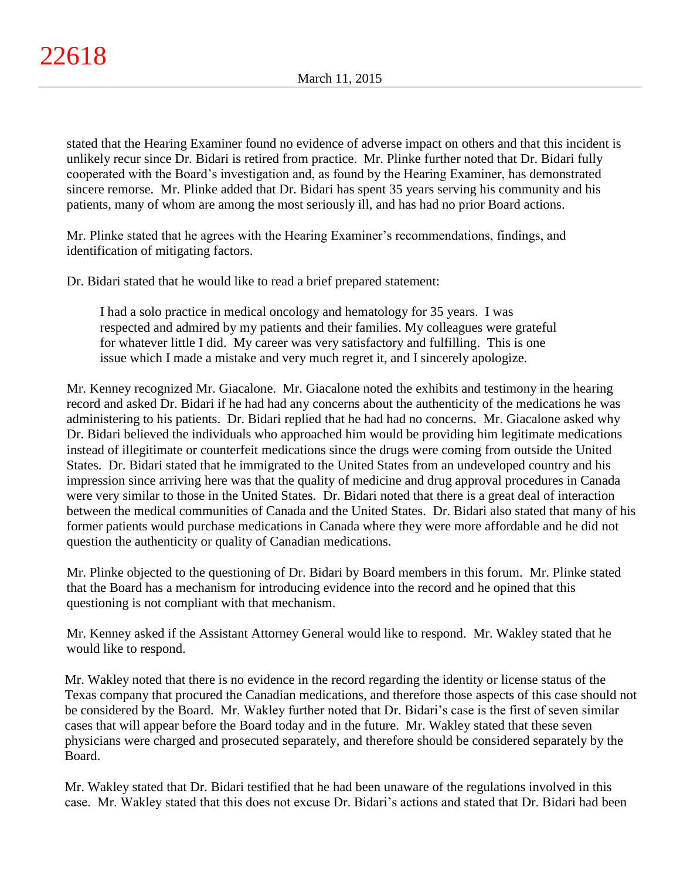stated that the Hearing Examiner found no evidence of adverse impact on others and that this incident is unlikely recur since Dr. Bidari is retired from practice. Mr. Plinke further noted that Dr. Bidari fully cooperated with the Board's investigation and, as found by the Hearing Examiner, has demonstrated sincere remorse. Mr. Plinke added that Dr. Bidari has spent 35 years serving his community and his patients, many of whom are among the most seriously ill, and has had no prior Board actions.

Mr. Plinke stated that he agrees with the Hearing Examiner's recommendations, findings, and identification of mitigating factors.

Dr. Bidari stated that he would like to read a brief prepared statement:

> I had a solo practice in medical oncology and hematology for 35 years. I was respected and admired by my patients and their families. My colleagues were grateful for whatever little I did. My career was very satisfactory and fulfilling. This is one issue which I made a mistake and very much regret it, and I sincerely apologize.

Mr. Kenney recognized Mr. Giacalone. Mr. Giacalone noted the exhibits and testimony in the hearing record and asked Dr. Bidari if he had had any concerns about the authenticity of the medications he was administering to his patients. Dr. Bidari replied that he had had no concerns. Mr. Giacalone asked why Dr. Bidari believed the individuals who approached him would be providing him legitimate medications instead of illegitimate or counterfeit medications since the drugs were coming from outside the United States. Dr. Bidari stated that he immigrated to the United States from an undeveloped country and his impression since arriving here was that the quality of medicine and drug approval procedures in Canada were very similar to those in the United States. Dr. Bidari noted that there is a great deal of interaction between the medical communities of Canada and the United States. Dr. Bidari also stated that many of his former patients would purchase medications in Canada where they were more affordable and he did not question the authenticity or quality of Canadian medications.

Mr. Plinke objected to the questioning of Dr. Bidari by Board members in this forum. Mr. Plinke stated that the Board has a mechanism for introducing evidence into the record and he opined that this questioning is not compliant with that mechanism.

Mr. Kenney asked if the Assistant Attorney General would like to respond. Mr. Wakley stated that he would like to respond.

Mr. Wakley noted that there is no evidence in the record regarding the identity or license status of the Texas company that procured the Canadian medications, and therefore those aspects of this case should not be considered by the Board. Mr. Wakley further noted that Dr. Bidari's case is the first of seven similar cases that will appear before the Board today and in the future. Mr. Wakley stated that these seven physicians were charged and prosecuted separately, and therefore should be considered separately by the Board.

Mr. Wakley stated that Dr. Bidari testified that he had been unaware of the regulations involved in this case. Mr. Wakley stated that this does not excuse Dr. Bidari's actions and stated that Dr. Bidari had been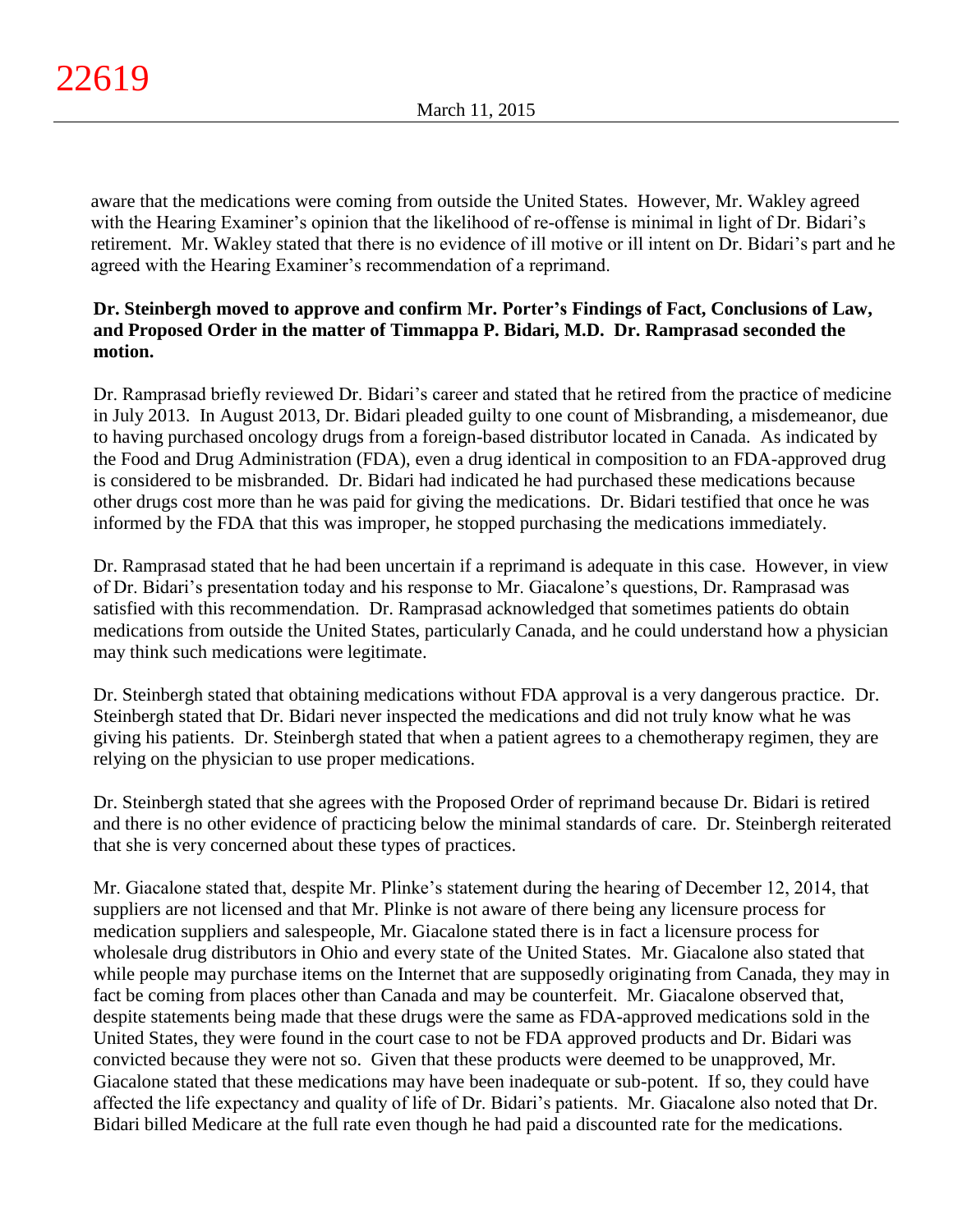aware that the medications were coming from outside the United States. However, Mr. Wakley agreed with the Hearing Examiner's opinion that the likelihood of re-offense is minimal in light of Dr. Bidari's retirement. Mr. Wakley stated that there is no evidence of ill motive or ill intent on Dr. Bidari's part and he agreed with the Hearing Examiner's recommendation of a reprimand.

**Dr. Steinbergh moved to approve and confirm Mr. Porter's Findings of Fact, Conclusions of Law, and Proposed Order in the matter of Timmappa P. Bidari, M.D. Dr. Ramprasad seconded the motion.**

Dr. Ramprasad briefly reviewed Dr. Bidari's career and stated that he retired from the practice of medicine in July 2013. In August 2013, Dr. Bidari pleaded guilty to one count of Misbranding, a misdemeanor, due to having purchased oncology drugs from a foreign-based distributor located in Canada. As indicated by the Food and Drug Administration (FDA), even a drug identical in composition to an FDA-approved drug is considered to be misbranded. Dr. Bidari had indicated he had purchased these medications because other drugs cost more than he was paid for giving the medications. Dr. Bidari testified that once he was informed by the FDA that this was improper, he stopped purchasing the medications immediately.

Dr. Ramprasad stated that he had been uncertain if a reprimand is adequate in this case. However, in view of Dr. Bidari's presentation today and his response to Mr. Giacalone's questions, Dr. Ramprasad was satisfied with this recommendation. Dr. Ramprasad acknowledged that sometimes patients do obtain medications from outside the United States, particularly Canada, and he could understand how a physician may think such medications were legitimate.

Dr. Steinbergh stated that obtaining medications without FDA approval is a very dangerous practice. Dr. Steinbergh stated that Dr. Bidari never inspected the medications and did not truly know what he was giving his patients. Dr. Steinbergh stated that when a patient agrees to a chemotherapy regimen, they are relying on the physician to use proper medications.

Dr. Steinbergh stated that she agrees with the Proposed Order of reprimand because Dr. Bidari is retired and there is no other evidence of practicing below the minimal standards of care. Dr. Steinbergh reiterated that she is very concerned about these types of practices.

Mr. Giacalone stated that, despite Mr. Plinke's statement during the hearing of December 12, 2014, that suppliers are not licensed and that Mr. Plinke is not aware of there being any licensure process for medication suppliers and salespeople, Mr. Giacalone stated there is in fact a licensure process for wholesale drug distributors in Ohio and every state of the United States. Mr. Giacalone also stated that while people may purchase items on the Internet that are supposedly originating from Canada, they may in fact be coming from places other than Canada and may be counterfeit. Mr. Giacalone observed that, despite statements being made that these drugs were the same as FDA-approved medications sold in the United States, they were found in the court case to not be FDA approved products and Dr. Bidari was convicted because they were not so. Given that these products were deemed to be unapproved, Mr. Giacalone stated that these medications may have been inadequate or sub-potent. If so, they could have affected the life expectancy and quality of life of Dr. Bidari's patients. Mr. Giacalone also noted that Dr. Bidari billed Medicare at the full rate even though he had paid a discounted rate for the medications.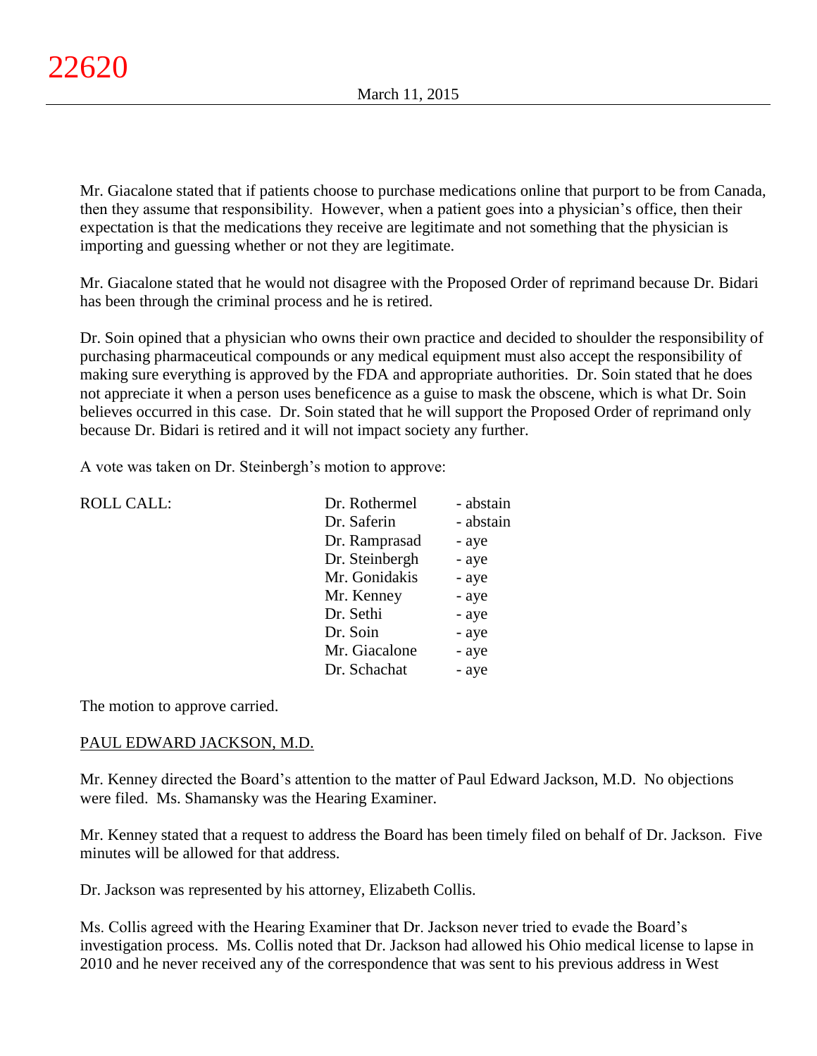Mr. Giacalone stated that if patients choose to purchase medications online that purport to be from Canada, then they assume that responsibility. However, when a patient goes into a physician's office, then their expectation is that the medications they receive are legitimate and not something that the physician is importing and guessing whether or not they are legitimate.

Mr. Giacalone stated that he would not disagree with the Proposed Order of reprimand because Dr. Bidari has been through the criminal process and he is retired.

Dr. Soin opined that a physician who owns their own practice and decided to shoulder the responsibility of purchasing pharmaceutical compounds or any medical equipment must also accept the responsibility of making sure everything is approved by the FDA and appropriate authorities. Dr. Soin stated that he does not appreciate it when a person uses beneficence as a guise to mask the obscene, which is what Dr. Soin believes occurred in this case. Dr. Soin stated that he will support the Proposed Order of reprimand only because Dr. Bidari is retired and it will not impact society any further.

A vote was taken on Dr. Steinbergh's motion to approve:

| ROLL CALL: | | |
|---|---|---|
| | Dr. Rothermel | - abstain |
| | Dr. Saferin | - abstain |
| | Dr. Ramprasad | - aye |
| | Dr. Steinbergh | - aye |
| | Mr. Gonidakis | - aye |
| | Mr. Kenney | - aye |
| | Dr. Sethi | - aye |
| | Dr. Soin | - aye |
| | Mr. Giacalone | - aye |
| | Dr. Schachat | - aye |

The motion to approve carried.

PAUL EDWARD JACKSON, M.D.

Mr. Kenney directed the Board's attention to the matter of Paul Edward Jackson, M.D. No objections were filed. Ms. Shamansky was the Hearing Examiner.

Mr. Kenney stated that a request to address the Board has been timely filed on behalf of Dr. Jackson. Five minutes will be allowed for that address.

Dr. Jackson was represented by his attorney, Elizabeth Collis.

Ms. Collis agreed with the Hearing Examiner that Dr. Jackson never tried to evade the Board's investigation process. Ms. Collis noted that Dr. Jackson had allowed his Ohio medical license to lapse in 2010 and he never received any of the correspondence that was sent to his previous address in West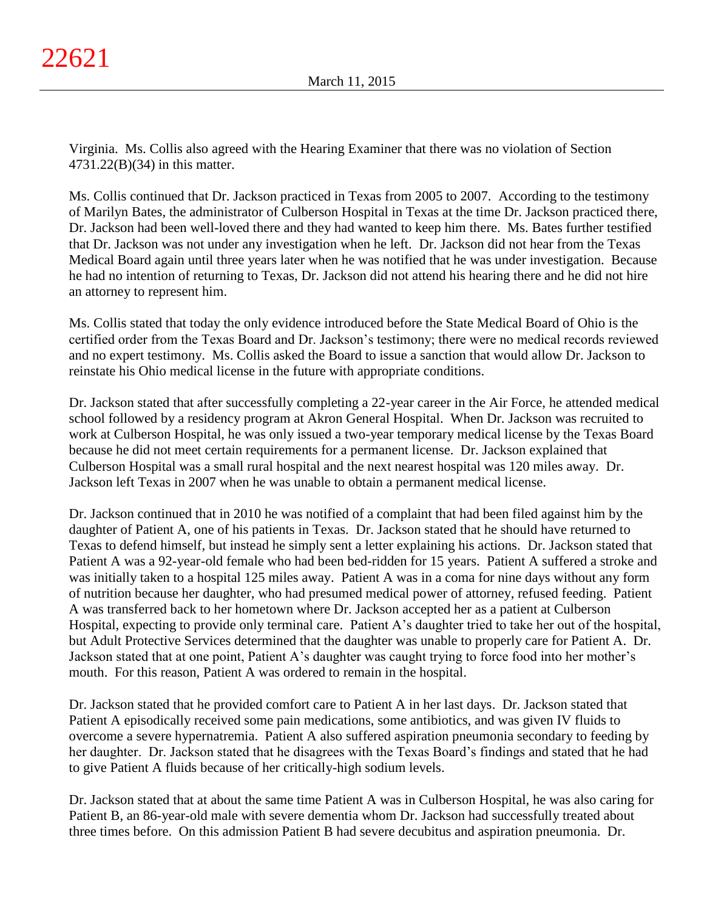Virginia. Ms. Collis also agreed with the Hearing Examiner that there was no violation of Section 4731.22(B)(34) in this matter.

Ms. Collis continued that Dr. Jackson practiced in Texas from 2005 to 2007. According to the testimony of Marilyn Bates, the administrator of Culberson Hospital in Texas at the time Dr. Jackson practiced there, Dr. Jackson had been well-loved there and they had wanted to keep him there. Ms. Bates further testified that Dr. Jackson was not under any investigation when he left. Dr. Jackson did not hear from the Texas Medical Board again until three years later when he was notified that he was under investigation. Because he had no intention of returning to Texas, Dr. Jackson did not attend his hearing there and he did not hire an attorney to represent him.

Ms. Collis stated that today the only evidence introduced before the State Medical Board of Ohio is the certified order from the Texas Board and Dr. Jackson's testimony; there were no medical records reviewed and no expert testimony. Ms. Collis asked the Board to issue a sanction that would allow Dr. Jackson to reinstate his Ohio medical license in the future with appropriate conditions.

Dr. Jackson stated that after successfully completing a 22-year career in the Air Force, he attended medical school followed by a residency program at Akron General Hospital. When Dr. Jackson was recruited to work at Culberson Hospital, he was only issued a two-year temporary medical license by the Texas Board because he did not meet certain requirements for a permanent license. Dr. Jackson explained that Culberson Hospital was a small rural hospital and the next nearest hospital was 120 miles away. Dr. Jackson left Texas in 2007 when he was unable to obtain a permanent medical license.

Dr. Jackson continued that in 2010 he was notified of a complaint that had been filed against him by the daughter of Patient A, one of his patients in Texas. Dr. Jackson stated that he should have returned to Texas to defend himself, but instead he simply sent a letter explaining his actions. Dr. Jackson stated that Patient A was a 92-year-old female who had been bed-ridden for 15 years. Patient A suffered a stroke and was initially taken to a hospital 125 miles away. Patient A was in a coma for nine days without any form of nutrition because her daughter, who had presumed medical power of attorney, refused feeding. Patient A was transferred back to her hometown where Dr. Jackson accepted her as a patient at Culberson Hospital, expecting to provide only terminal care. Patient A's daughter tried to take her out of the hospital, but Adult Protective Services determined that the daughter was unable to properly care for Patient A. Dr. Jackson stated that at one point, Patient A's daughter was caught trying to force food into her mother's mouth. For this reason, Patient A was ordered to remain in the hospital.

Dr. Jackson stated that he provided comfort care to Patient A in her last days. Dr. Jackson stated that Patient A episodically received some pain medications, some antibiotics, and was given IV fluids to overcome a severe hypernatremia. Patient A also suffered aspiration pneumonia secondary to feeding by her daughter. Dr. Jackson stated that he disagrees with the Texas Board's findings and stated that he had to give Patient A fluids because of her critically-high sodium levels.

Dr. Jackson stated that at about the same time Patient A was in Culberson Hospital, he was also caring for Patient B, an 86-year-old male with severe dementia whom Dr. Jackson had successfully treated about three times before. On this admission Patient B had severe decubitus and aspiration pneumonia. Dr.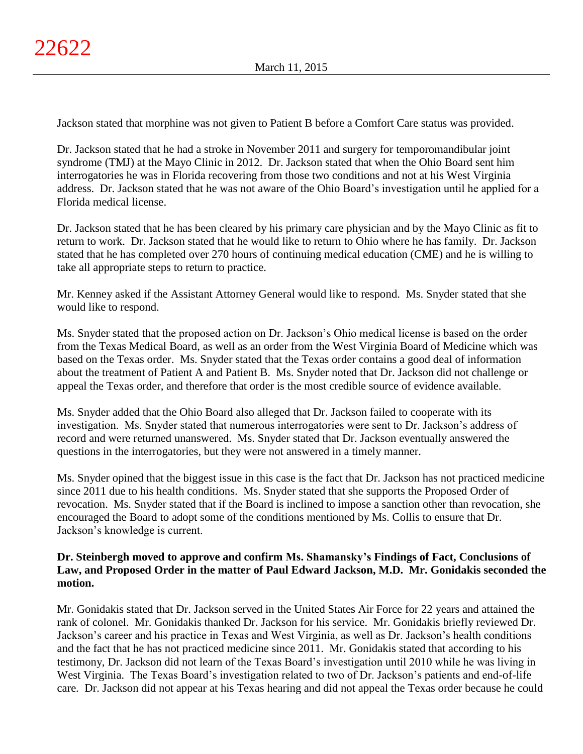Jackson stated that morphine was not given to Patient B before a Comfort Care status was provided.

Dr. Jackson stated that he had a stroke in November 2011 and surgery for temporomandibular joint syndrome (TMJ) at the Mayo Clinic in 2012. Dr. Jackson stated that when the Ohio Board sent him interrogatories he was in Florida recovering from those two conditions and not at his West Virginia address. Dr. Jackson stated that he was not aware of the Ohio Board's investigation until he applied for a Florida medical license.

Dr. Jackson stated that he has been cleared by his primary care physician and by the Mayo Clinic as fit to return to work. Dr. Jackson stated that he would like to return to Ohio where he has family. Dr. Jackson stated that he has completed over 270 hours of continuing medical education (CME) and he is willing to take all appropriate steps to return to practice.

Mr. Kenney asked if the Assistant Attorney General would like to respond. Ms. Snyder stated that she would like to respond.

Ms. Snyder stated that the proposed action on Dr. Jackson's Ohio medical license is based on the order from the Texas Medical Board, as well as an order from the West Virginia Board of Medicine which was based on the Texas order. Ms. Snyder stated that the Texas order contains a good deal of information about the treatment of Patient A and Patient B. Ms. Snyder noted that Dr. Jackson did not challenge or appeal the Texas order, and therefore that order is the most credible source of evidence available.

Ms. Snyder added that the Ohio Board also alleged that Dr. Jackson failed to cooperate with its investigation. Ms. Snyder stated that numerous interrogatories were sent to Dr. Jackson's address of record and were returned unanswered. Ms. Snyder stated that Dr. Jackson eventually answered the questions in the interrogatories, but they were not answered in a timely manner.

Ms. Snyder opined that the biggest issue in this case is the fact that Dr. Jackson has not practiced medicine since 2011 due to his health conditions. Ms. Snyder stated that she supports the Proposed Order of revocation. Ms. Snyder stated that if the Board is inclined to impose a sanction other than revocation, she encouraged the Board to adopt some of the conditions mentioned by Ms. Collis to ensure that Dr. Jackson's knowledge is current.

**Dr. Steinbergh moved to approve and confirm Ms. Shamansky's Findings of Fact, Conclusions of Law, and Proposed Order in the matter of Paul Edward Jackson, M.D. Mr. Gonidakis seconded the motion.**

Mr. Gonidakis stated that Dr. Jackson served in the United States Air Force for 22 years and attained the rank of colonel. Mr. Gonidakis thanked Dr. Jackson for his service. Mr. Gonidakis briefly reviewed Dr. Jackson's career and his practice in Texas and West Virginia, as well as Dr. Jackson's health conditions and the fact that he has not practiced medicine since 2011. Mr. Gonidakis stated that according to his testimony, Dr. Jackson did not learn of the Texas Board's investigation until 2010 while he was living in West Virginia. The Texas Board's investigation related to two of Dr. Jackson's patients and end-of-life care. Dr. Jackson did not appear at his Texas hearing and did not appeal the Texas order because he could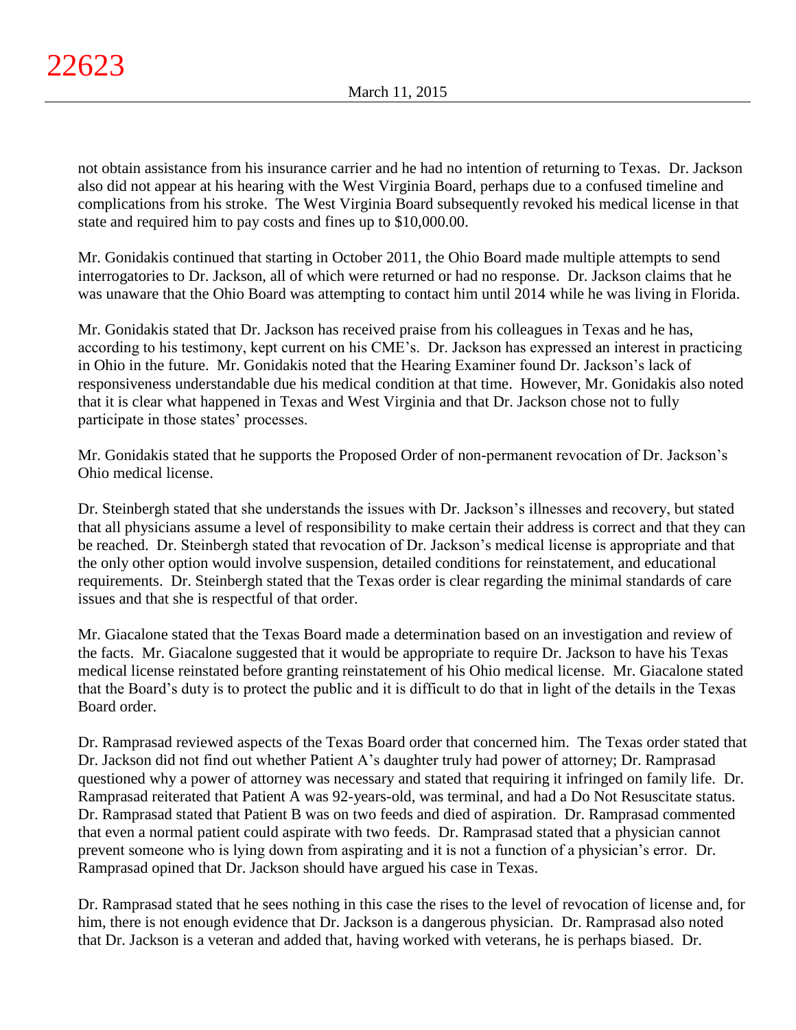not obtain assistance from his insurance carrier and he had no intention of returning to Texas. Dr. Jackson also did not appear at his hearing with the West Virginia Board, perhaps due to a confused timeline and complications from his stroke. The West Virginia Board subsequently revoked his medical license in that state and required him to pay costs and fines up to $10,000.00.

Mr. Gonidakis continued that starting in October 2011, the Ohio Board made multiple attempts to send interrogatories to Dr. Jackson, all of which were returned or had no response. Dr. Jackson claims that he was unaware that the Ohio Board was attempting to contact him until 2014 while he was living in Florida.

Mr. Gonidakis stated that Dr. Jackson has received praise from his colleagues in Texas and he has, according to his testimony, kept current on his CME's. Dr. Jackson has expressed an interest in practicing in Ohio in the future. Mr. Gonidakis noted that the Hearing Examiner found Dr. Jackson's lack of responsiveness understandable due his medical condition at that time. However, Mr. Gonidakis also noted that it is clear what happened in Texas and West Virginia and that Dr. Jackson chose not to fully participate in those states' processes.

Mr. Gonidakis stated that he supports the Proposed Order of non-permanent revocation of Dr. Jackson's Ohio medical license.

Dr. Steinbergh stated that she understands the issues with Dr. Jackson's illnesses and recovery, but stated that all physicians assume a level of responsibility to make certain their address is correct and that they can be reached. Dr. Steinbergh stated that revocation of Dr. Jackson's medical license is appropriate and that the only other option would involve suspension, detailed conditions for reinstatement, and educational requirements. Dr. Steinbergh stated that the Texas order is clear regarding the minimal standards of care issues and that she is respectful of that order.

Mr. Giacalone stated that the Texas Board made a determination based on an investigation and review of the facts. Mr. Giacalone suggested that it would be appropriate to require Dr. Jackson to have his Texas medical license reinstated before granting reinstatement of his Ohio medical license. Mr. Giacalone stated that the Board's duty is to protect the public and it is difficult to do that in light of the details in the Texas Board order.

Dr. Ramprasad reviewed aspects of the Texas Board order that concerned him. The Texas order stated that Dr. Jackson did not find out whether Patient A's daughter truly had power of attorney; Dr. Ramprasad questioned why a power of attorney was necessary and stated that requiring it infringed on family life. Dr. Ramprasad reiterated that Patient A was 92-years-old, was terminal, and had a Do Not Resuscitate status. Dr. Ramprasad stated that Patient B was on two feeds and died of aspiration. Dr. Ramprasad commented that even a normal patient could aspirate with two feeds. Dr. Ramprasad stated that a physician cannot prevent someone who is lying down from aspirating and it is not a function of a physician's error. Dr. Ramprasad opined that Dr. Jackson should have argued his case in Texas.

Dr. Ramprasad stated that he sees nothing in this case the rises to the level of revocation of license and, for him, there is not enough evidence that Dr. Jackson is a dangerous physician. Dr. Ramprasad also noted that Dr. Jackson is a veteran and added that, having worked with veterans, he is perhaps biased. Dr.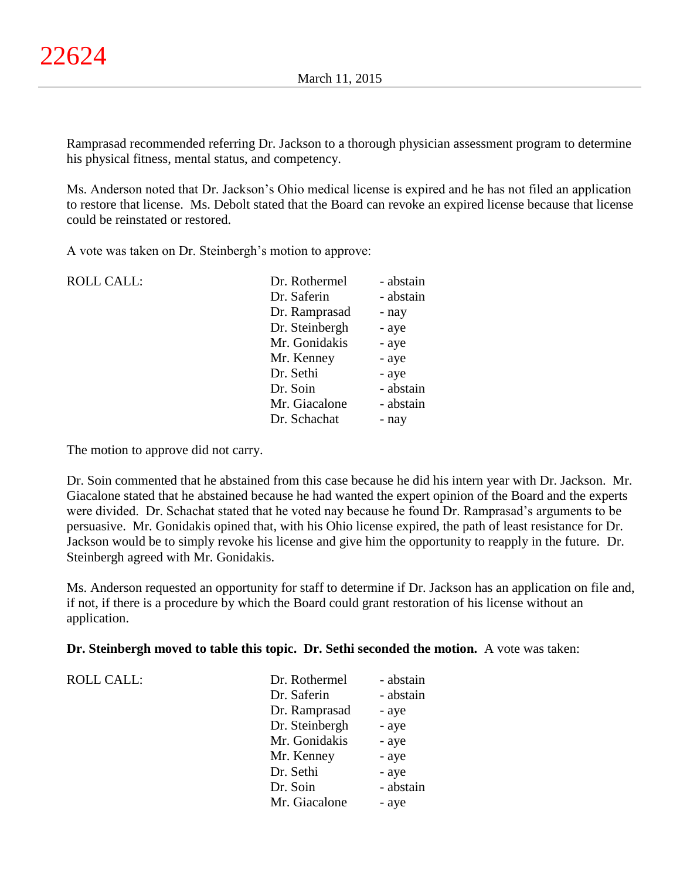Ramprasad recommended referring Dr. Jackson to a thorough physician assessment program to determine his physical fitness, mental status, and competency.

Ms. Anderson noted that Dr. Jackson's Ohio medical license is expired and he has not filed an application to restore that license. Ms. Debolt stated that the Board can revoke an expired license because that license could be reinstated or restored.

A vote was taken on Dr. Steinbergh's motion to approve:

| ROLL CALL: | Dr. Rothermel | - abstain |
|---|---|---|
| | Dr. Saferin | - abstain |
| | Dr. Ramprasad | - nay |
| | Dr. Steinbergh | - aye |
| | Mr. Gonidakis | - aye |
| | Mr. Kenney | - aye |
| | Dr. Sethi | - aye |
| | Dr. Soin | - abstain |
| | Mr. Giacalone | - abstain |
| | Dr. Schachat | - nay |

The motion to approve did not carry.

Dr. Soin commented that he abstained from this case because he did his intern year with Dr. Jackson. Mr. Giacalone stated that he abstained because he had wanted the expert opinion of the Board and the experts were divided. Dr. Schachat stated that he voted nay because he found Dr. Ramprasad's arguments to be persuasive. Mr. Gonidakis opined that, with his Ohio license expired, the path of least resistance for Dr. Jackson would be to simply revoke his license and give him the opportunity to reapply in the future. Dr. Steinbergh agreed with Mr. Gonidakis.

Ms. Anderson requested an opportunity for staff to determine if Dr. Jackson has an application on file and, if not, if there is a procedure by which the Board could grant restoration of his license without an application.

**Dr. Steinbergh moved to table this topic. Dr. Sethi seconded the motion.** A vote was taken:

| ROLL CALL: | Dr. Rothermel | - abstain |
|---|---|---|
| | Dr. Saferin | - abstain |
| | Dr. Ramprasad | - aye |
| | Dr. Steinbergh | - aye |
| | Mr. Gonidakis | - aye |
| | Mr. Kenney | - aye |
| | Dr. Sethi | - aye |
| | Dr. Soin | - abstain |
| | Mr. Giacalone | - aye |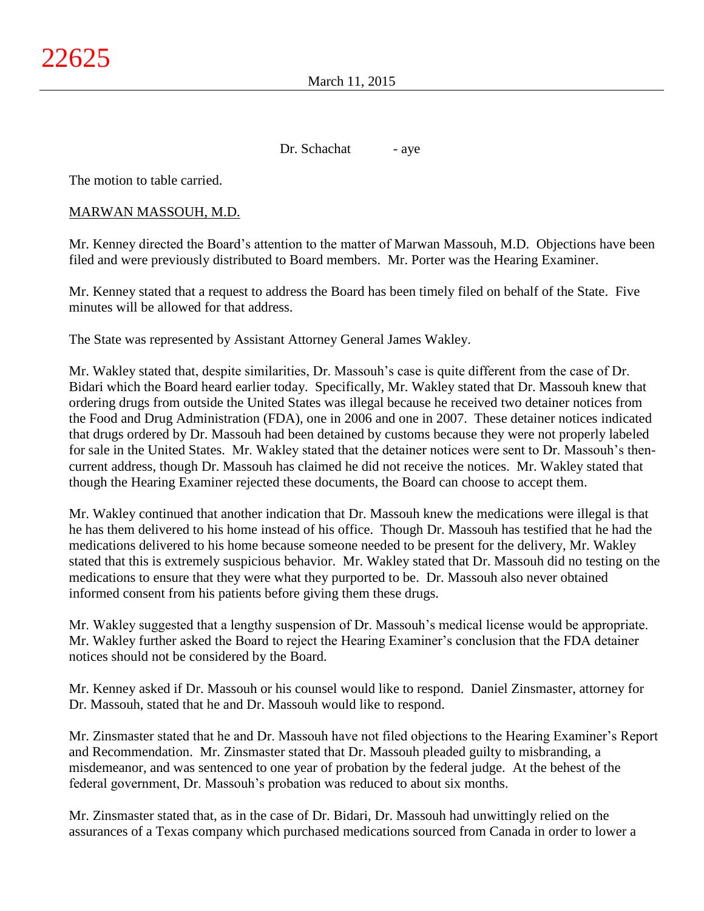Dr. Schachat - aye

The motion to table carried.

MARWAN MASSOUH, M.D.

Mr. Kenney directed the Board's attention to the matter of Marwan Massouh, M.D. Objections have been filed and were previously distributed to Board members. Mr. Porter was the Hearing Examiner.

Mr. Kenney stated that a request to address the Board has been timely filed on behalf of the State. Five minutes will be allowed for that address.

The State was represented by Assistant Attorney General James Wakley.

Mr. Wakley stated that, despite similarities, Dr. Massouh's case is quite different from the case of Dr. Bidari which the Board heard earlier today. Specifically, Mr. Wakley stated that Dr. Massouh knew that ordering drugs from outside the United States was illegal because he received two detainer notices from the Food and Drug Administration (FDA), one in 2006 and one in 2007. These detainer notices indicated that drugs ordered by Dr. Massouh had been detained by customs because they were not properly labeled for sale in the United States. Mr. Wakley stated that the detainer notices were sent to Dr. Massouh's then-current address, though Dr. Massouh has claimed he did not receive the notices. Mr. Wakley stated that though the Hearing Examiner rejected these documents, the Board can choose to accept them.

Mr. Wakley continued that another indication that Dr. Massouh knew the medications were illegal is that he has them delivered to his home instead of his office. Though Dr. Massouh has testified that he had the medications delivered to his home because someone needed to be present for the delivery, Mr. Wakley stated that this is extremely suspicious behavior. Mr. Wakley stated that Dr. Massouh did no testing on the medications to ensure that they were what they purported to be. Dr. Massouh also never obtained informed consent from his patients before giving them these drugs.

Mr. Wakley suggested that a lengthy suspension of Dr. Massouh's medical license would be appropriate. Mr. Wakley further asked the Board to reject the Hearing Examiner's conclusion that the FDA detainer notices should not be considered by the Board.

Mr. Kenney asked if Dr. Massouh or his counsel would like to respond. Daniel Zinsmaster, attorney for Dr. Massouh, stated that he and Dr. Massouh would like to respond.

Mr. Zinsmaster stated that he and Dr. Massouh have not filed objections to the Hearing Examiner's Report and Recommendation. Mr. Zinsmaster stated that Dr. Massouh pleaded guilty to misbranding, a misdemeanor, and was sentenced to one year of probation by the federal judge. At the behest of the federal government, Dr. Massouh's probation was reduced to about six months.

Mr. Zinsmaster stated that, as in the case of Dr. Bidari, Dr. Massouh had unwittingly relied on the assurances of a Texas company which purchased medications sourced from Canada in order to lower a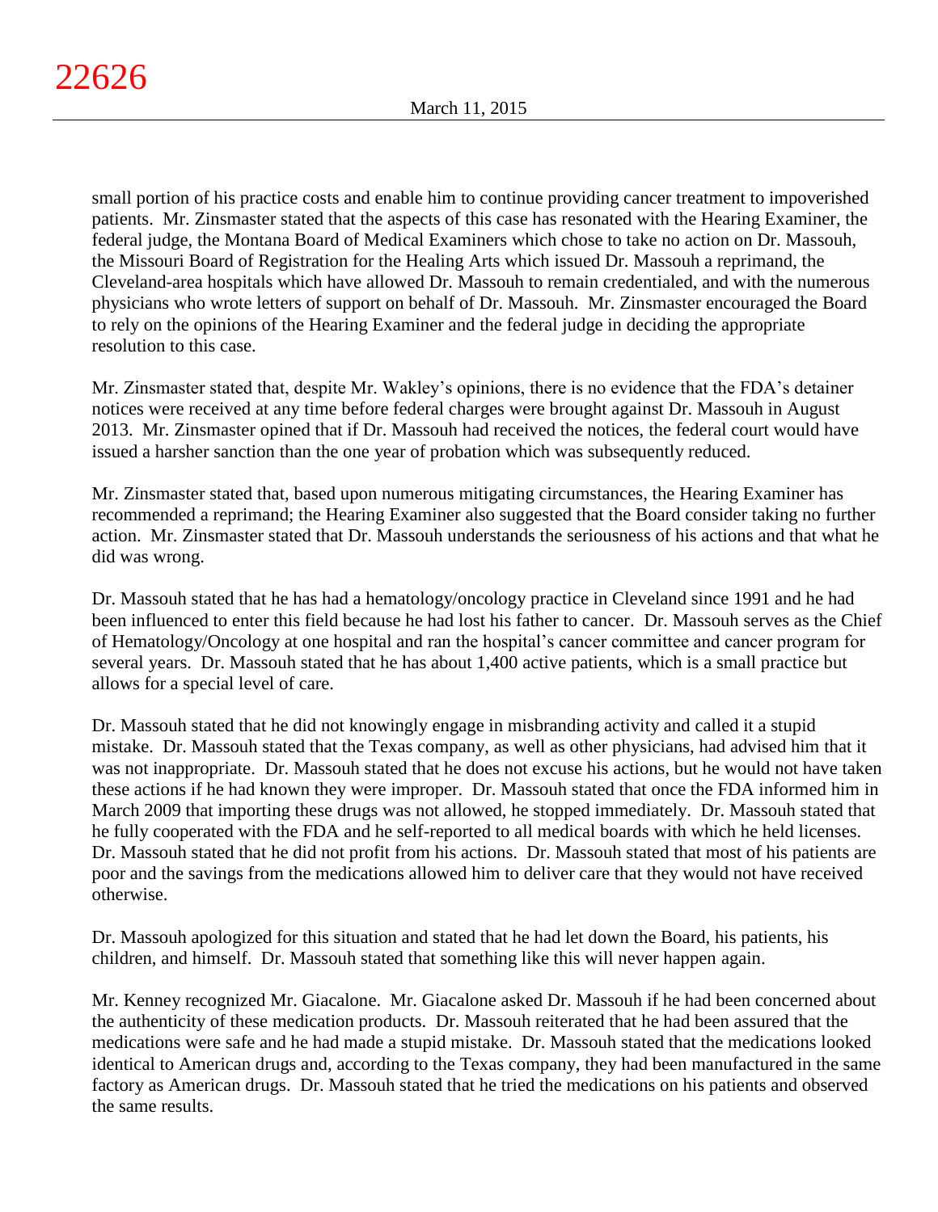small portion of his practice costs and enable him to continue providing cancer treatment to impoverished patients. Mr. Zinsmaster stated that the aspects of this case has resonated with the Hearing Examiner, the federal judge, the Montana Board of Medical Examiners which chose to take no action on Dr. Massouh, the Missouri Board of Registration for the Healing Arts which issued Dr. Massouh a reprimand, the Cleveland-area hospitals which have allowed Dr. Massouh to remain credentialed, and with the numerous physicians who wrote letters of support on behalf of Dr. Massouh. Mr. Zinsmaster encouraged the Board to rely on the opinions of the Hearing Examiner and the federal judge in deciding the appropriate resolution to this case.

Mr. Zinsmaster stated that, despite Mr. Wakley's opinions, there is no evidence that the FDA's detainer notices were received at any time before federal charges were brought against Dr. Massouh in August 2013. Mr. Zinsmaster opined that if Dr. Massouh had received the notices, the federal court would have issued a harsher sanction than the one year of probation which was subsequently reduced.

Mr. Zinsmaster stated that, based upon numerous mitigating circumstances, the Hearing Examiner has recommended a reprimand; the Hearing Examiner also suggested that the Board consider taking no further action. Mr. Zinsmaster stated that Dr. Massouh understands the seriousness of his actions and that what he did was wrong.

Dr. Massouh stated that he has had a hematology/oncology practice in Cleveland since 1991 and he had been influenced to enter this field because he had lost his father to cancer. Dr. Massouh serves as the Chief of Hematology/Oncology at one hospital and ran the hospital's cancer committee and cancer program for several years. Dr. Massouh stated that he has about 1,400 active patients, which is a small practice but allows for a special level of care.

Dr. Massouh stated that he did not knowingly engage in misbranding activity and called it a stupid mistake. Dr. Massouh stated that the Texas company, as well as other physicians, had advised him that it was not inappropriate. Dr. Massouh stated that he does not excuse his actions, but he would not have taken these actions if he had known they were improper. Dr. Massouh stated that once the FDA informed him in March 2009 that importing these drugs was not allowed, he stopped immediately. Dr. Massouh stated that he fully cooperated with the FDA and he self-reported to all medical boards with which he held licenses. Dr. Massouh stated that he did not profit from his actions. Dr. Massouh stated that most of his patients are poor and the savings from the medications allowed him to deliver care that they would not have received otherwise.

Dr. Massouh apologized for this situation and stated that he had let down the Board, his patients, his children, and himself. Dr. Massouh stated that something like this will never happen again.

Mr. Kenney recognized Mr. Giacalone. Mr. Giacalone asked Dr. Massouh if he had been concerned about the authenticity of these medication products. Dr. Massouh reiterated that he had been assured that the medications were safe and he had made a stupid mistake. Dr. Massouh stated that the medications looked identical to American drugs and, according to the Texas company, they had been manufactured in the same factory as American drugs. Dr. Massouh stated that he tried the medications on his patients and observed the same results.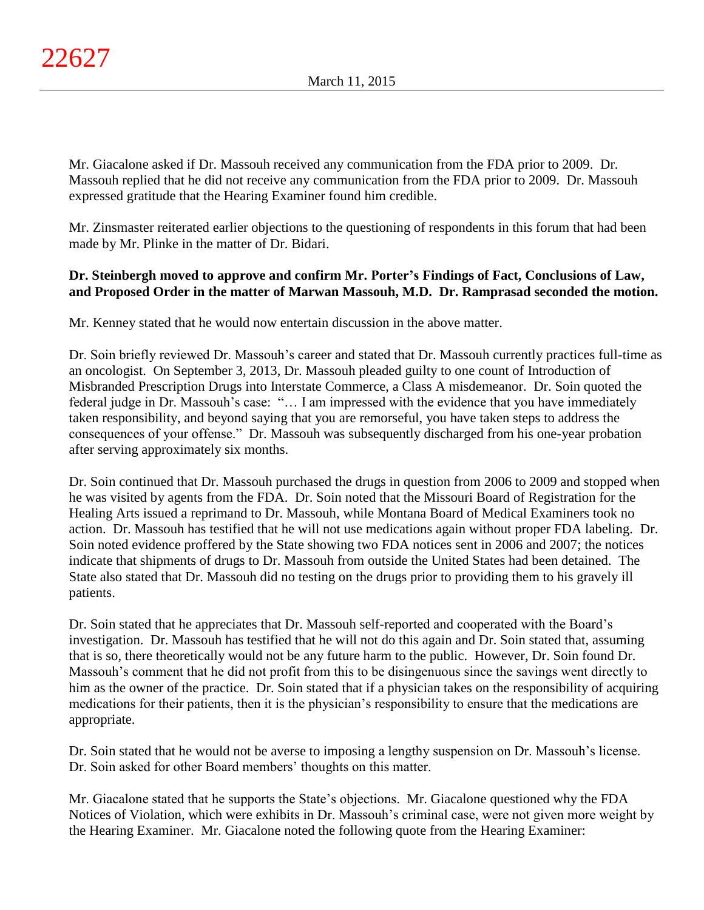Mr. Giacalone asked if Dr. Massouh received any communication from the FDA prior to 2009. Dr. Massouh replied that he did not receive any communication from the FDA prior to 2009. Dr. Massouh expressed gratitude that the Hearing Examiner found him credible.

Mr. Zinsmaster reiterated earlier objections to the questioning of respondents in this forum that had been made by Mr. Plinke in the matter of Dr. Bidari.

**Dr. Steinbergh moved to approve and confirm Mr. Porter's Findings of Fact, Conclusions of Law, and Proposed Order in the matter of Marwan Massouh, M.D. Dr. Ramprasad seconded the motion.**

Mr. Kenney stated that he would now entertain discussion in the above matter.

Dr. Soin briefly reviewed Dr. Massouh's career and stated that Dr. Massouh currently practices full-time as an oncologist. On September 3, 2013, Dr. Massouh pleaded guilty to one count of Introduction of Misbranded Prescription Drugs into Interstate Commerce, a Class A misdemeanor. Dr. Soin quoted the federal judge in Dr. Massouh's case: "… I am impressed with the evidence that you have immediately taken responsibility, and beyond saying that you are remorseful, you have taken steps to address the consequences of your offense." Dr. Massouh was subsequently discharged from his one-year probation after serving approximately six months.

Dr. Soin continued that Dr. Massouh purchased the drugs in question from 2006 to 2009 and stopped when he was visited by agents from the FDA. Dr. Soin noted that the Missouri Board of Registration for the Healing Arts issued a reprimand to Dr. Massouh, while Montana Board of Medical Examiners took no action. Dr. Massouh has testified that he will not use medications again without proper FDA labeling. Dr. Soin noted evidence proffered by the State showing two FDA notices sent in 2006 and 2007; the notices indicate that shipments of drugs to Dr. Massouh from outside the United States had been detained. The State also stated that Dr. Massouh did no testing on the drugs prior to providing them to his gravely ill patients.

Dr. Soin stated that he appreciates that Dr. Massouh self-reported and cooperated with the Board's investigation. Dr. Massouh has testified that he will not do this again and Dr. Soin stated that, assuming that is so, there theoretically would not be any future harm to the public. However, Dr. Soin found Dr. Massouh's comment that he did not profit from this to be disingenuous since the savings went directly to him as the owner of the practice. Dr. Soin stated that if a physician takes on the responsibility of acquiring medications for their patients, then it is the physician's responsibility to ensure that the medications are appropriate.

Dr. Soin stated that he would not be averse to imposing a lengthy suspension on Dr. Massouh's license. Dr. Soin asked for other Board members' thoughts on this matter.

Mr. Giacalone stated that he supports the State's objections. Mr. Giacalone questioned why the FDA Notices of Violation, which were exhibits in Dr. Massouh's criminal case, were not given more weight by the Hearing Examiner. Mr. Giacalone noted the following quote from the Hearing Examiner: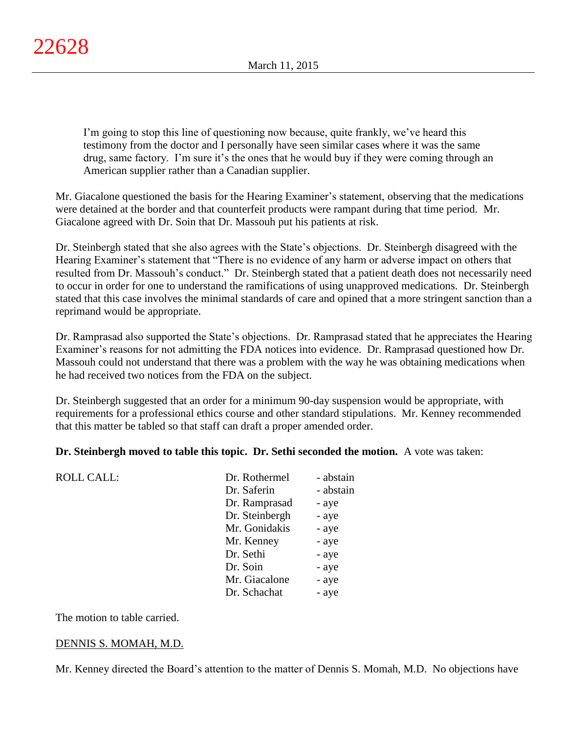> I'm going to stop this line of questioning now because, quite frankly, we've heard this testimony from the doctor and I personally have seen similar cases where it was the same drug, same factory. I'm sure it's the ones that he would buy if they were coming through an American supplier rather than a Canadian supplier.

Mr. Giacalone questioned the basis for the Hearing Examiner's statement, observing that the medications were detained at the border and that counterfeit products were rampant during that time period. Mr. Giacalone agreed with Dr. Soin that Dr. Massouh put his patients at risk.

Dr. Steinbergh stated that she also agrees with the State's objections. Dr. Steinbergh disagreed with the Hearing Examiner's statement that "There is no evidence of any harm or adverse impact on others that resulted from Dr. Massouh's conduct." Dr. Steinbergh stated that a patient death does not necessarily need to occur in order for one to understand the ramifications of using unapproved medications. Dr. Steinbergh stated that this case involves the minimal standards of care and opined that a more stringent sanction than a reprimand would be appropriate.

Dr. Ramprasad also supported the State's objections. Dr. Ramprasad stated that he appreciates the Hearing Examiner's reasons for not admitting the FDA notices into evidence. Dr. Ramprasad questioned how Dr. Massouh could not understand that there was a problem with the way he was obtaining medications when he had received two notices from the FDA on the subject.

Dr. Steinbergh suggested that an order for a minimum 90-day suspension would be appropriate, with requirements for a professional ethics course and other standard stipulations. Mr. Kenney recommended that this matter be tabled so that staff can draft a proper amended order.

**Dr. Steinbergh moved to table this topic. Dr. Sethi seconded the motion.** A vote was taken:

| ROLL CALL: | | |
|---|---|---|
| | Dr. Rothermel | - abstain |
| | Dr. Saferin | - abstain |
| | Dr. Ramprasad | - aye |
| | Dr. Steinbergh | - aye |
| | Mr. Gonidakis | - aye |
| | Mr. Kenney | - aye |
| | Dr. Sethi | - aye |
| | Dr. Soin | - aye |
| | Mr. Giacalone | - aye |
| | Dr. Schachat | - aye |

The motion to table carried.

DENNIS S. MOMAH, M.D.

Mr. Kenney directed the Board's attention to the matter of Dennis S. Momah, M.D. No objections have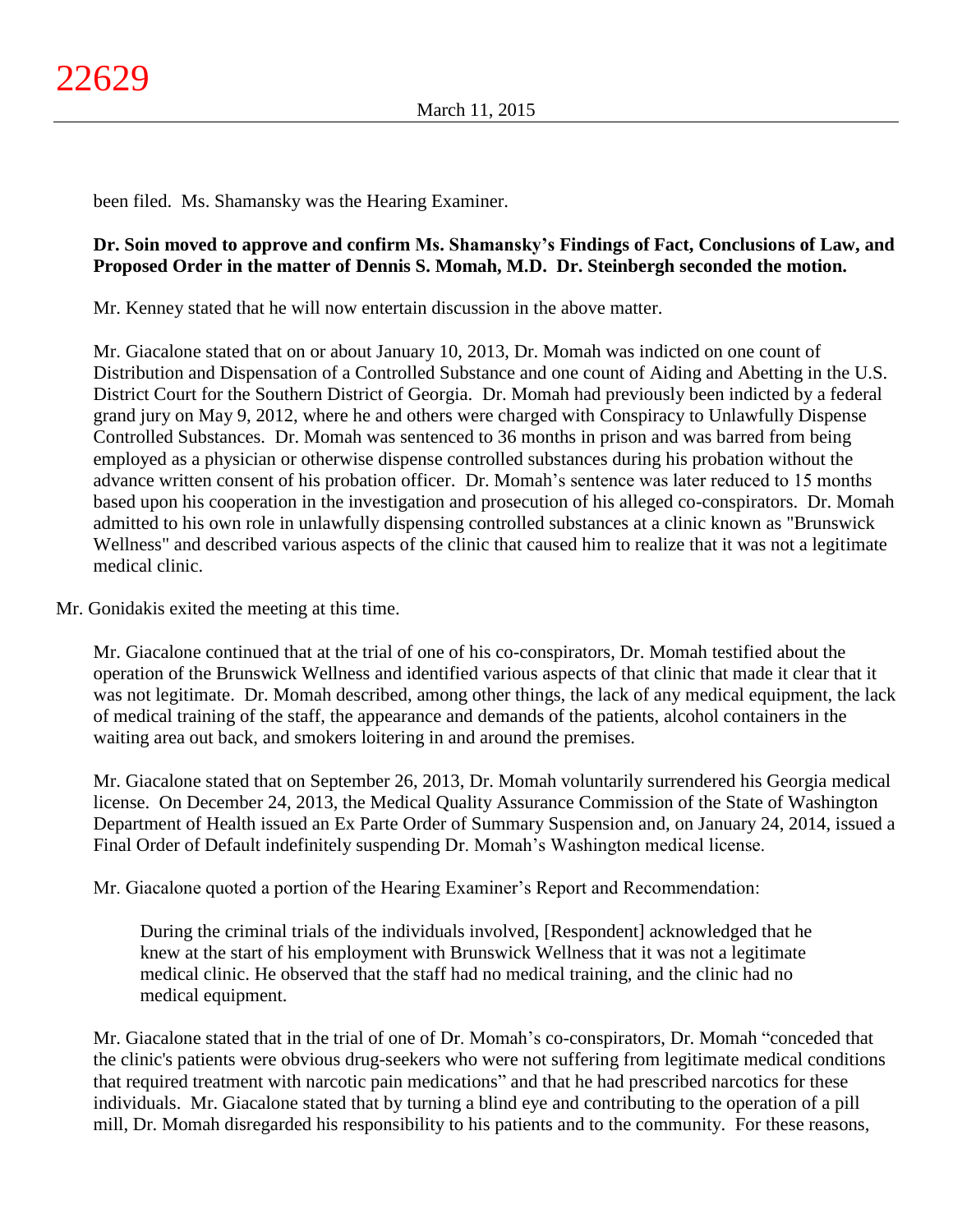been filed. Ms. Shamansky was the Hearing Examiner.

**Dr. Soin moved to approve and confirm Ms. Shamansky's Findings of Fact, Conclusions of Law, and Proposed Order in the matter of Dennis S. Momah, M.D. Dr. Steinbergh seconded the motion.**

Mr. Kenney stated that he will now entertain discussion in the above matter.

Mr. Giacalone stated that on or about January 10, 2013, Dr. Momah was indicted on one count of Distribution and Dispensation of a Controlled Substance and one count of Aiding and Abetting in the U.S. District Court for the Southern District of Georgia. Dr. Momah had previously been indicted by a federal grand jury on May 9, 2012, where he and others were charged with Conspiracy to Unlawfully Dispense Controlled Substances. Dr. Momah was sentenced to 36 months in prison and was barred from being employed as a physician or otherwise dispense controlled substances during his probation without the advance written consent of his probation officer. Dr. Momah's sentence was later reduced to 15 months based upon his cooperation in the investigation and prosecution of his alleged co-conspirators. Dr. Momah admitted to his own role in unlawfully dispensing controlled substances at a clinic known as "Brunswick Wellness" and described various aspects of the clinic that caused him to realize that it was not a legitimate medical clinic.

Mr. Gonidakis exited the meeting at this time.

Mr. Giacalone continued that at the trial of one of his co-conspirators, Dr. Momah testified about the operation of the Brunswick Wellness and identified various aspects of that clinic that made it clear that it was not legitimate. Dr. Momah described, among other things, the lack of any medical equipment, the lack of medical training of the staff, the appearance and demands of the patients, alcohol containers in the waiting area out back, and smokers loitering in and around the premises.

Mr. Giacalone stated that on September 26, 2013, Dr. Momah voluntarily surrendered his Georgia medical license. On December 24, 2013, the Medical Quality Assurance Commission of the State of Washington Department of Health issued an Ex Parte Order of Summary Suspension and, on January 24, 2014, issued a Final Order of Default indefinitely suspending Dr. Momah's Washington medical license.

Mr. Giacalone quoted a portion of the Hearing Examiner's Report and Recommendation:

> During the criminal trials of the individuals involved, [Respondent] acknowledged that he knew at the start of his employment with Brunswick Wellness that it was not a legitimate medical clinic. He observed that the staff had no medical training, and the clinic had no medical equipment.

Mr. Giacalone stated that in the trial of one of Dr. Momah's co-conspirators, Dr. Momah "conceded that the clinic's patients were obvious drug-seekers who were not suffering from legitimate medical conditions that required treatment with narcotic pain medications" and that he had prescribed narcotics for these individuals. Mr. Giacalone stated that by turning a blind eye and contributing to the operation of a pill mill, Dr. Momah disregarded his responsibility to his patients and to the community. For these reasons,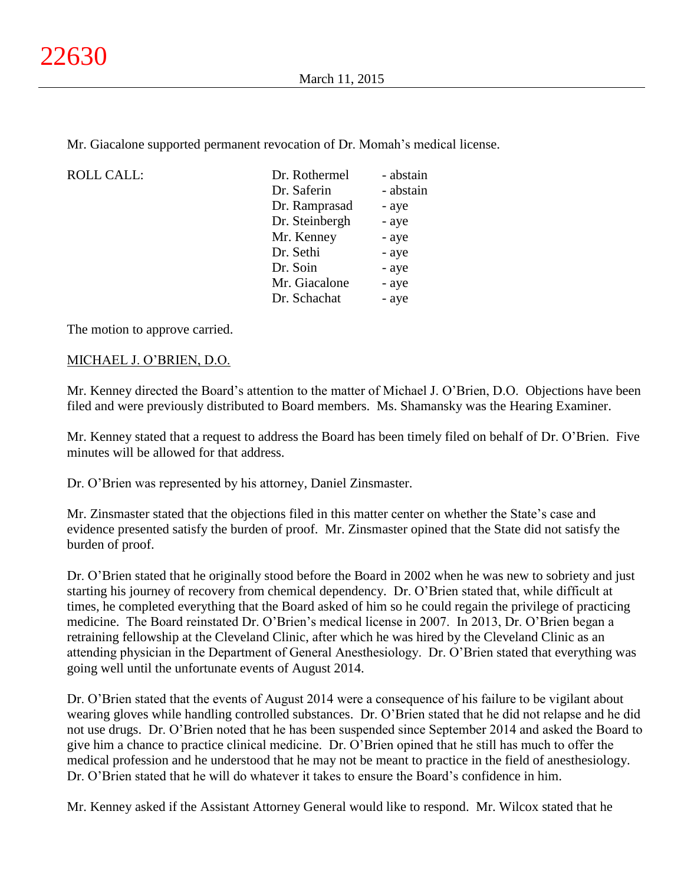Mr. Giacalone supported permanent revocation of Dr. Momah's medical license.

| ROLL CALL: | Dr. Rothermel | - abstain |
|---|---|---|
| | Dr. Saferin | - abstain |
| | Dr. Ramprasad | - aye |
| | Dr. Steinbergh | - aye |
| | Mr. Kenney | - aye |
| | Dr. Sethi | - aye |
| | Dr. Soin | - aye |
| | Mr. Giacalone | - aye |
| | Dr. Schachat | - aye |

The motion to approve carried.

MICHAEL J. O'BRIEN, D.O.

Mr. Kenney directed the Board's attention to the matter of Michael J. O'Brien, D.O. Objections have been filed and were previously distributed to Board members. Ms. Shamansky was the Hearing Examiner.

Mr. Kenney stated that a request to address the Board has been timely filed on behalf of Dr. O'Brien. Five minutes will be allowed for that address.

Dr. O'Brien was represented by his attorney, Daniel Zinsmaster.

Mr. Zinsmaster stated that the objections filed in this matter center on whether the State's case and evidence presented satisfy the burden of proof. Mr. Zinsmaster opined that the State did not satisfy the burden of proof.

Dr. O'Brien stated that he originally stood before the Board in 2002 when he was new to sobriety and just starting his journey of recovery from chemical dependency. Dr. O'Brien stated that, while difficult at times, he completed everything that the Board asked of him so he could regain the privilege of practicing medicine. The Board reinstated Dr. O'Brien's medical license in 2007. In 2013, Dr. O'Brien began a retraining fellowship at the Cleveland Clinic, after which he was hired by the Cleveland Clinic as an attending physician in the Department of General Anesthesiology. Dr. O'Brien stated that everything was going well until the unfortunate events of August 2014.

Dr. O'Brien stated that the events of August 2014 were a consequence of his failure to be vigilant about wearing gloves while handling controlled substances. Dr. O'Brien stated that he did not relapse and he did not use drugs. Dr. O'Brien noted that he has been suspended since September 2014 and asked the Board to give him a chance to practice clinical medicine. Dr. O'Brien opined that he still has much to offer the medical profession and he understood that he may not be meant to practice in the field of anesthesiology. Dr. O'Brien stated that he will do whatever it takes to ensure the Board's confidence in him.

Mr. Kenney asked if the Assistant Attorney General would like to respond. Mr. Wilcox stated that he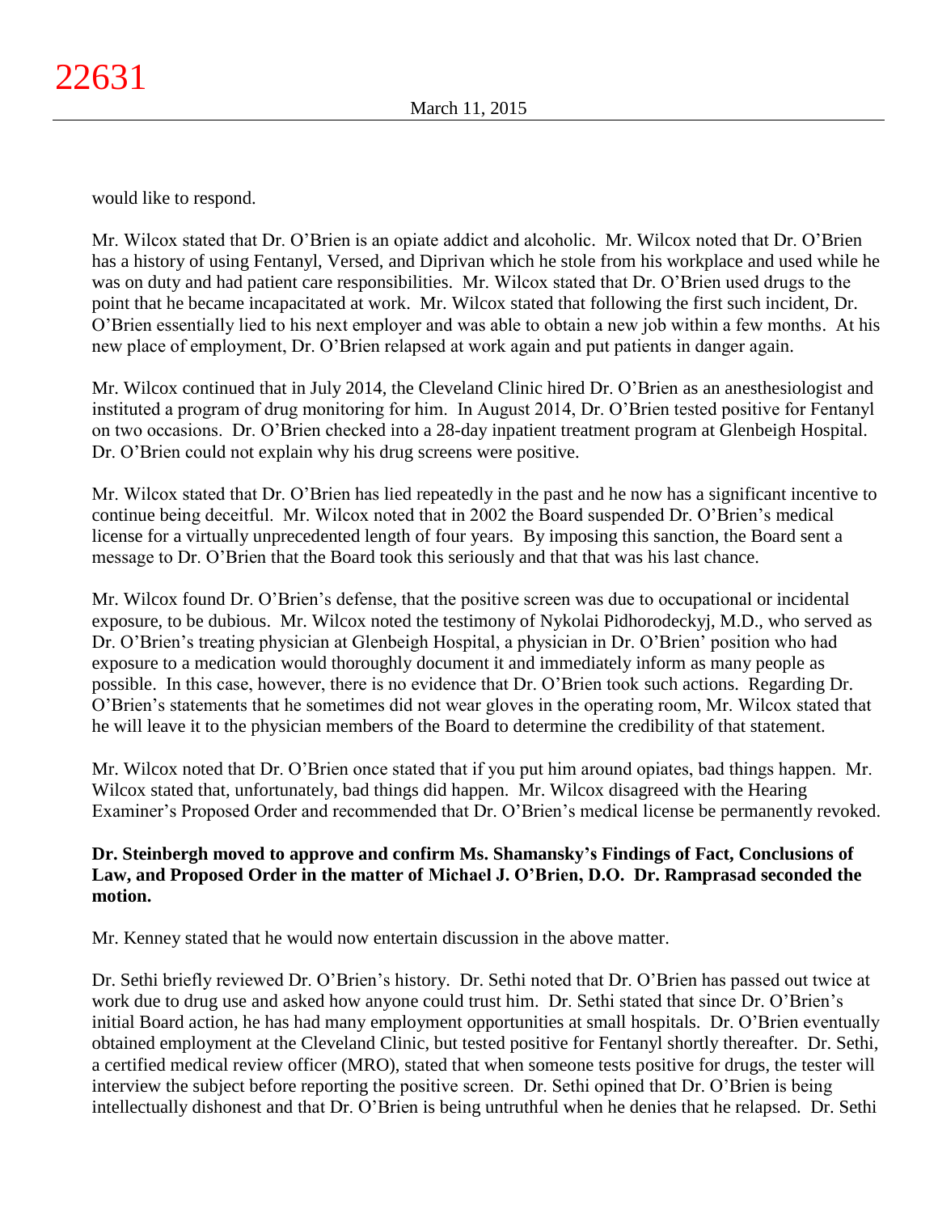would like to respond.

Mr. Wilcox stated that Dr. O'Brien is an opiate addict and alcoholic. Mr. Wilcox noted that Dr. O'Brien has a history of using Fentanyl, Versed, and Diprivan which he stole from his workplace and used while he was on duty and had patient care responsibilities. Mr. Wilcox stated that Dr. O'Brien used drugs to the point that he became incapacitated at work. Mr. Wilcox stated that following the first such incident, Dr. O'Brien essentially lied to his next employer and was able to obtain a new job within a few months. At his new place of employment, Dr. O'Brien relapsed at work again and put patients in danger again.

Mr. Wilcox continued that in July 2014, the Cleveland Clinic hired Dr. O'Brien as an anesthesiologist and instituted a program of drug monitoring for him. In August 2014, Dr. O'Brien tested positive for Fentanyl on two occasions. Dr. O'Brien checked into a 28-day inpatient treatment program at Glenbeigh Hospital. Dr. O'Brien could not explain why his drug screens were positive.

Mr. Wilcox stated that Dr. O'Brien has lied repeatedly in the past and he now has a significant incentive to continue being deceitful. Mr. Wilcox noted that in 2002 the Board suspended Dr. O'Brien's medical license for a virtually unprecedented length of four years. By imposing this sanction, the Board sent a message to Dr. O'Brien that the Board took this seriously and that that was his last chance.

Mr. Wilcox found Dr. O'Brien's defense, that the positive screen was due to occupational or incidental exposure, to be dubious. Mr. Wilcox noted the testimony of Nykolai Pidhorodeckyj, M.D., who served as Dr. O'Brien's treating physician at Glenbeigh Hospital, a physician in Dr. O'Brien' position who had exposure to a medication would thoroughly document it and immediately inform as many people as possible. In this case, however, there is no evidence that Dr. O'Brien took such actions. Regarding Dr. O'Brien's statements that he sometimes did not wear gloves in the operating room, Mr. Wilcox stated that he will leave it to the physician members of the Board to determine the credibility of that statement.

Mr. Wilcox noted that Dr. O'Brien once stated that if you put him around opiates, bad things happen. Mr. Wilcox stated that, unfortunately, bad things did happen. Mr. Wilcox disagreed with the Hearing Examiner's Proposed Order and recommended that Dr. O'Brien's medical license be permanently revoked.

**Dr. Steinbergh moved to approve and confirm Ms. Shamansky's Findings of Fact, Conclusions of Law, and Proposed Order in the matter of Michael J. O'Brien, D.O. Dr. Ramprasad seconded the motion.**

Mr. Kenney stated that he would now entertain discussion in the above matter.

Dr. Sethi briefly reviewed Dr. O'Brien's history. Dr. Sethi noted that Dr. O'Brien has passed out twice at work due to drug use and asked how anyone could trust him. Dr. Sethi stated that since Dr. O'Brien's initial Board action, he has had many employment opportunities at small hospitals. Dr. O'Brien eventually obtained employment at the Cleveland Clinic, but tested positive for Fentanyl shortly thereafter. Dr. Sethi, a certified medical review officer (MRO), stated that when someone tests positive for drugs, the tester will interview the subject before reporting the positive screen. Dr. Sethi opined that Dr. O'Brien is being intellectually dishonest and that Dr. O'Brien is being untruthful when he denies that he relapsed. Dr. Sethi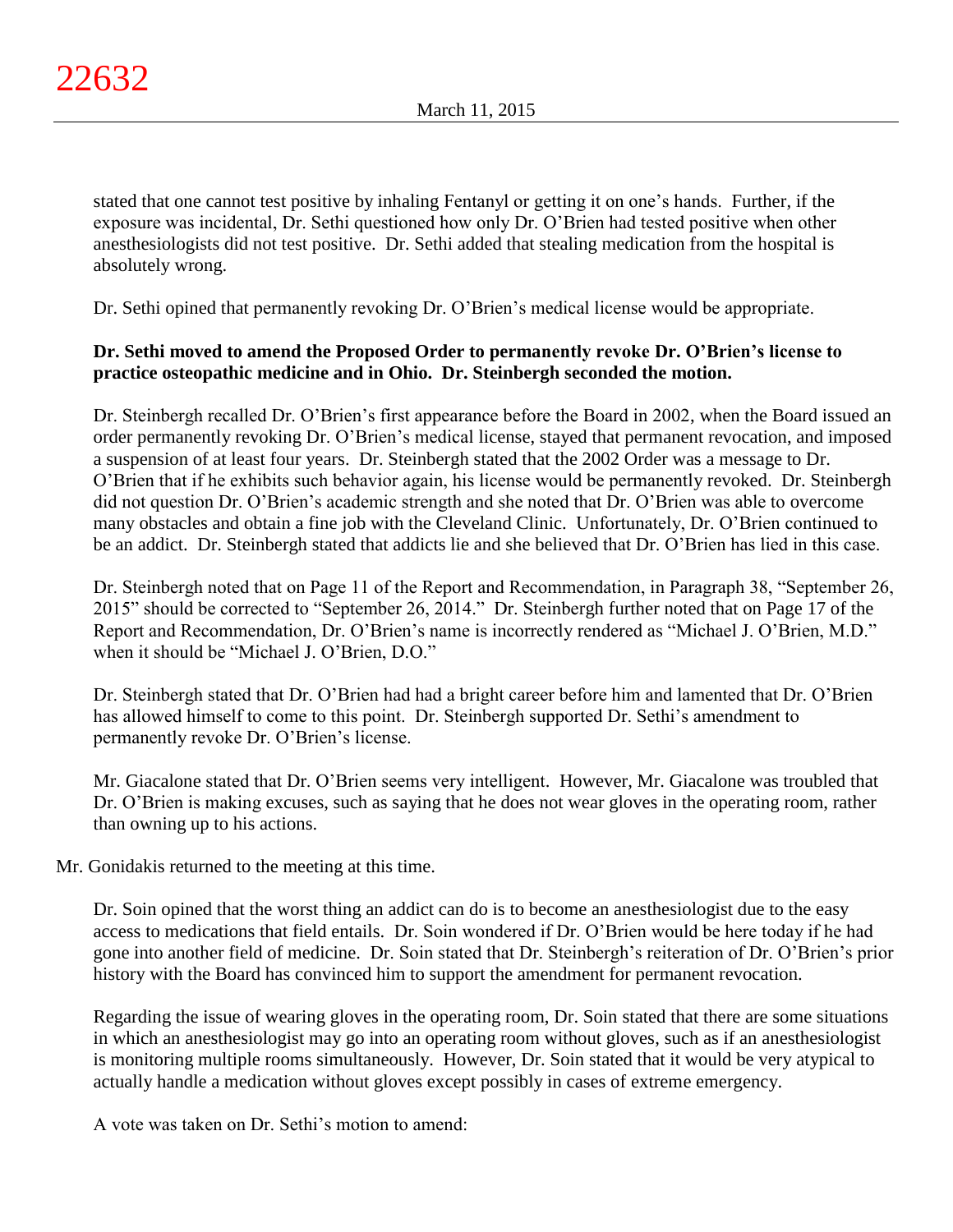stated that one cannot test positive by inhaling Fentanyl or getting it on one's hands. Further, if the exposure was incidental, Dr. Sethi questioned how only Dr. O'Brien had tested positive when other anesthesiologists did not test positive. Dr. Sethi added that stealing medication from the hospital is absolutely wrong.

Dr. Sethi opined that permanently revoking Dr. O'Brien's medical license would be appropriate.

**Dr. Sethi moved to amend the Proposed Order to permanently revoke Dr. O'Brien's license to practice osteopathic medicine and in Ohio. Dr. Steinbergh seconded the motion.**

Dr. Steinbergh recalled Dr. O'Brien's first appearance before the Board in 2002, when the Board issued an order permanently revoking Dr. O'Brien's medical license, stayed that permanent revocation, and imposed a suspension of at least four years. Dr. Steinbergh stated that the 2002 Order was a message to Dr. O'Brien that if he exhibits such behavior again, his license would be permanently revoked. Dr. Steinbergh did not question Dr. O'Brien's academic strength and she noted that Dr. O'Brien was able to overcome many obstacles and obtain a fine job with the Cleveland Clinic. Unfortunately, Dr. O'Brien continued to be an addict. Dr. Steinbergh stated that addicts lie and she believed that Dr. O'Brien has lied in this case.

Dr. Steinbergh noted that on Page 11 of the Report and Recommendation, in Paragraph 38, "September 26, 2015" should be corrected to "September 26, 2014." Dr. Steinbergh further noted that on Page 17 of the Report and Recommendation, Dr. O'Brien's name is incorrectly rendered as "Michael J. O'Brien, M.D." when it should be "Michael J. O'Brien, D.O."

Dr. Steinbergh stated that Dr. O'Brien had had a bright career before him and lamented that Dr. O'Brien has allowed himself to come to this point. Dr. Steinbergh supported Dr. Sethi's amendment to permanently revoke Dr. O'Brien's license.

Mr. Giacalone stated that Dr. O'Brien seems very intelligent. However, Mr. Giacalone was troubled that Dr. O'Brien is making excuses, such as saying that he does not wear gloves in the operating room, rather than owning up to his actions.

Mr. Gonidakis returned to the meeting at this time.

Dr. Soin opined that the worst thing an addict can do is to become an anesthesiologist due to the easy access to medications that field entails. Dr. Soin wondered if Dr. O'Brien would be here today if he had gone into another field of medicine. Dr. Soin stated that Dr. Steinbergh's reiteration of Dr. O'Brien's prior history with the Board has convinced him to support the amendment for permanent revocation.

Regarding the issue of wearing gloves in the operating room, Dr. Soin stated that there are some situations in which an anesthesiologist may go into an operating room without gloves, such as if an anesthesiologist is monitoring multiple rooms simultaneously. However, Dr. Soin stated that it would be very atypical to actually handle a medication without gloves except possibly in cases of extreme emergency.

A vote was taken on Dr. Sethi's motion to amend: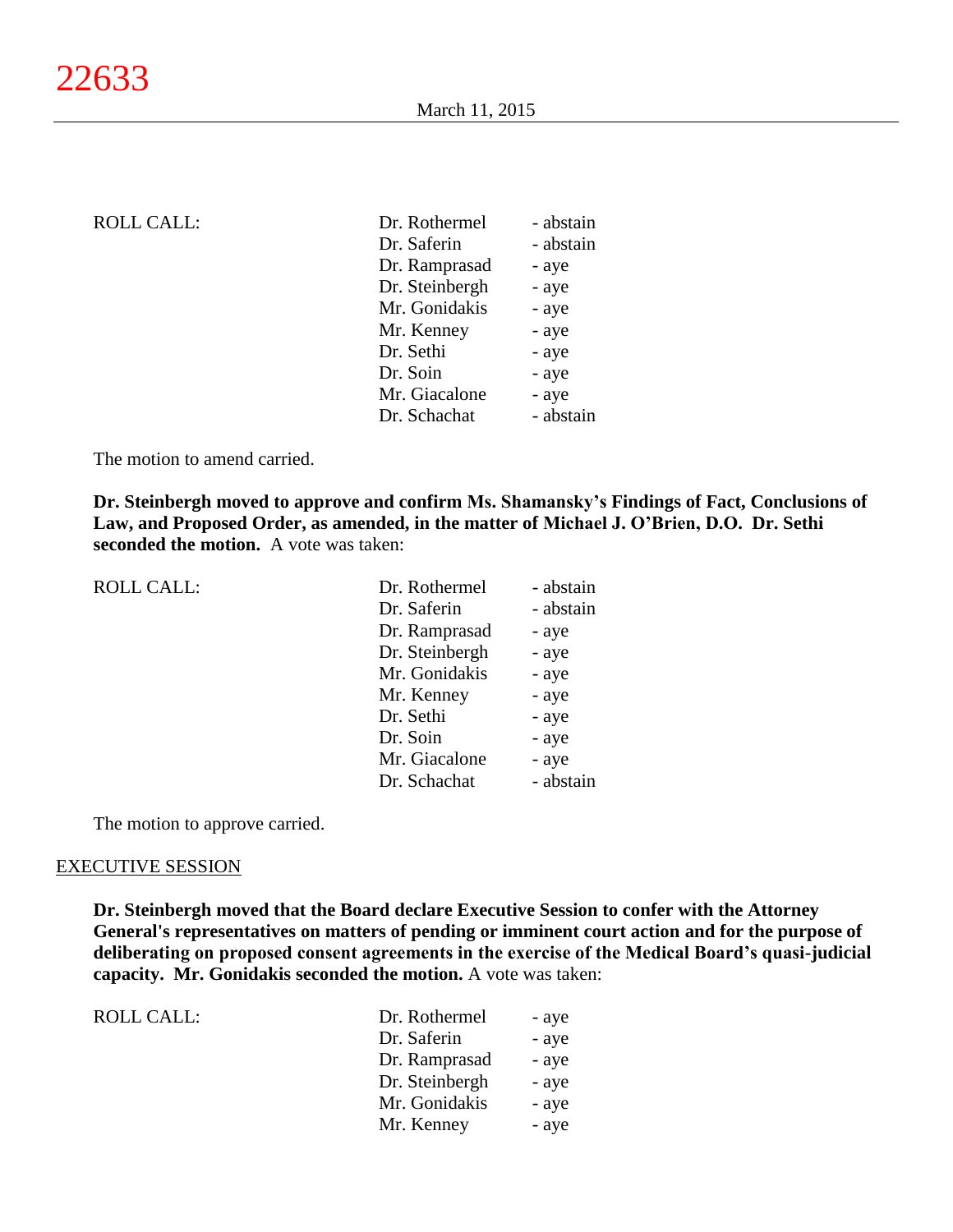ROLL CALL:

| | |
|---|---|
| Dr. Rothermel | - abstain |
| Dr. Saferin | - abstain |
| Dr. Ramprasad | - aye |
| Dr. Steinbergh | - aye |
| Mr. Gonidakis | - aye |
| Mr. Kenney | - aye |
| Dr. Sethi | - aye |
| Dr. Soin | - aye |
| Mr. Giacalone | - aye |
| Dr. Schachat | - abstain |

The motion to amend carried.

**Dr. Steinbergh moved to approve and confirm Ms. Shamansky's Findings of Fact, Conclusions of Law, and Proposed Order, as amended, in the matter of Michael J. O'Brien, D.O. Dr. Sethi seconded the motion.** A vote was taken:

ROLL CALL:

| | |
|---|---|
| Dr. Rothermel | - abstain |
| Dr. Saferin | - abstain |
| Dr. Ramprasad | - aye |
| Dr. Steinbergh | - aye |
| Mr. Gonidakis | - aye |
| Mr. Kenney | - aye |
| Dr. Sethi | - aye |
| Dr. Soin | - aye |
| Mr. Giacalone | - aye |
| Dr. Schachat | - abstain |

The motion to approve carried.

## EXECUTIVE SESSION

**Dr. Steinbergh moved that the Board declare Executive Session to confer with the Attorney General's representatives on matters of pending or imminent court action and for the purpose of deliberating on proposed consent agreements in the exercise of the Medical Board's quasi-judicial capacity. Mr. Gonidakis seconded the motion.** A vote was taken:

ROLL CALL:

| | |
|---|---|
| Dr. Rothermel | - aye |
| Dr. Saferin | - aye |
| Dr. Ramprasad | - aye |
| Dr. Steinbergh | - aye |
| Mr. Gonidakis | - aye |
| Mr. Kenney | - aye |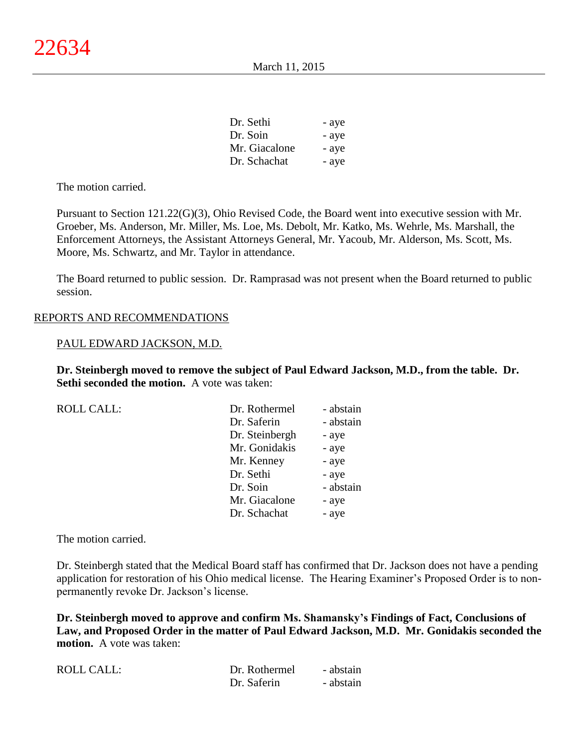| | |
|---|---|
| Dr. Sethi | - aye |
| Dr. Soin | - aye |
| Mr. Giacalone | - aye |
| Dr. Schachat | - aye |

The motion carried.

Pursuant to Section 121.22(G)(3), Ohio Revised Code, the Board went into executive session with Mr. Groeber, Ms. Anderson, Mr. Miller, Ms. Loe, Ms. Debolt, Mr. Katko, Ms. Wehrle, Ms. Marshall, the Enforcement Attorneys, the Assistant Attorneys General, Mr. Yacoub, Mr. Alderson, Ms. Scott, Ms. Moore, Ms. Schwartz, and Mr. Taylor in attendance.

The Board returned to public session. Dr. Ramprasad was not present when the Board returned to public session.

## REPORTS AND RECOMMENDATIONS

### PAUL EDWARD JACKSON, M.D.

**Dr. Steinbergh moved to remove the subject of Paul Edward Jackson, M.D., from the table. Dr. Sethi seconded the motion.** A vote was taken:

| ROLL CALL: | | |
|---|---|---|
| | Dr. Rothermel | - abstain |
| | Dr. Saferin | - abstain |
| | Dr. Steinbergh | - aye |
| | Mr. Gonidakis | - aye |
| | Mr. Kenney | - aye |
| | Dr. Sethi | - aye |
| | Dr. Soin | - abstain |
| | Mr. Giacalone | - aye |
| | Dr. Schachat | - aye |

The motion carried.

Dr. Steinbergh stated that the Medical Board staff has confirmed that Dr. Jackson does not have a pending application for restoration of his Ohio medical license. The Hearing Examiner's Proposed Order is to non-permanently revoke Dr. Jackson's license.

**Dr. Steinbergh moved to approve and confirm Ms. Shamansky's Findings of Fact, Conclusions of Law, and Proposed Order in the matter of Paul Edward Jackson, M.D. Mr. Gonidakis seconded the motion.** A vote was taken:

| ROLL CALL: | | |
|---|---|---|
| | Dr. Rothermel | - abstain |
| | Dr. Saferin | - abstain |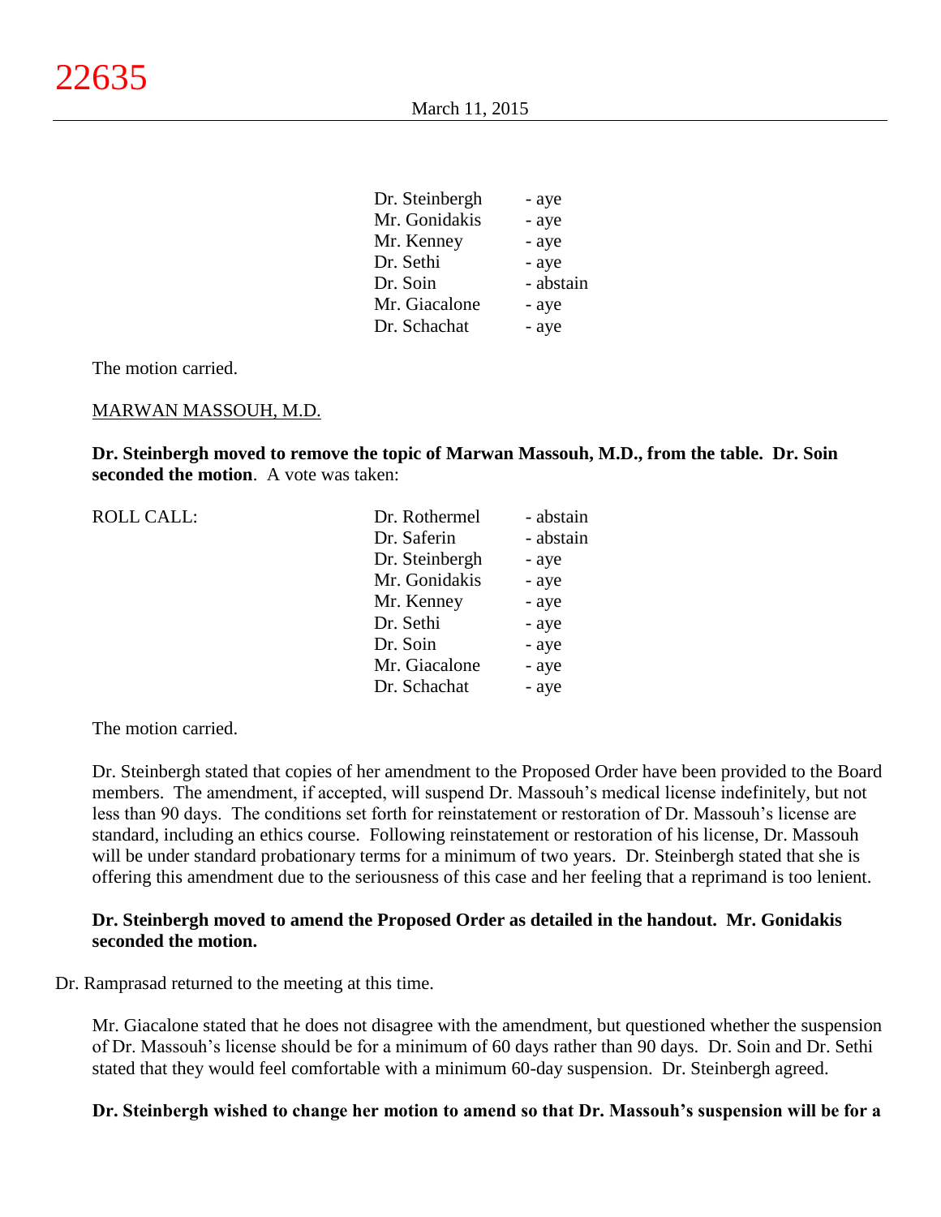| | |
|---|---|
| Dr. Steinbergh | - aye |
| Mr. Gonidakis | - aye |
| Mr. Kenney | - aye |
| Dr. Sethi | - aye |
| Dr. Soin | - abstain |
| Mr. Giacalone | - aye |
| Dr. Schachat | - aye |

The motion carried.

MARWAN MASSOUH, M.D.

**Dr. Steinbergh moved to remove the topic of Marwan Massouh, M.D., from the table. Dr. Soin seconded the motion**. A vote was taken:

| ROLL CALL: | | |
|---|---|---|
| | Dr. Rothermel | - abstain |
| | Dr. Saferin | - abstain |
| | Dr. Steinbergh | - aye |
| | Mr. Gonidakis | - aye |
| | Mr. Kenney | - aye |
| | Dr. Sethi | - aye |
| | Dr. Soin | - aye |
| | Mr. Giacalone | - aye |
| | Dr. Schachat | - aye |

The motion carried.

Dr. Steinbergh stated that copies of her amendment to the Proposed Order have been provided to the Board members. The amendment, if accepted, will suspend Dr. Massouh's medical license indefinitely, but not less than 90 days. The conditions set forth for reinstatement or restoration of Dr. Massouh's license are standard, including an ethics course. Following reinstatement or restoration of his license, Dr. Massouh will be under standard probationary terms for a minimum of two years. Dr. Steinbergh stated that she is offering this amendment due to the seriousness of this case and her feeling that a reprimand is too lenient.

**Dr. Steinbergh moved to amend the Proposed Order as detailed in the handout. Mr. Gonidakis seconded the motion.**

Dr. Ramprasad returned to the meeting at this time.

Mr. Giacalone stated that he does not disagree with the amendment, but questioned whether the suspension of Dr. Massouh's license should be for a minimum of 60 days rather than 90 days. Dr. Soin and Dr. Sethi stated that they would feel comfortable with a minimum 60-day suspension. Dr. Steinbergh agreed.

**Dr. Steinbergh wished to change her motion to amend so that Dr. Massouh's suspension will be for a**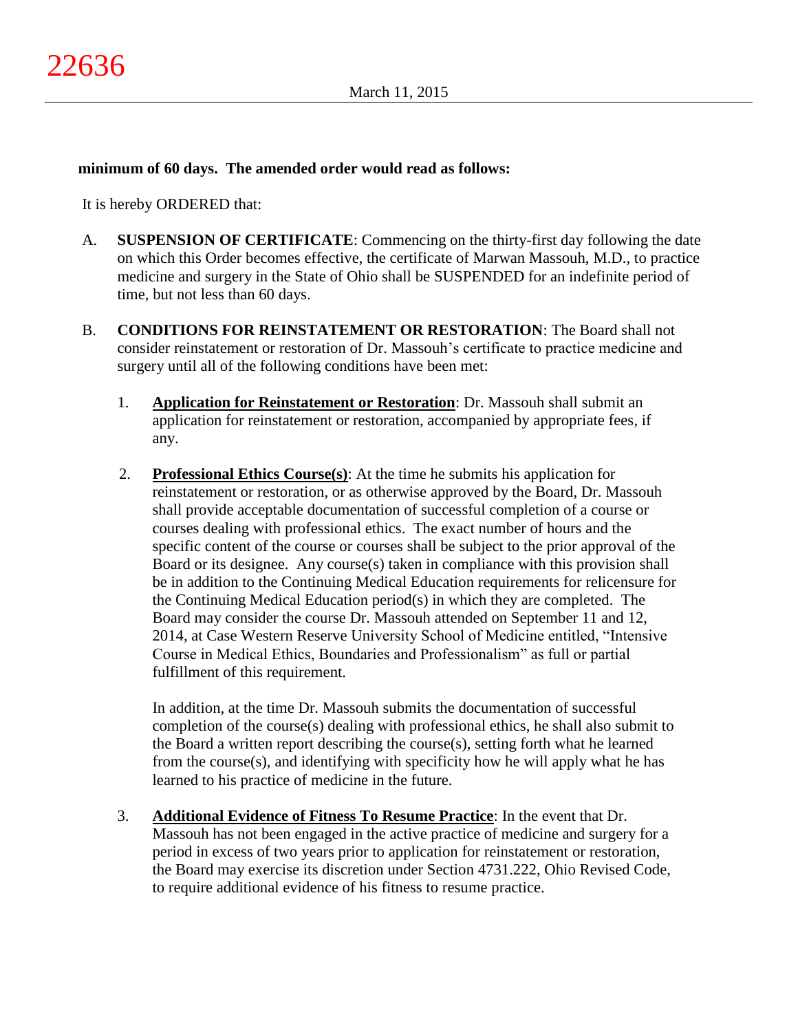**minimum of 60 days. The amended order would read as follows:**

It is hereby ORDERED that:

A. **SUSPENSION OF CERTIFICATE**: Commencing on the thirty-first day following the date on which this Order becomes effective, the certificate of Marwan Massouh, M.D., to practice medicine and surgery in the State of Ohio shall be SUSPENDED for an indefinite period of time, but not less than 60 days.

B. **CONDITIONS FOR REINSTATEMENT OR RESTORATION**: The Board shall not consider reinstatement or restoration of Dr. Massouh's certificate to practice medicine and surgery until all of the following conditions have been met:

   1. **Application for Reinstatement or Restoration**: Dr. Massouh shall submit an application for reinstatement or restoration, accompanied by appropriate fees, if any.

   2. **Professional Ethics Course(s)**: At the time he submits his application for reinstatement or restoration, or as otherwise approved by the Board, Dr. Massouh shall provide acceptable documentation of successful completion of a course or courses dealing with professional ethics. The exact number of hours and the specific content of the course or courses shall be subject to the prior approval of the Board or its designee. Any course(s) taken in compliance with this provision shall be in addition to the Continuing Medical Education requirements for relicensure for the Continuing Medical Education period(s) in which they are completed. The Board may consider the course Dr. Massouh attended on September 11 and 12, 2014, at Case Western Reserve University School of Medicine entitled, "Intensive Course in Medical Ethics, Boundaries and Professionalism" as full or partial fulfillment of this requirement.

      In addition, at the time Dr. Massouh submits the documentation of successful completion of the course(s) dealing with professional ethics, he shall also submit to the Board a written report describing the course(s), setting forth what he learned from the course(s), and identifying with specificity how he will apply what he has learned to his practice of medicine in the future.

   3. **Additional Evidence of Fitness To Resume Practice**: In the event that Dr. Massouh has not been engaged in the active practice of medicine and surgery for a period in excess of two years prior to application for reinstatement or restoration, the Board may exercise its discretion under Section 4731.222, Ohio Revised Code, to require additional evidence of his fitness to resume practice.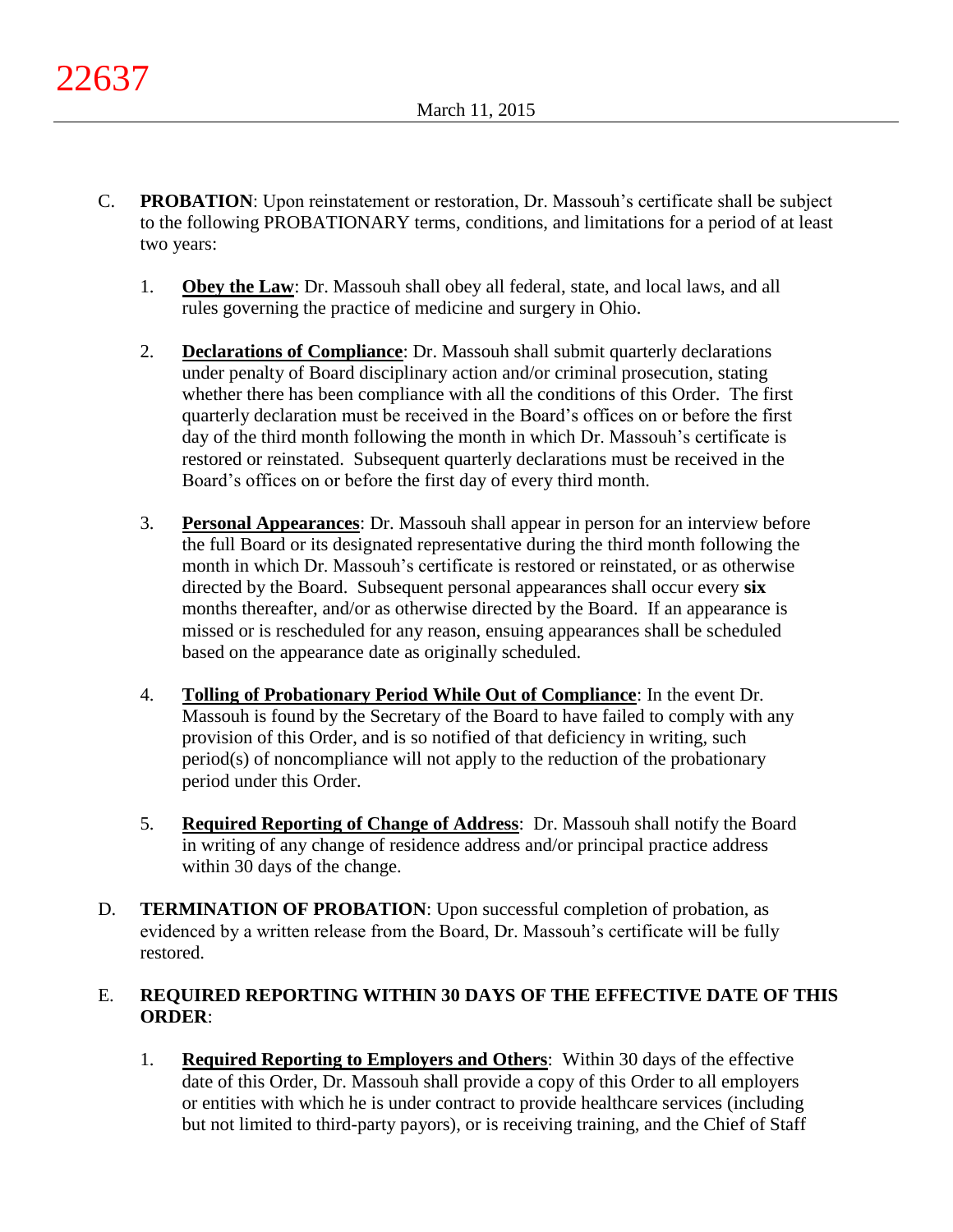C. **PROBATION**: Upon reinstatement or restoration, Dr. Massouh's certificate shall be subject to the following PROBATIONARY terms, conditions, and limitations for a period of at least two years:

   1. **Obey the Law**: Dr. Massouh shall obey all federal, state, and local laws, and all rules governing the practice of medicine and surgery in Ohio.

   2. **Declarations of Compliance**: Dr. Massouh shall submit quarterly declarations under penalty of Board disciplinary action and/or criminal prosecution, stating whether there has been compliance with all the conditions of this Order. The first quarterly declaration must be received in the Board's offices on or before the first day of the third month following the month in which Dr. Massouh's certificate is restored or reinstated. Subsequent quarterly declarations must be received in the Board's offices on or before the first day of every third month.

   3. **Personal Appearances**: Dr. Massouh shall appear in person for an interview before the full Board or its designated representative during the third month following the month in which Dr. Massouh's certificate is restored or reinstated, or as otherwise directed by the Board. Subsequent personal appearances shall occur every **six** months thereafter, and/or as otherwise directed by the Board. If an appearance is missed or is rescheduled for any reason, ensuing appearances shall be scheduled based on the appearance date as originally scheduled.

   4. **Tolling of Probationary Period While Out of Compliance**: In the event Dr. Massouh is found by the Secretary of the Board to have failed to comply with any provision of this Order, and is so notified of that deficiency in writing, such period(s) of noncompliance will not apply to the reduction of the probationary period under this Order.

   5. **Required Reporting of Change of Address**: Dr. Massouh shall notify the Board in writing of any change of residence address and/or principal practice address within 30 days of the change.

D. **TERMINATION OF PROBATION**: Upon successful completion of probation, as evidenced by a written release from the Board, Dr. Massouh's certificate will be fully restored.

E. **REQUIRED REPORTING WITHIN 30 DAYS OF THE EFFECTIVE DATE OF THIS ORDER**:

   1. **Required Reporting to Employers and Others**: Within 30 days of the effective date of this Order, Dr. Massouh shall provide a copy of this Order to all employers or entities with which he is under contract to provide healthcare services (including but not limited to third-party payors), or is receiving training, and the Chief of Staff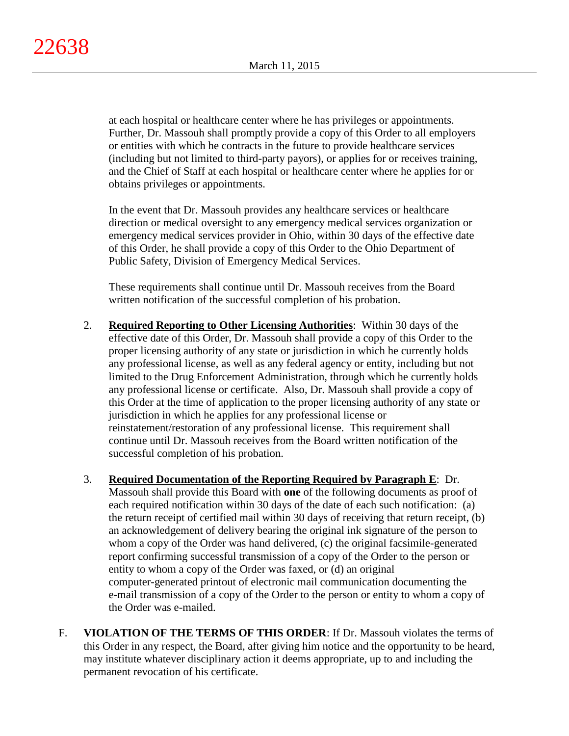at each hospital or healthcare center where he has privileges or appointments. Further, Dr. Massouh shall promptly provide a copy of this Order to all employers or entities with which he contracts in the future to provide healthcare services (including but not limited to third-party payors), or applies for or receives training, and the Chief of Staff at each hospital or healthcare center where he applies for or obtains privileges or appointments.

In the event that Dr. Massouh provides any healthcare services or healthcare direction or medical oversight to any emergency medical services organization or emergency medical services provider in Ohio, within 30 days of the effective date of this Order, he shall provide a copy of this Order to the Ohio Department of Public Safety, Division of Emergency Medical Services.

These requirements shall continue until Dr. Massouh receives from the Board written notification of the successful completion of his probation.

2. **Required Reporting to Other Licensing Authorities**: Within 30 days of the effective date of this Order, Dr. Massouh shall provide a copy of this Order to the proper licensing authority of any state or jurisdiction in which he currently holds any professional license, as well as any federal agency or entity, including but not limited to the Drug Enforcement Administration, through which he currently holds any professional license or certificate. Also, Dr. Massouh shall provide a copy of this Order at the time of application to the proper licensing authority of any state or jurisdiction in which he applies for any professional license or reinstatement/restoration of any professional license. This requirement shall continue until Dr. Massouh receives from the Board written notification of the successful completion of his probation.

3. **Required Documentation of the Reporting Required by Paragraph E**: Dr. Massouh shall provide this Board with **one** of the following documents as proof of each required notification within 30 days of the date of each such notification: (a) the return receipt of certified mail within 30 days of receiving that return receipt, (b) an acknowledgement of delivery bearing the original ink signature of the person to whom a copy of the Order was hand delivered, (c) the original facsimile-generated report confirming successful transmission of a copy of the Order to the person or entity to whom a copy of the Order was faxed, or (d) an original computer-generated printout of electronic mail communication documenting the e-mail transmission of a copy of the Order to the person or entity to whom a copy of the Order was e-mailed.

F. **VIOLATION OF THE TERMS OF THIS ORDER**: If Dr. Massouh violates the terms of this Order in any respect, the Board, after giving him notice and the opportunity to be heard, may institute whatever disciplinary action it deems appropriate, up to and including the permanent revocation of his certificate.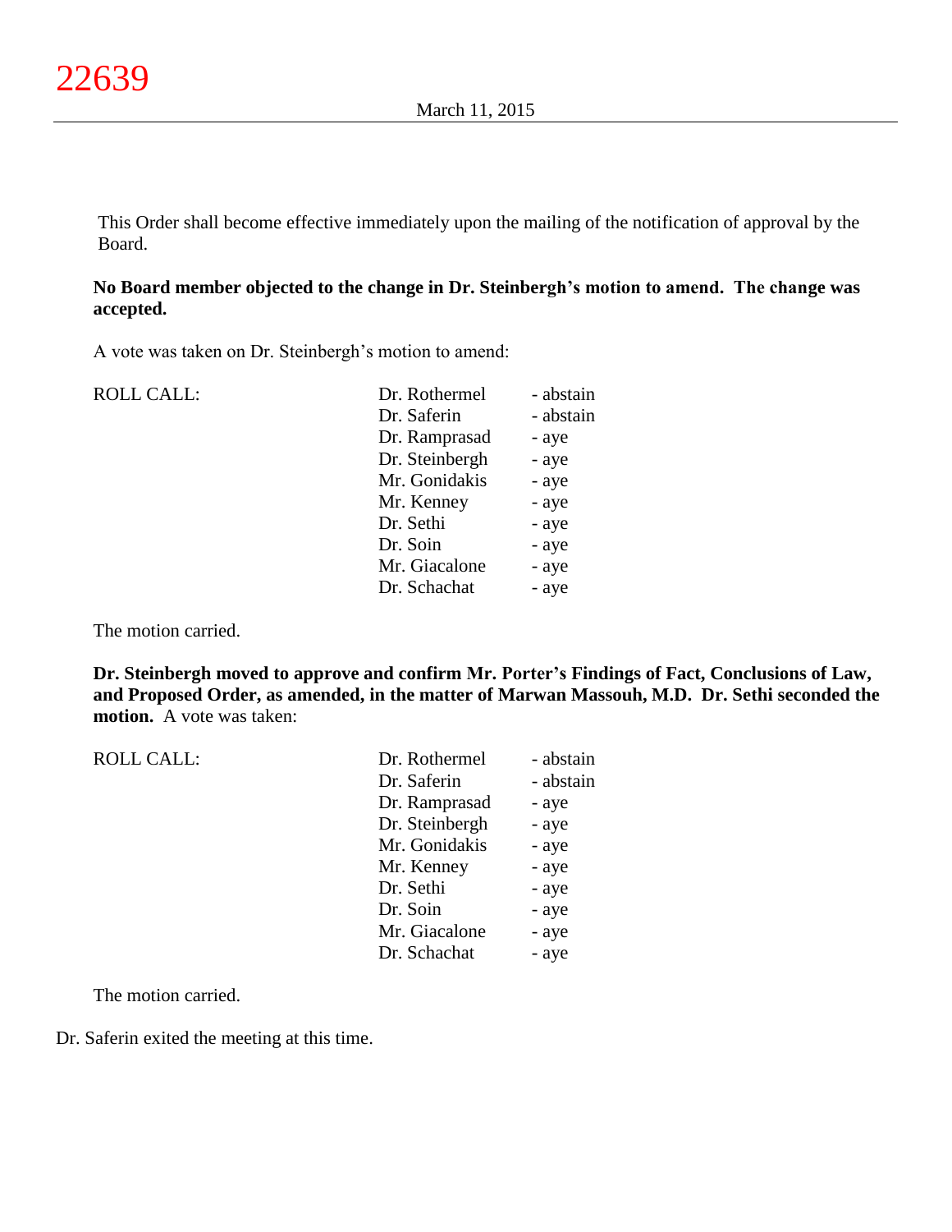This Order shall become effective immediately upon the mailing of the notification of approval by the Board.

**No Board member objected to the change in Dr. Steinbergh's motion to amend. The change was accepted.**

A vote was taken on Dr. Steinbergh's motion to amend:

| ROLL CALL: | | |
|---|---|---|
| | Dr. Rothermel | - abstain |
| | Dr. Saferin | - abstain |
| | Dr. Ramprasad | - aye |
| | Dr. Steinbergh | - aye |
| | Mr. Gonidakis | - aye |
| | Mr. Kenney | - aye |
| | Dr. Sethi | - aye |
| | Dr. Soin | - aye |
| | Mr. Giacalone | - aye |
| | Dr. Schachat | - aye |

The motion carried.

**Dr. Steinbergh moved to approve and confirm Mr. Porter's Findings of Fact, Conclusions of Law, and Proposed Order, as amended, in the matter of Marwan Massouh, M.D. Dr. Sethi seconded the motion.** A vote was taken:

| ROLL CALL: | | |
|---|---|---|
| | Dr. Rothermel | - abstain |
| | Dr. Saferin | - abstain |
| | Dr. Ramprasad | - aye |
| | Dr. Steinbergh | - aye |
| | Mr. Gonidakis | - aye |
| | Mr. Kenney | - aye |
| | Dr. Sethi | - aye |
| | Dr. Soin | - aye |
| | Mr. Giacalone | - aye |
| | Dr. Schachat | - aye |

The motion carried.

Dr. Saferin exited the meeting at this time.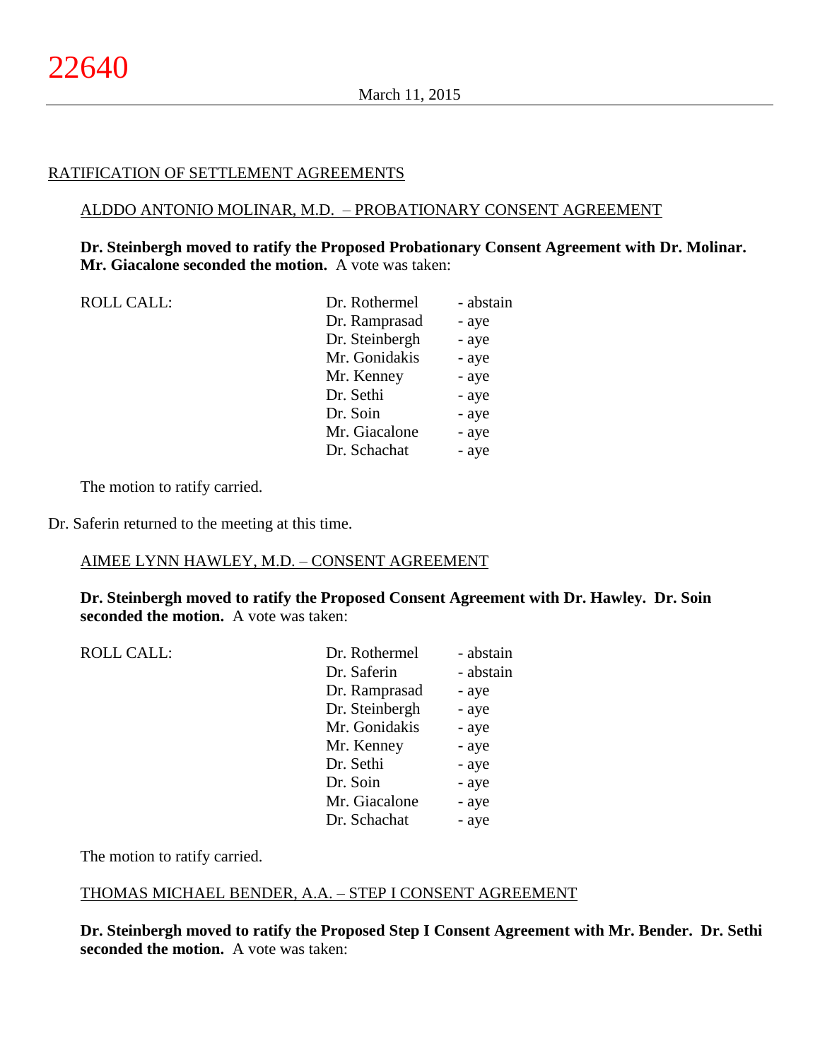## RATIFICATION OF SETTLEMENT AGREEMENTS

### ALDDO ANTONIO MOLINAR, M.D. – PROBATIONARY CONSENT AGREEMENT

**Dr. Steinbergh moved to ratify the Proposed Probationary Consent Agreement with Dr. Molinar. Mr. Giacalone seconded the motion.** A vote was taken:

| ROLL CALL: | Dr. Rothermel | - abstain |
|---|---|---|
| | Dr. Ramprasad | - aye |
| | Dr. Steinbergh | - aye |
| | Mr. Gonidakis | - aye |
| | Mr. Kenney | - aye |
| | Dr. Sethi | - aye |
| | Dr. Soin | - aye |
| | Mr. Giacalone | - aye |
| | Dr. Schachat | - aye |

The motion to ratify carried.

Dr. Saferin returned to the meeting at this time.

### AIMEE LYNN HAWLEY, M.D. – CONSENT AGREEMENT

**Dr. Steinbergh moved to ratify the Proposed Consent Agreement with Dr. Hawley. Dr. Soin seconded the motion.** A vote was taken:

| ROLL CALL: | Dr. Rothermel | - abstain |
|---|---|---|
| | Dr. Saferin | - abstain |
| | Dr. Ramprasad | - aye |
| | Dr. Steinbergh | - aye |
| | Mr. Gonidakis | - aye |
| | Mr. Kenney | - aye |
| | Dr. Sethi | - aye |
| | Dr. Soin | - aye |
| | Mr. Giacalone | - aye |
| | Dr. Schachat | - aye |

The motion to ratify carried.

### THOMAS MICHAEL BENDER, A.A. – STEP I CONSENT AGREEMENT

**Dr. Steinbergh moved to ratify the Proposed Step I Consent Agreement with Mr. Bender. Dr. Sethi seconded the motion.** A vote was taken: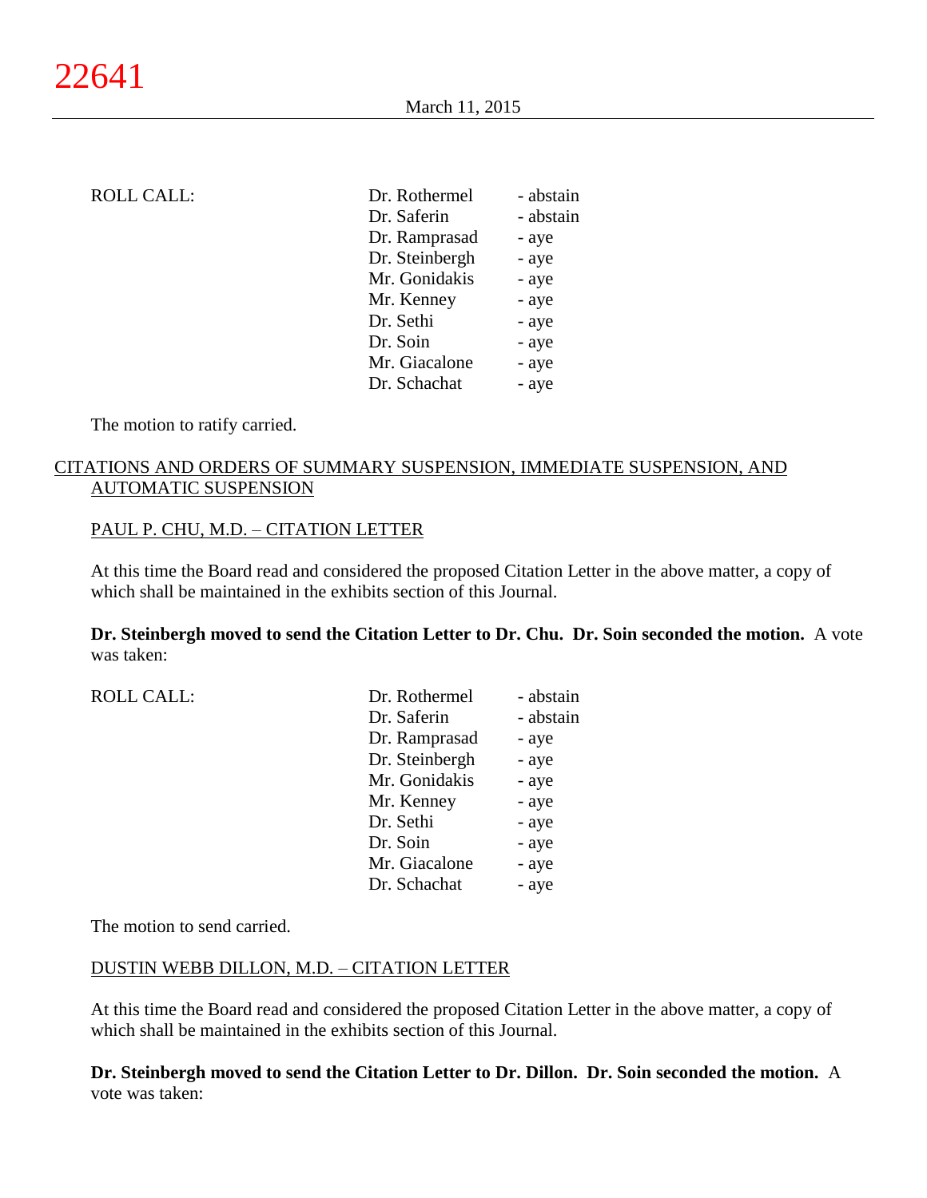ROLL CALL:

| | |
|---|---|
| Dr. Rothermel | - abstain |
| Dr. Saferin | - abstain |
| Dr. Ramprasad | - aye |
| Dr. Steinbergh | - aye |
| Mr. Gonidakis | - aye |
| Mr. Kenney | - aye |
| Dr. Sethi | - aye |
| Dr. Soin | - aye |
| Mr. Giacalone | - aye |
| Dr. Schachat | - aye |

The motion to ratify carried.

## CITATIONS AND ORDERS OF SUMMARY SUSPENSION, IMMEDIATE SUSPENSION, AND AUTOMATIC SUSPENSION

### PAUL P. CHU, M.D. – CITATION LETTER

At this time the Board read and considered the proposed Citation Letter in the above matter, a copy of which shall be maintained in the exhibits section of this Journal.

**Dr. Steinbergh moved to send the Citation Letter to Dr. Chu. Dr. Soin seconded the motion.** A vote was taken:

ROLL CALL:

| | |
|---|---|
| Dr. Rothermel | - abstain |
| Dr. Saferin | - abstain |
| Dr. Ramprasad | - aye |
| Dr. Steinbergh | - aye |
| Mr. Gonidakis | - aye |
| Mr. Kenney | - aye |
| Dr. Sethi | - aye |
| Dr. Soin | - aye |
| Mr. Giacalone | - aye |
| Dr. Schachat | - aye |

The motion to send carried.

### DUSTIN WEBB DILLON, M.D. – CITATION LETTER

At this time the Board read and considered the proposed Citation Letter in the above matter, a copy of which shall be maintained in the exhibits section of this Journal.

**Dr. Steinbergh moved to send the Citation Letter to Dr. Dillon. Dr. Soin seconded the motion.** A vote was taken: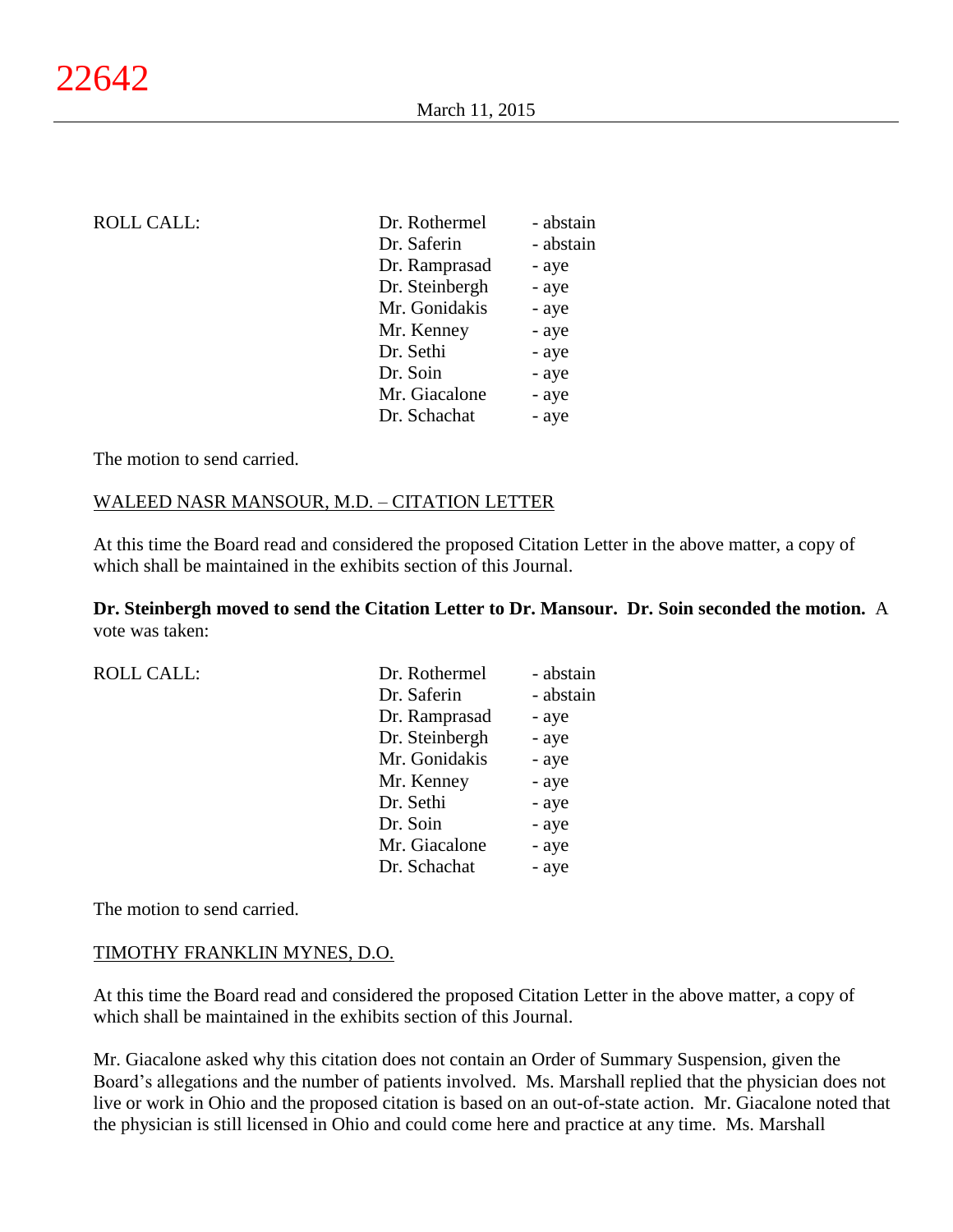| ROLL CALL: | Dr. Rothermel | - abstain |
|---|---|---|
| | Dr. Saferin | - abstain |
| | Dr. Ramprasad | - aye |
| | Dr. Steinbergh | - aye |
| | Mr. Gonidakis | - aye |
| | Mr. Kenney | - aye |
| | Dr. Sethi | - aye |
| | Dr. Soin | - aye |
| | Mr. Giacalone | - aye |
| | Dr. Schachat | - aye |

The motion to send carried.

WALEED NASR MANSOUR, M.D. – CITATION LETTER

At this time the Board read and considered the proposed Citation Letter in the above matter, a copy of which shall be maintained in the exhibits section of this Journal.

**Dr. Steinbergh moved to send the Citation Letter to Dr. Mansour. Dr. Soin seconded the motion.** A vote was taken:

| ROLL CALL: | Dr. Rothermel | - abstain |
|---|---|---|
| | Dr. Saferin | - abstain |
| | Dr. Ramprasad | - aye |
| | Dr. Steinbergh | - aye |
| | Mr. Gonidakis | - aye |
| | Mr. Kenney | - aye |
| | Dr. Sethi | - aye |
| | Dr. Soin | - aye |
| | Mr. Giacalone | - aye |
| | Dr. Schachat | - aye |

The motion to send carried.

TIMOTHY FRANKLIN MYNES, D.O.

At this time the Board read and considered the proposed Citation Letter in the above matter, a copy of which shall be maintained in the exhibits section of this Journal.

Mr. Giacalone asked why this citation does not contain an Order of Summary Suspension, given the Board's allegations and the number of patients involved. Ms. Marshall replied that the physician does not live or work in Ohio and the proposed citation is based on an out-of-state action. Mr. Giacalone noted that the physician is still licensed in Ohio and could come here and practice at any time. Ms. Marshall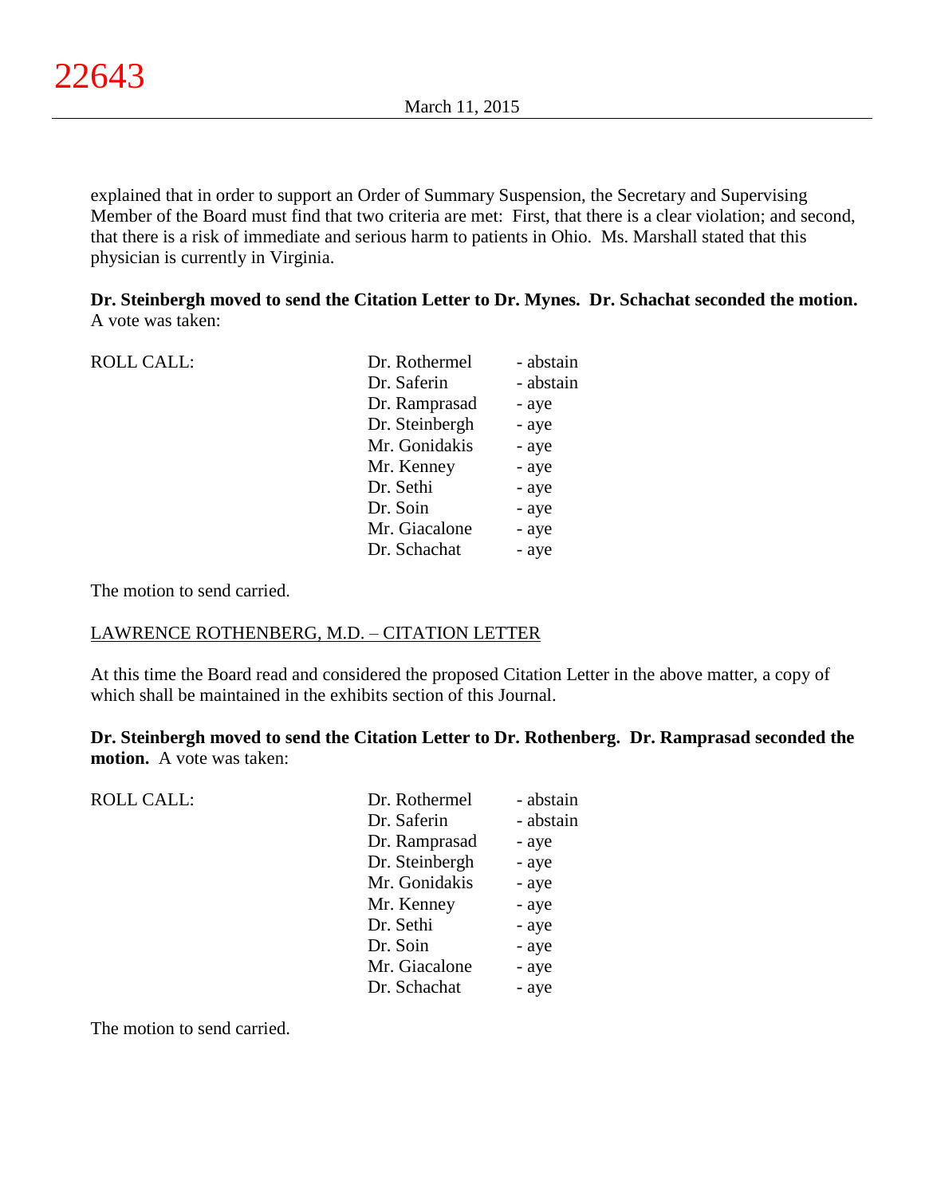explained that in order to support an Order of Summary Suspension, the Secretary and Supervising Member of the Board must find that two criteria are met: First, that there is a clear violation; and second, that there is a risk of immediate and serious harm to patients in Ohio. Ms. Marshall stated that this physician is currently in Virginia.

**Dr. Steinbergh moved to send the Citation Letter to Dr. Mynes. Dr. Schachat seconded the motion.** A vote was taken:

| ROLL CALL: | Dr. Rothermel | - abstain |
|---|---|---|
| | Dr. Saferin | - abstain |
| | Dr. Ramprasad | - aye |
| | Dr. Steinbergh | - aye |
| | Mr. Gonidakis | - aye |
| | Mr. Kenney | - aye |
| | Dr. Sethi | - aye |
| | Dr. Soin | - aye |
| | Mr. Giacalone | - aye |
| | Dr. Schachat | - aye |

The motion to send carried.

LAWRENCE ROTHENBERG, M.D. – CITATION LETTER

At this time the Board read and considered the proposed Citation Letter in the above matter, a copy of which shall be maintained in the exhibits section of this Journal.

**Dr. Steinbergh moved to send the Citation Letter to Dr. Rothenberg. Dr. Ramprasad seconded the motion.** A vote was taken:

| ROLL CALL: | Dr. Rothermel | - abstain |
|---|---|---|
| | Dr. Saferin | - abstain |
| | Dr. Ramprasad | - aye |
| | Dr. Steinbergh | - aye |
| | Mr. Gonidakis | - aye |
| | Mr. Kenney | - aye |
| | Dr. Sethi | - aye |
| | Dr. Soin | - aye |
| | Mr. Giacalone | - aye |
| | Dr. Schachat | - aye |

The motion to send carried.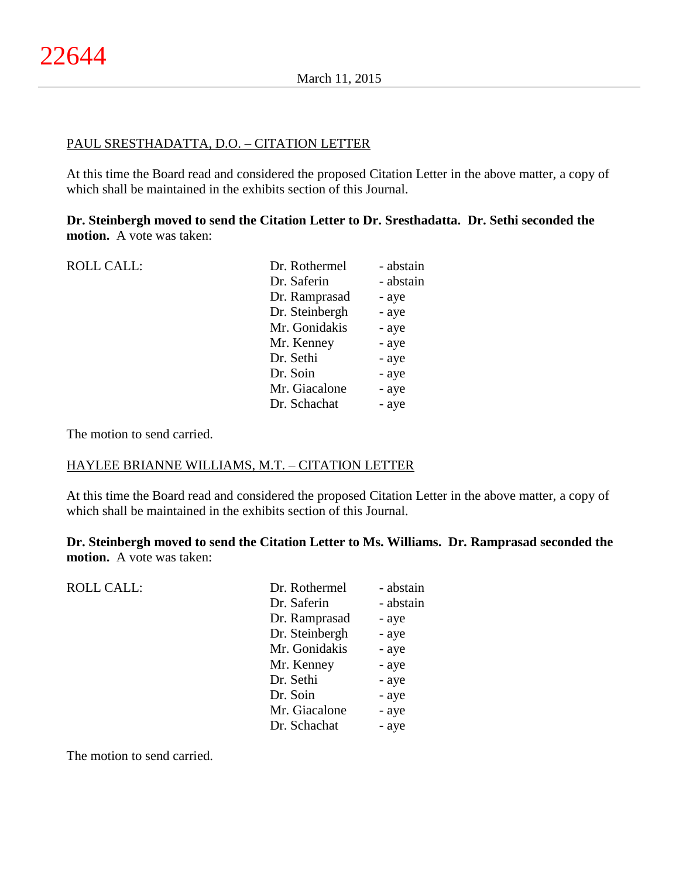PAUL SRESTHADATTA, D.O. – CITATION LETTER

At this time the Board read and considered the proposed Citation Letter in the above matter, a copy of which shall be maintained in the exhibits section of this Journal.

**Dr. Steinbergh moved to send the Citation Letter to Dr. Sresthadatta. Dr. Sethi seconded the motion.** A vote was taken:

| ROLL CALL: | | |
|---|---|---|
| | Dr. Rothermel | - abstain |
| | Dr. Saferin | - abstain |
| | Dr. Ramprasad | - aye |
| | Dr. Steinbergh | - aye |
| | Mr. Gonidakis | - aye |
| | Mr. Kenney | - aye |
| | Dr. Sethi | - aye |
| | Dr. Soin | - aye |
| | Mr. Giacalone | - aye |
| | Dr. Schachat | - aye |

The motion to send carried.

HAYLEE BRIANNE WILLIAMS, M.T. – CITATION LETTER

At this time the Board read and considered the proposed Citation Letter in the above matter, a copy of which shall be maintained in the exhibits section of this Journal.

**Dr. Steinbergh moved to send the Citation Letter to Ms. Williams. Dr. Ramprasad seconded the motion.** A vote was taken:

| ROLL CALL: | | |
|---|---|---|
| | Dr. Rothermel | - abstain |
| | Dr. Saferin | - abstain |
| | Dr. Ramprasad | - aye |
| | Dr. Steinbergh | - aye |
| | Mr. Gonidakis | - aye |
| | Mr. Kenney | - aye |
| | Dr. Sethi | - aye |
| | Dr. Soin | - aye |
| | Mr. Giacalone | - aye |
| | Dr. Schachat | - aye |

The motion to send carried.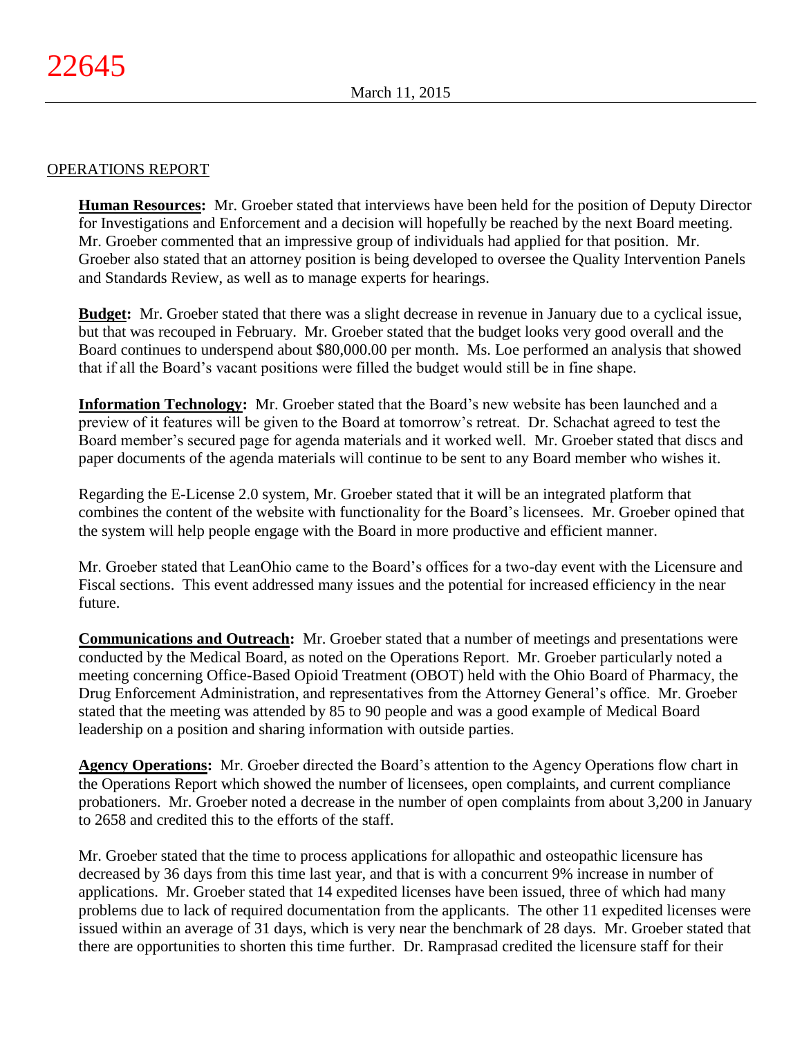## OPERATIONS REPORT

**Human Resources:** Mr. Groeber stated that interviews have been held for the position of Deputy Director for Investigations and Enforcement and a decision will hopefully be reached by the next Board meeting. Mr. Groeber commented that an impressive group of individuals had applied for that position. Mr. Groeber also stated that an attorney position is being developed to oversee the Quality Intervention Panels and Standards Review, as well as to manage experts for hearings.

**Budget:** Mr. Groeber stated that there was a slight decrease in revenue in January due to a cyclical issue, but that was recouped in February. Mr. Groeber stated that the budget looks very good overall and the Board continues to underspend about $80,000.00 per month. Ms. Loe performed an analysis that showed that if all the Board's vacant positions were filled the budget would still be in fine shape.

**Information Technology:** Mr. Groeber stated that the Board's new website has been launched and a preview of it features will be given to the Board at tomorrow's retreat. Dr. Schachat agreed to test the Board member's secured page for agenda materials and it worked well. Mr. Groeber stated that discs and paper documents of the agenda materials will continue to be sent to any Board member who wishes it.

Regarding the E-License 2.0 system, Mr. Groeber stated that it will be an integrated platform that combines the content of the website with functionality for the Board's licensees. Mr. Groeber opined that the system will help people engage with the Board in more productive and efficient manner.

Mr. Groeber stated that LeanOhio came to the Board's offices for a two-day event with the Licensure and Fiscal sections. This event addressed many issues and the potential for increased efficiency in the near future.

**Communications and Outreach:** Mr. Groeber stated that a number of meetings and presentations were conducted by the Medical Board, as noted on the Operations Report. Mr. Groeber particularly noted a meeting concerning Office-Based Opioid Treatment (OBOT) held with the Ohio Board of Pharmacy, the Drug Enforcement Administration, and representatives from the Attorney General's office. Mr. Groeber stated that the meeting was attended by 85 to 90 people and was a good example of Medical Board leadership on a position and sharing information with outside parties.

**Agency Operations:** Mr. Groeber directed the Board's attention to the Agency Operations flow chart in the Operations Report which showed the number of licensees, open complaints, and current compliance probationers. Mr. Groeber noted a decrease in the number of open complaints from about 3,200 in January to 2658 and credited this to the efforts of the staff.

Mr. Groeber stated that the time to process applications for allopathic and osteopathic licensure has decreased by 36 days from this time last year, and that is with a concurrent 9% increase in number of applications. Mr. Groeber stated that 14 expedited licenses have been issued, three of which had many problems due to lack of required documentation from the applicants. The other 11 expedited licenses were issued within an average of 31 days, which is very near the benchmark of 28 days. Mr. Groeber stated that there are opportunities to shorten this time further. Dr. Ramprasad credited the licensure staff for their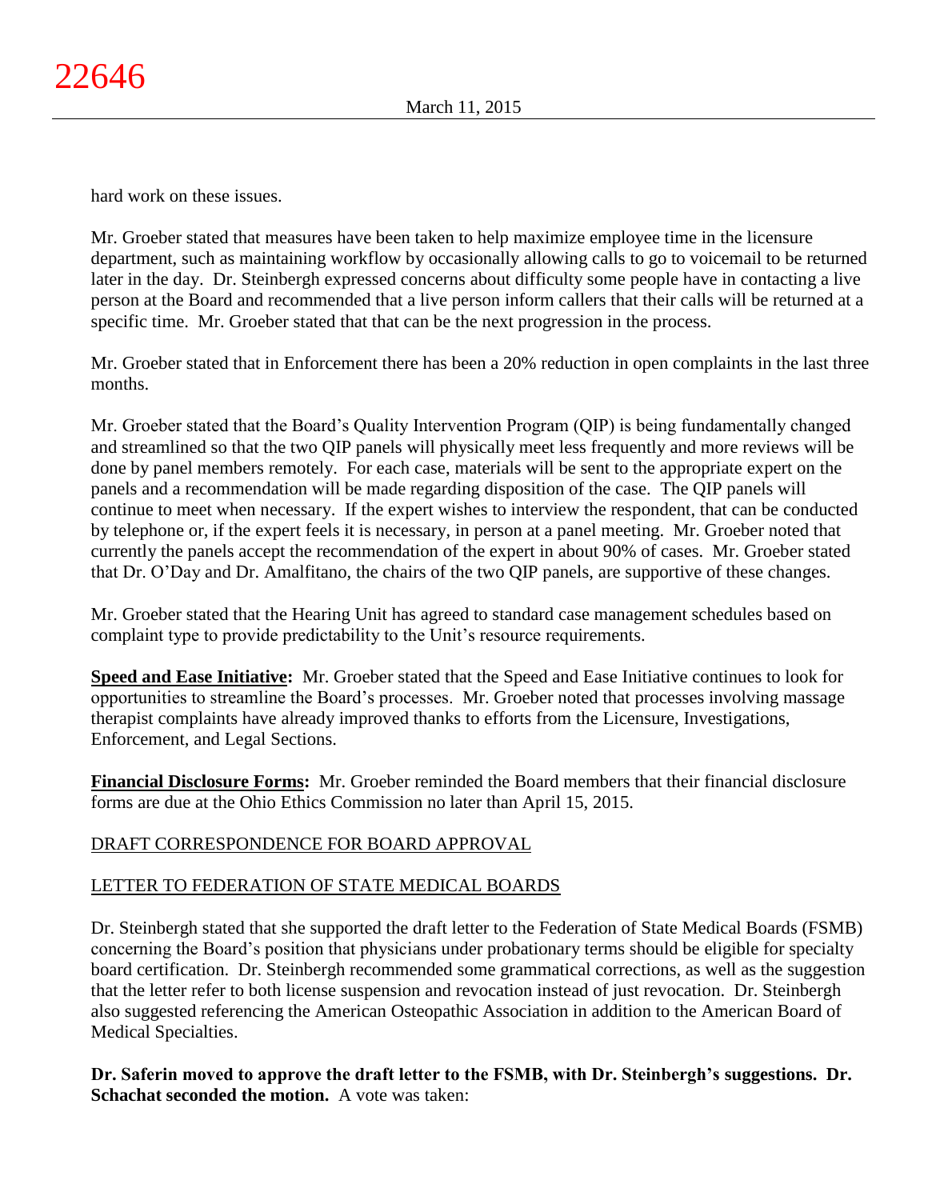hard work on these issues.

Mr. Groeber stated that measures have been taken to help maximize employee time in the licensure department, such as maintaining workflow by occasionally allowing calls to go to voicemail to be returned later in the day. Dr. Steinbergh expressed concerns about difficulty some people have in contacting a live person at the Board and recommended that a live person inform callers that their calls will be returned at a specific time. Mr. Groeber stated that that can be the next progression in the process.

Mr. Groeber stated that in Enforcement there has been a 20% reduction in open complaints in the last three months.

Mr. Groeber stated that the Board's Quality Intervention Program (QIP) is being fundamentally changed and streamlined so that the two QIP panels will physically meet less frequently and more reviews will be done by panel members remotely. For each case, materials will be sent to the appropriate expert on the panels and a recommendation will be made regarding disposition of the case. The QIP panels will continue to meet when necessary. If the expert wishes to interview the respondent, that can be conducted by telephone or, if the expert feels it is necessary, in person at a panel meeting. Mr. Groeber noted that currently the panels accept the recommendation of the expert in about 90% of cases. Mr. Groeber stated that Dr. O'Day and Dr. Amalfitano, the chairs of the two QIP panels, are supportive of these changes.

Mr. Groeber stated that the Hearing Unit has agreed to standard case management schedules based on complaint type to provide predictability to the Unit's resource requirements.

**Speed and Ease Initiative:** Mr. Groeber stated that the Speed and Ease Initiative continues to look for opportunities to streamline the Board's processes. Mr. Groeber noted that processes involving massage therapist complaints have already improved thanks to efforts from the Licensure, Investigations, Enforcement, and Legal Sections.

**Financial Disclosure Forms:** Mr. Groeber reminded the Board members that their financial disclosure forms are due at the Ohio Ethics Commission no later than April 15, 2015.

DRAFT CORRESPONDENCE FOR BOARD APPROVAL

LETTER TO FEDERATION OF STATE MEDICAL BOARDS

Dr. Steinbergh stated that she supported the draft letter to the Federation of State Medical Boards (FSMB) concerning the Board's position that physicians under probationary terms should be eligible for specialty board certification. Dr. Steinbergh recommended some grammatical corrections, as well as the suggestion that the letter refer to both license suspension and revocation instead of just revocation. Dr. Steinbergh also suggested referencing the American Osteopathic Association in addition to the American Board of Medical Specialties.

**Dr. Saferin moved to approve the draft letter to the FSMB, with Dr. Steinbergh's suggestions. Dr. Schachat seconded the motion.** A vote was taken: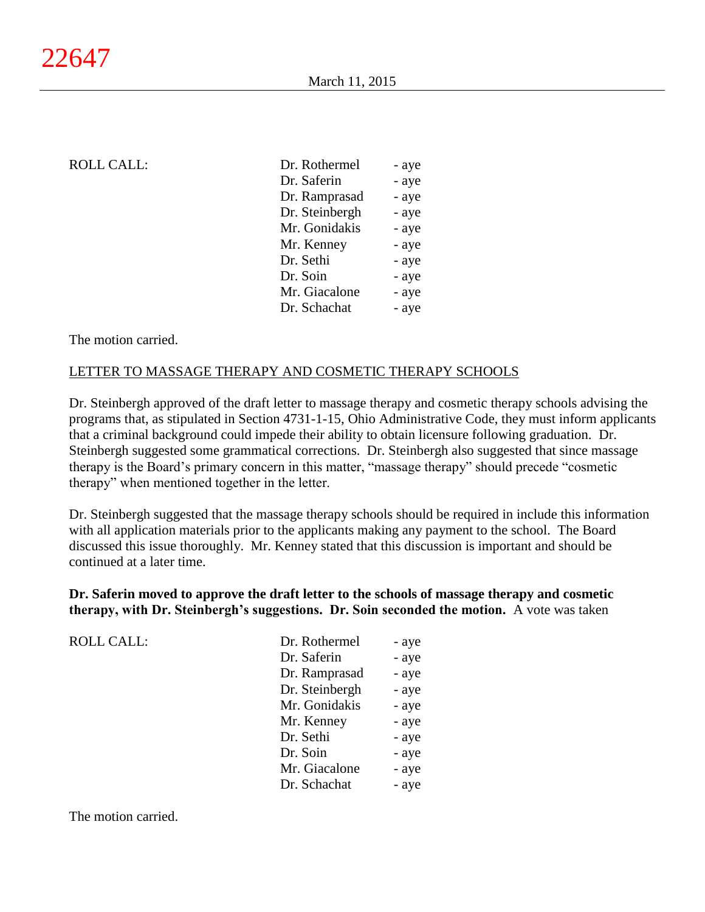ROLL CALL:

| | |
|---|---|
| Dr. Rothermel | - aye |
| Dr. Saferin | - aye |
| Dr. Ramprasad | - aye |
| Dr. Steinbergh | - aye |
| Mr. Gonidakis | - aye |
| Mr. Kenney | - aye |
| Dr. Sethi | - aye |
| Dr. Soin | - aye |
| Mr. Giacalone | - aye |
| Dr. Schachat | - aye |

The motion carried.

<u>LETTER TO MASSAGE THERAPY AND COSMETIC THERAPY SCHOOLS</u>

Dr. Steinbergh approved of the draft letter to massage therapy and cosmetic therapy schools advising the programs that, as stipulated in Section 4731-1-15, Ohio Administrative Code, they must inform applicants that a criminal background could impede their ability to obtain licensure following graduation. Dr. Steinbergh suggested some grammatical corrections. Dr. Steinbergh also suggested that since massage therapy is the Board's primary concern in this matter, "massage therapy" should precede "cosmetic therapy" when mentioned together in the letter.

Dr. Steinbergh suggested that the massage therapy schools should be required in include this information with all application materials prior to the applicants making any payment to the school. The Board discussed this issue thoroughly. Mr. Kenney stated that this discussion is important and should be continued at a later time.

**Dr. Saferin moved to approve the draft letter to the schools of massage therapy and cosmetic therapy, with Dr. Steinbergh's suggestions. Dr. Soin seconded the motion.** A vote was taken

ROLL CALL:

| | |
|---|---|
| Dr. Rothermel | - aye |
| Dr. Saferin | - aye |
| Dr. Ramprasad | - aye |
| Dr. Steinbergh | - aye |
| Mr. Gonidakis | - aye |
| Mr. Kenney | - aye |
| Dr. Sethi | - aye |
| Dr. Soin | - aye |
| Mr. Giacalone | - aye |
| Dr. Schachat | - aye |

The motion carried.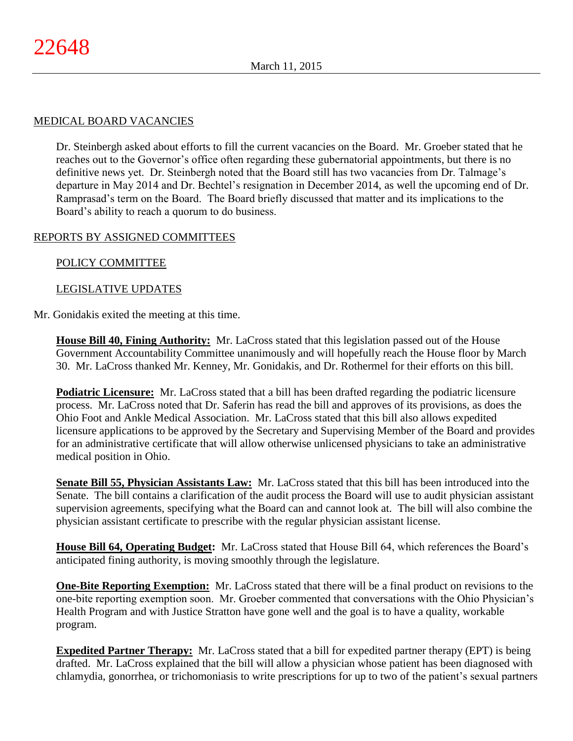## MEDICAL BOARD VACANCIES

Dr. Steinbergh asked about efforts to fill the current vacancies on the Board. Mr. Groeber stated that he reaches out to the Governor's office often regarding these gubernatorial appointments, but there is no definitive news yet. Dr. Steinbergh noted that the Board still has two vacancies from Dr. Talmage's departure in May 2014 and Dr. Bechtel's resignation in December 2014, as well the upcoming end of Dr. Ramprasad's term on the Board. The Board briefly discussed that matter and its implications to the Board's ability to reach a quorum to do business.

## REPORTS BY ASSIGNED COMMITTEES

### POLICY COMMITTEE

### LEGISLATIVE UPDATES

Mr. Gonidakis exited the meeting at this time.

**House Bill 40, Fining Authority:** Mr. LaCross stated that this legislation passed out of the House Government Accountability Committee unanimously and will hopefully reach the House floor by March 30. Mr. LaCross thanked Mr. Kenney, Mr. Gonidakis, and Dr. Rothermel for their efforts on this bill.

**Podiatric Licensure:** Mr. LaCross stated that a bill has been drafted regarding the podiatric licensure process. Mr. LaCross noted that Dr. Saferin has read the bill and approves of its provisions, as does the Ohio Foot and Ankle Medical Association. Mr. LaCross stated that this bill also allows expedited licensure applications to be approved by the Secretary and Supervising Member of the Board and provides for an administrative certificate that will allow otherwise unlicensed physicians to take an administrative medical position in Ohio.

**Senate Bill 55, Physician Assistants Law:** Mr. LaCross stated that this bill has been introduced into the Senate. The bill contains a clarification of the audit process the Board will use to audit physician assistant supervision agreements, specifying what the Board can and cannot look at. The bill will also combine the physician assistant certificate to prescribe with the regular physician assistant license.

**House Bill 64, Operating Budget:** Mr. LaCross stated that House Bill 64, which references the Board's anticipated fining authority, is moving smoothly through the legislature.

**One-Bite Reporting Exemption:** Mr. LaCross stated that there will be a final product on revisions to the one-bite reporting exemption soon. Mr. Groeber commented that conversations with the Ohio Physician's Health Program and with Justice Stratton have gone well and the goal is to have a quality, workable program.

**Expedited Partner Therapy:** Mr. LaCross stated that a bill for expedited partner therapy (EPT) is being drafted. Mr. LaCross explained that the bill will allow a physician whose patient has been diagnosed with chlamydia, gonorrhea, or trichomoniasis to write prescriptions for up to two of the patient's sexual partners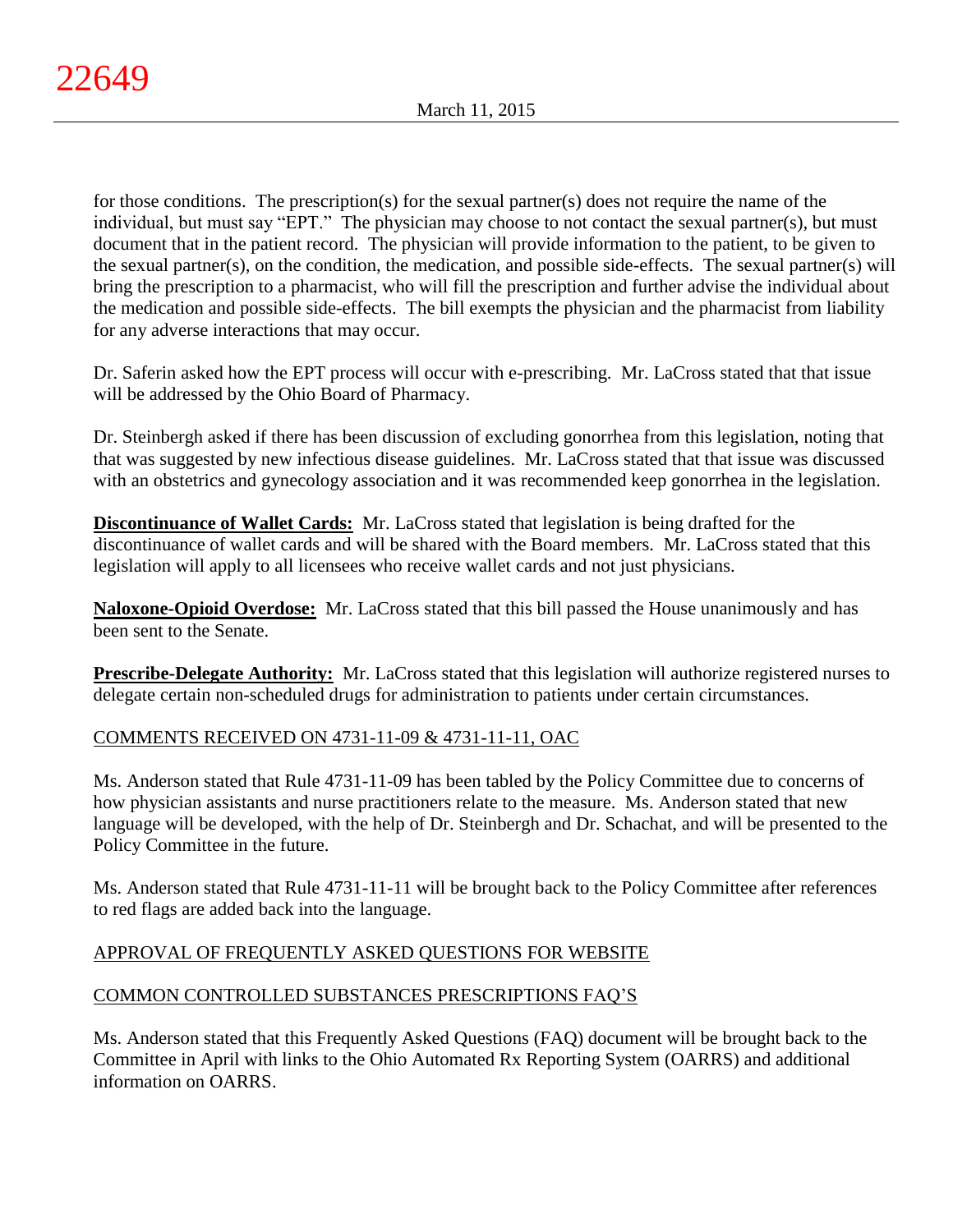for those conditions. The prescription(s) for the sexual partner(s) does not require the name of the individual, but must say "EPT." The physician may choose to not contact the sexual partner(s), but must document that in the patient record. The physician will provide information to the patient, to be given to the sexual partner(s), on the condition, the medication, and possible side-effects. The sexual partner(s) will bring the prescription to a pharmacist, who will fill the prescription and further advise the individual about the medication and possible side-effects. The bill exempts the physician and the pharmacist from liability for any adverse interactions that may occur.

Dr. Saferin asked how the EPT process will occur with e-prescribing. Mr. LaCross stated that that issue will be addressed by the Ohio Board of Pharmacy.

Dr. Steinbergh asked if there has been discussion of excluding gonorrhea from this legislation, noting that that was suggested by new infectious disease guidelines. Mr. LaCross stated that that issue was discussed with an obstetrics and gynecology association and it was recommended keep gonorrhea in the legislation.

**Discontinuance of Wallet Cards:** Mr. LaCross stated that legislation is being drafted for the discontinuance of wallet cards and will be shared with the Board members. Mr. LaCross stated that this legislation will apply to all licensees who receive wallet cards and not just physicians.

**Naloxone-Opioid Overdose:** Mr. LaCross stated that this bill passed the House unanimously and has been sent to the Senate.

**Prescribe-Delegate Authority:** Mr. LaCross stated that this legislation will authorize registered nurses to delegate certain non-scheduled drugs for administration to patients under certain circumstances.

## COMMENTS RECEIVED ON 4731-11-09 & 4731-11-11, OAC

Ms. Anderson stated that Rule 4731-11-09 has been tabled by the Policy Committee due to concerns of how physician assistants and nurse practitioners relate to the measure. Ms. Anderson stated that new language will be developed, with the help of Dr. Steinbergh and Dr. Schachat, and will be presented to the Policy Committee in the future.

Ms. Anderson stated that Rule 4731-11-11 will be brought back to the Policy Committee after references to red flags are added back into the language.

## APPROVAL OF FREQUENTLY ASKED QUESTIONS FOR WEBSITE

## COMMON CONTROLLED SUBSTANCES PRESCRIPTIONS FAQ'S

Ms. Anderson stated that this Frequently Asked Questions (FAQ) document will be brought back to the Committee in April with links to the Ohio Automated Rx Reporting System (OARRS) and additional information on OARRS.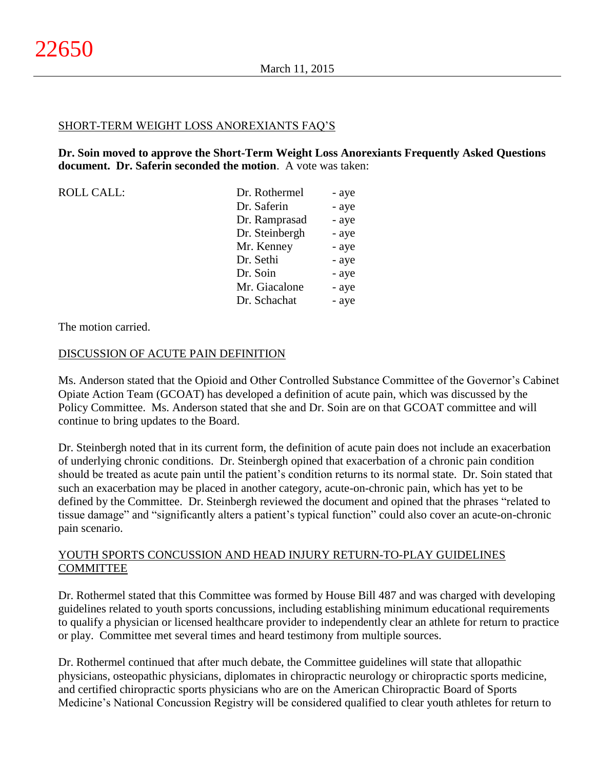## SHORT-TERM WEIGHT LOSS ANOREXIANTS FAQ'S

**Dr. Soin moved to approve the Short-Term Weight Loss Anorexiants Frequently Asked Questions document. Dr. Saferin seconded the motion**. A vote was taken:

| ROLL CALL: | | |
|---|---|---|
| | Dr. Rothermel | - aye |
| | Dr. Saferin | - aye |
| | Dr. Ramprasad | - aye |
| | Dr. Steinbergh | - aye |
| | Mr. Kenney | - aye |
| | Dr. Sethi | - aye |
| | Dr. Soin | - aye |
| | Mr. Giacalone | - aye |
| | Dr. Schachat | - aye |

The motion carried.

## DISCUSSION OF ACUTE PAIN DEFINITION

Ms. Anderson stated that the Opioid and Other Controlled Substance Committee of the Governor's Cabinet Opiate Action Team (GCOAT) has developed a definition of acute pain, which was discussed by the Policy Committee. Ms. Anderson stated that she and Dr. Soin are on that GCOAT committee and will continue to bring updates to the Board.

Dr. Steinbergh noted that in its current form, the definition of acute pain does not include an exacerbation of underlying chronic conditions. Dr. Steinbergh opined that exacerbation of a chronic pain condition should be treated as acute pain until the patient's condition returns to its normal state. Dr. Soin stated that such an exacerbation may be placed in another category, acute-on-chronic pain, which has yet to be defined by the Committee. Dr. Steinbergh reviewed the document and opined that the phrases "related to tissue damage" and "significantly alters a patient's typical function" could also cover an acute-on-chronic pain scenario.

## YOUTH SPORTS CONCUSSION AND HEAD INJURY RETURN-TO-PLAY GUIDELINES COMMITTEE

Dr. Rothermel stated that this Committee was formed by House Bill 487 and was charged with developing guidelines related to youth sports concussions, including establishing minimum educational requirements to qualify a physician or licensed healthcare provider to independently clear an athlete for return to practice or play. Committee met several times and heard testimony from multiple sources.

Dr. Rothermel continued that after much debate, the Committee guidelines will state that allopathic physicians, osteopathic physicians, diplomates in chiropractic neurology or chiropractic sports medicine, and certified chiropractic sports physicians who are on the American Chiropractic Board of Sports Medicine's National Concussion Registry will be considered qualified to clear youth athletes for return to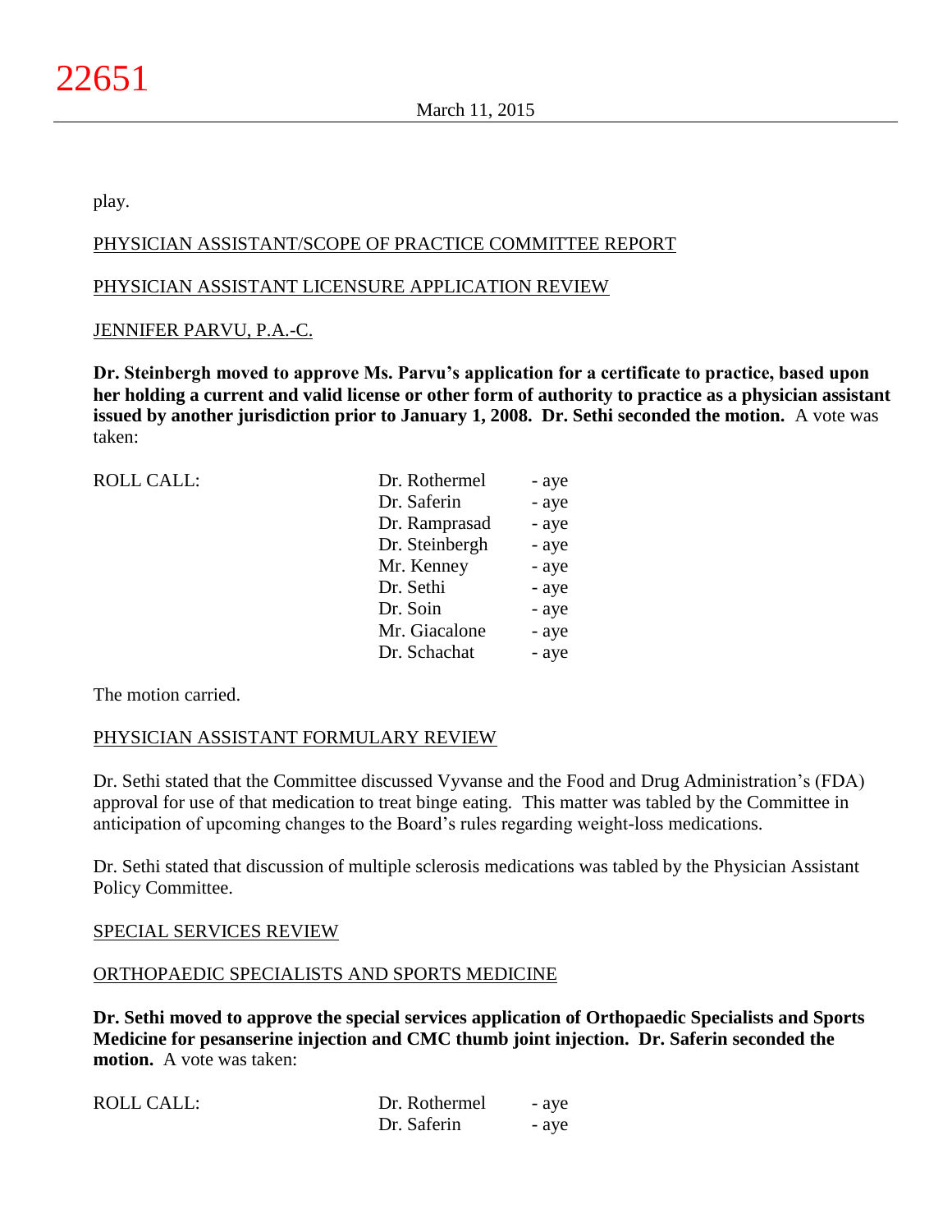play.

PHYSICIAN ASSISTANT/SCOPE OF PRACTICE COMMITTEE REPORT

PHYSICIAN ASSISTANT LICENSURE APPLICATION REVIEW

JENNIFER PARVU, P.A.-C.

**Dr. Steinbergh moved to approve Ms. Parvu's application for a certificate to practice, based upon her holding a current and valid license or other form of authority to practice as a physician assistant issued by another jurisdiction prior to January 1, 2008. Dr. Sethi seconded the motion.** A vote was taken:

| ROLL CALL: | Dr. Rothermel | - aye |
|---|---|---|
| | Dr. Saferin | - aye |
| | Dr. Ramprasad | - aye |
| | Dr. Steinbergh | - aye |
| | Mr. Kenney | - aye |
| | Dr. Sethi | - aye |
| | Dr. Soin | - aye |
| | Mr. Giacalone | - aye |
| | Dr. Schachat | - aye |

The motion carried.

PHYSICIAN ASSISTANT FORMULARY REVIEW

Dr. Sethi stated that the Committee discussed Vyvanse and the Food and Drug Administration's (FDA) approval for use of that medication to treat binge eating. This matter was tabled by the Committee in anticipation of upcoming changes to the Board's rules regarding weight-loss medications.

Dr. Sethi stated that discussion of multiple sclerosis medications was tabled by the Physician Assistant Policy Committee.

SPECIAL SERVICES REVIEW

ORTHOPAEDIC SPECIALISTS AND SPORTS MEDICINE

**Dr. Sethi moved to approve the special services application of Orthopaedic Specialists and Sports Medicine for pesanserine injection and CMC thumb joint injection. Dr. Saferin seconded the motion.** A vote was taken:

| ROLL CALL: | Dr. Rothermel | - aye |
|---|---|---|
| | Dr. Saferin | - aye |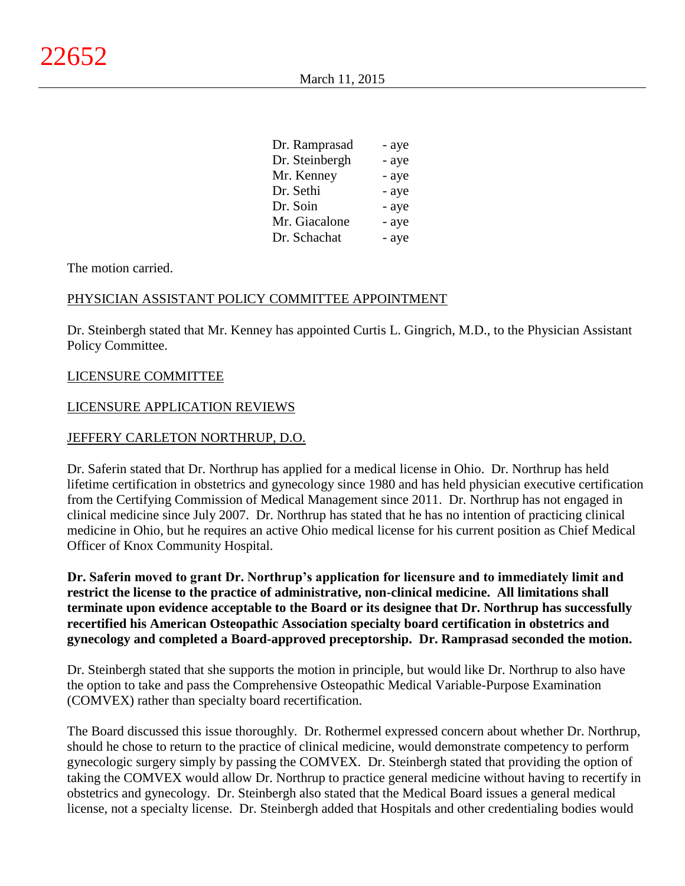| | |
|---|---|
| Dr. Ramprasad | - aye |
| Dr. Steinbergh | - aye |
| Mr. Kenney | - aye |
| Dr. Sethi | - aye |
| Dr. Soin | - aye |
| Mr. Giacalone | - aye |
| Dr. Schachat | - aye |

The motion carried.

PHYSICIAN ASSISTANT POLICY COMMITTEE APPOINTMENT

Dr. Steinbergh stated that Mr. Kenney has appointed Curtis L. Gingrich, M.D., to the Physician Assistant Policy Committee.

LICENSURE COMMITTEE

LICENSURE APPLICATION REVIEWS

JEFFERY CARLETON NORTHRUP, D.O.

Dr. Saferin stated that Dr. Northrup has applied for a medical license in Ohio. Dr. Northrup has held lifetime certification in obstetrics and gynecology since 1980 and has held physician executive certification from the Certifying Commission of Medical Management since 2011. Dr. Northrup has not engaged in clinical medicine since July 2007. Dr. Northrup has stated that he has no intention of practicing clinical medicine in Ohio, but he requires an active Ohio medical license for his current position as Chief Medical Officer of Knox Community Hospital.

**Dr. Saferin moved to grant Dr. Northrup's application for licensure and to immediately limit and restrict the license to the practice of administrative, non-clinical medicine. All limitations shall terminate upon evidence acceptable to the Board or its designee that Dr. Northrup has successfully recertified his American Osteopathic Association specialty board certification in obstetrics and gynecology and completed a Board-approved preceptorship. Dr. Ramprasad seconded the motion.**

Dr. Steinbergh stated that she supports the motion in principle, but would like Dr. Northrup to also have the option to take and pass the Comprehensive Osteopathic Medical Variable-Purpose Examination (COMVEX) rather than specialty board recertification.

The Board discussed this issue thoroughly. Dr. Rothermel expressed concern about whether Dr. Northrup, should he chose to return to the practice of clinical medicine, would demonstrate competency to perform gynecologic surgery simply by passing the COMVEX. Dr. Steinbergh stated that providing the option of taking the COMVEX would allow Dr. Northrup to practice general medicine without having to recertify in obstetrics and gynecology. Dr. Steinbergh also stated that the Medical Board issues a general medical license, not a specialty license. Dr. Steinbergh added that Hospitals and other credentialing bodies would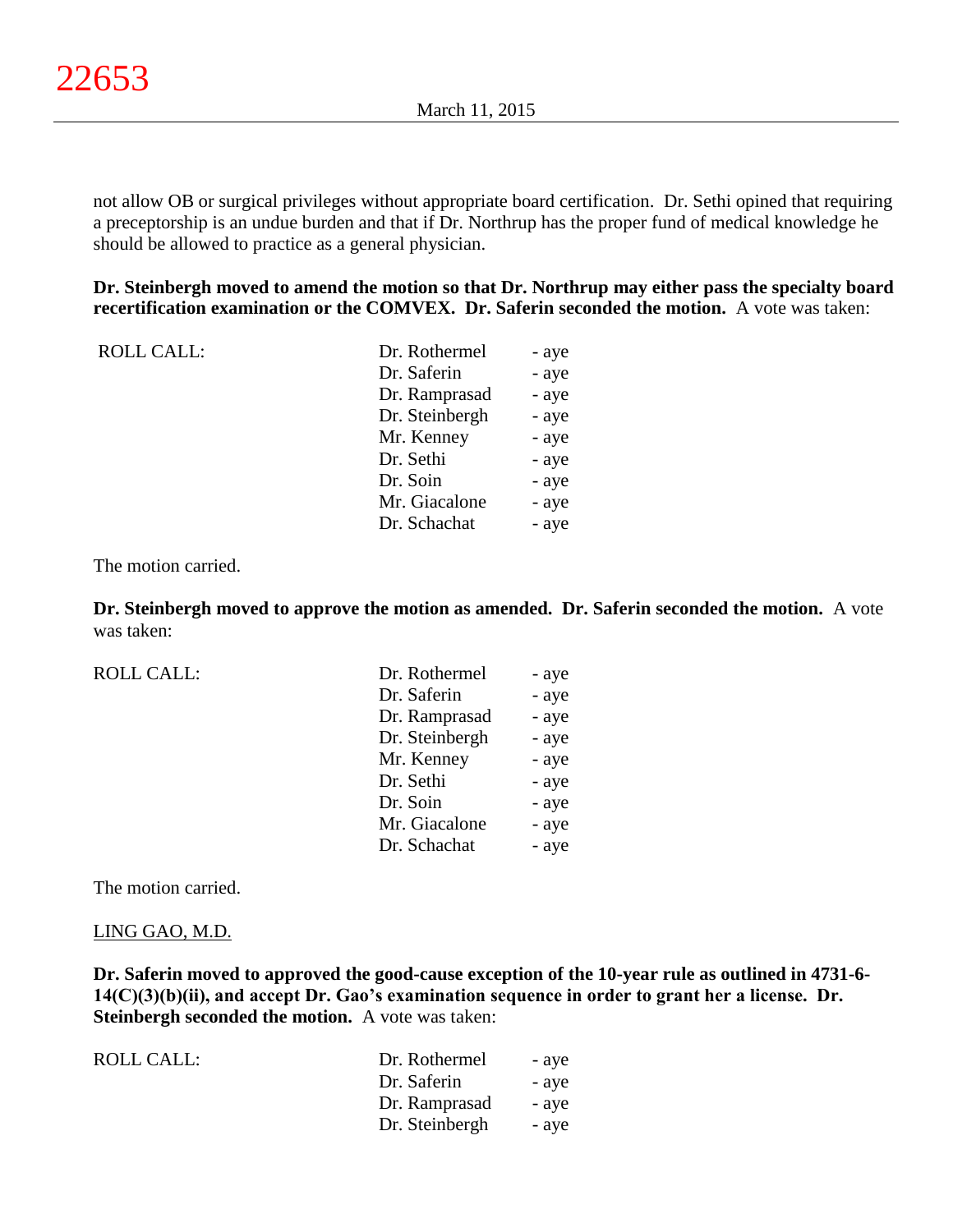not allow OB or surgical privileges without appropriate board certification. Dr. Sethi opined that requiring a preceptorship is an undue burden and that if Dr. Northrup has the proper fund of medical knowledge he should be allowed to practice as a general physician.

**Dr. Steinbergh moved to amend the motion so that Dr. Northrup may either pass the specialty board recertification examination or the COMVEX. Dr. Saferin seconded the motion.** A vote was taken:

| ROLL CALL: | Dr. Rothermel | - aye |
|---|---|---|
| | Dr. Saferin | - aye |
| | Dr. Ramprasad | - aye |
| | Dr. Steinbergh | - aye |
| | Mr. Kenney | - aye |
| | Dr. Sethi | - aye |
| | Dr. Soin | - aye |
| | Mr. Giacalone | - aye |
| | Dr. Schachat | - aye |

The motion carried.

**Dr. Steinbergh moved to approve the motion as amended. Dr. Saferin seconded the motion.** A vote was taken:

| ROLL CALL: | Dr. Rothermel | - aye |
|---|---|---|
| | Dr. Saferin | - aye |
| | Dr. Ramprasad | - aye |
| | Dr. Steinbergh | - aye |
| | Mr. Kenney | - aye |
| | Dr. Sethi | - aye |
| | Dr. Soin | - aye |
| | Mr. Giacalone | - aye |
| | Dr. Schachat | - aye |

The motion carried.

LING GAO, M.D.

**Dr. Saferin moved to approved the good-cause exception of the 10-year rule as outlined in 4731-6-14(C)(3)(b)(ii), and accept Dr. Gao's examination sequence in order to grant her a license. Dr. Steinbergh seconded the motion.** A vote was taken:

| ROLL CALL: | Dr. Rothermel | - aye |
|---|---|---|
| | Dr. Saferin | - aye |
| | Dr. Ramprasad | - aye |
| | Dr. Steinbergh | - aye |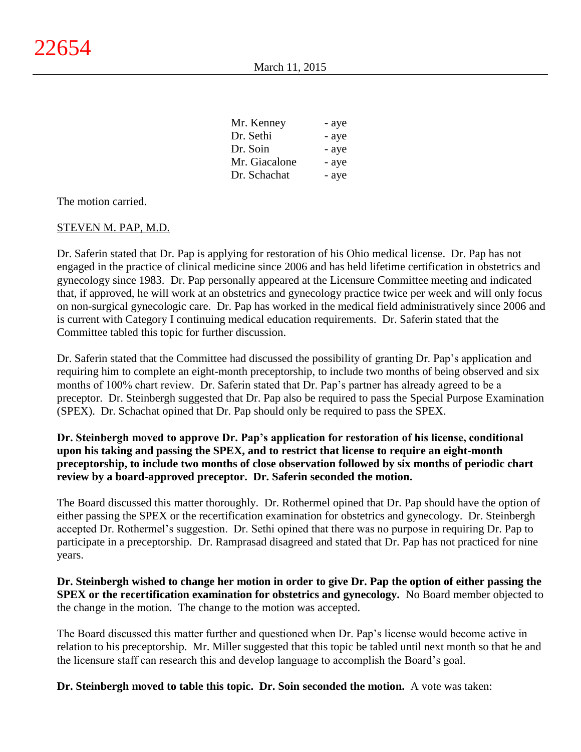| | |
|---|---|
| Mr. Kenney | - aye |
| Dr. Sethi | - aye |
| Dr. Soin | - aye |
| Mr. Giacalone | - aye |
| Dr. Schachat | - aye |

The motion carried.

STEVEN M. PAP, M.D.

Dr. Saferin stated that Dr. Pap is applying for restoration of his Ohio medical license. Dr. Pap has not engaged in the practice of clinical medicine since 2006 and has held lifetime certification in obstetrics and gynecology since 1983. Dr. Pap personally appeared at the Licensure Committee meeting and indicated that, if approved, he will work at an obstetrics and gynecology practice twice per week and will only focus on non-surgical gynecologic care. Dr. Pap has worked in the medical field administratively since 2006 and is current with Category I continuing medical education requirements. Dr. Saferin stated that the Committee tabled this topic for further discussion.

Dr. Saferin stated that the Committee had discussed the possibility of granting Dr. Pap's application and requiring him to complete an eight-month preceptorship, to include two months of being observed and six months of 100% chart review. Dr. Saferin stated that Dr. Pap's partner has already agreed to be a preceptor. Dr. Steinbergh suggested that Dr. Pap also be required to pass the Special Purpose Examination (SPEX). Dr. Schachat opined that Dr. Pap should only be required to pass the SPEX.

**Dr. Steinbergh moved to approve Dr. Pap's application for restoration of his license, conditional upon his taking and passing the SPEX, and to restrict that license to require an eight-month preceptorship, to include two months of close observation followed by six months of periodic chart review by a board-approved preceptor. Dr. Saferin seconded the motion.**

The Board discussed this matter thoroughly. Dr. Rothermel opined that Dr. Pap should have the option of either passing the SPEX or the recertification examination for obstetrics and gynecology. Dr. Steinbergh accepted Dr. Rothermel's suggestion. Dr. Sethi opined that there was no purpose in requiring Dr. Pap to participate in a preceptorship. Dr. Ramprasad disagreed and stated that Dr. Pap has not practiced for nine years.

**Dr. Steinbergh wished to change her motion in order to give Dr. Pap the option of either passing the SPEX or the recertification examination for obstetrics and gynecology.** No Board member objected to the change in the motion. The change to the motion was accepted.

The Board discussed this matter further and questioned when Dr. Pap's license would become active in relation to his preceptorship. Mr. Miller suggested that this topic be tabled until next month so that he and the licensure staff can research this and develop language to accomplish the Board's goal.

**Dr. Steinbergh moved to table this topic. Dr. Soin seconded the motion.** A vote was taken: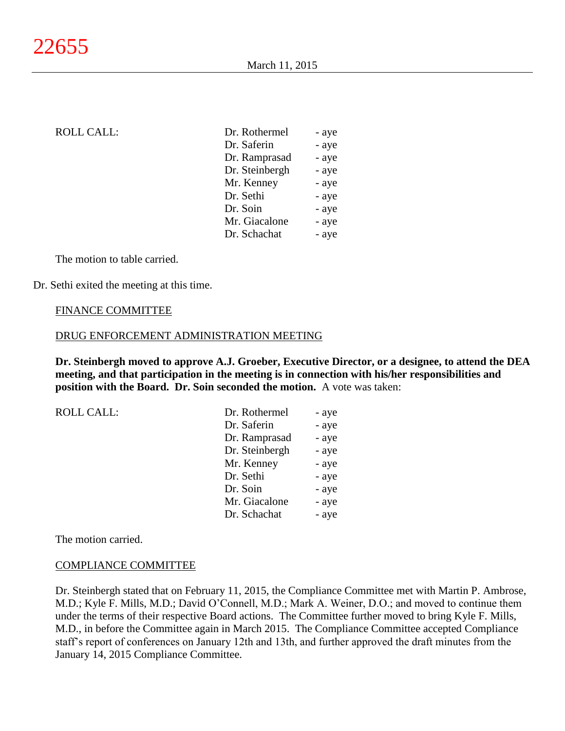| ROLL CALL: | Dr. Rothermel | - aye |
|---|---|---|
| | Dr. Saferin | - aye |
| | Dr. Ramprasad | - aye |
| | Dr. Steinbergh | - aye |
| | Mr. Kenney | - aye |
| | Dr. Sethi | - aye |
| | Dr. Soin | - aye |
| | Mr. Giacalone | - aye |
| | Dr. Schachat | - aye |

The motion to table carried.

Dr. Sethi exited the meeting at this time.

FINANCE COMMITTEE

DRUG ENFORCEMENT ADMINISTRATION MEETING

**Dr. Steinbergh moved to approve A.J. Groeber, Executive Director, or a designee, to attend the DEA meeting, and that participation in the meeting is in connection with his/her responsibilities and position with the Board. Dr. Soin seconded the motion.** A vote was taken:

| ROLL CALL: | Dr. Rothermel | - aye |
|---|---|---|
| | Dr. Saferin | - aye |
| | Dr. Ramprasad | - aye |
| | Dr. Steinbergh | - aye |
| | Mr. Kenney | - aye |
| | Dr. Sethi | - aye |
| | Dr. Soin | - aye |
| | Mr. Giacalone | - aye |
| | Dr. Schachat | - aye |

The motion carried.

COMPLIANCE COMMITTEE

Dr. Steinbergh stated that on February 11, 2015, the Compliance Committee met with Martin P. Ambrose, M.D.; Kyle F. Mills, M.D.; David O'Connell, M.D.; Mark A. Weiner, D.O.; and moved to continue them under the terms of their respective Board actions. The Committee further moved to bring Kyle F. Mills, M.D., in before the Committee again in March 2015. The Compliance Committee accepted Compliance staff's report of conferences on January 12th and 13th, and further approved the draft minutes from the January 14, 2015 Compliance Committee.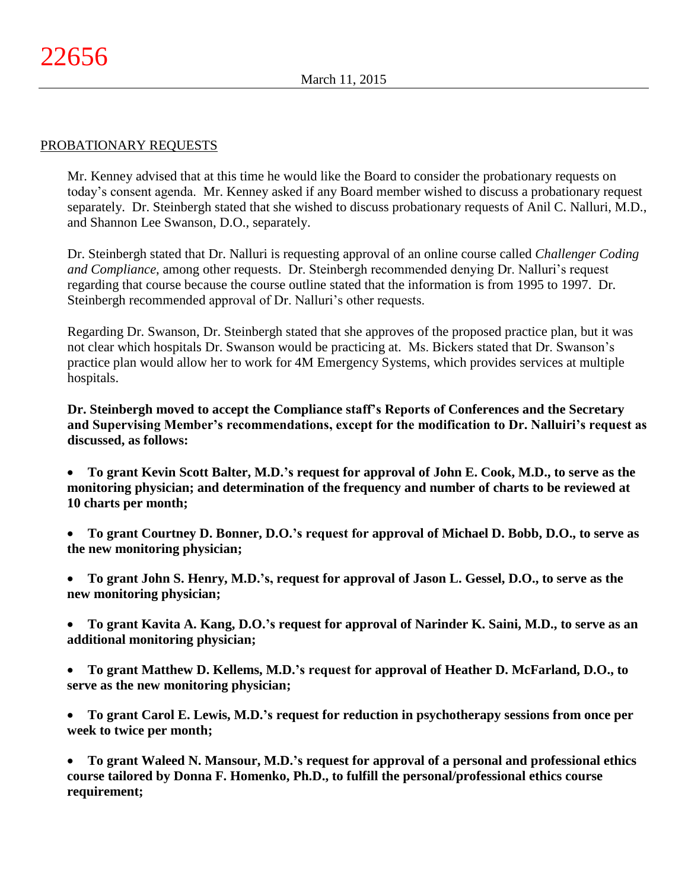PROBATIONARY REQUESTS

Mr. Kenney advised that at this time he would like the Board to consider the probationary requests on today's consent agenda. Mr. Kenney asked if any Board member wished to discuss a probationary request separately. Dr. Steinbergh stated that she wished to discuss probationary requests of Anil C. Nalluri, M.D., and Shannon Lee Swanson, D.O., separately.

Dr. Steinbergh stated that Dr. Nalluri is requesting approval of an online course called *Challenger Coding and Compliance*, among other requests. Dr. Steinbergh recommended denying Dr. Nalluri's request regarding that course because the course outline stated that the information is from 1995 to 1997. Dr. Steinbergh recommended approval of Dr. Nalluri's other requests.

Regarding Dr. Swanson, Dr. Steinbergh stated that she approves of the proposed practice plan, but it was not clear which hospitals Dr. Swanson would be practicing at. Ms. Bickers stated that Dr. Swanson's practice plan would allow her to work for 4M Emergency Systems, which provides services at multiple hospitals.

**Dr. Steinbergh moved to accept the Compliance staff's Reports of Conferences and the Secretary and Supervising Member's recommendations, except for the modification to Dr. Nalluiri's request as discussed, as follows:**

- **To grant Kevin Scott Balter, M.D.'s request for approval of John E. Cook, M.D., to serve as the monitoring physician; and determination of the frequency and number of charts to be reviewed at 10 charts per month;**
- **To grant Courtney D. Bonner, D.O.'s request for approval of Michael D. Bobb, D.O., to serve as the new monitoring physician;**
- **To grant John S. Henry, M.D.'s, request for approval of Jason L. Gessel, D.O., to serve as the new monitoring physician;**
- **To grant Kavita A. Kang, D.O.'s request for approval of Narinder K. Saini, M.D., to serve as an additional monitoring physician;**
- **To grant Matthew D. Kellems, M.D.'s request for approval of Heather D. McFarland, D.O., to serve as the new monitoring physician;**
- **To grant Carol E. Lewis, M.D.'s request for reduction in psychotherapy sessions from once per week to twice per month;**
- **To grant Waleed N. Mansour, M.D.'s request for approval of a personal and professional ethics course tailored by Donna F. Homenko, Ph.D., to fulfill the personal/professional ethics course requirement;**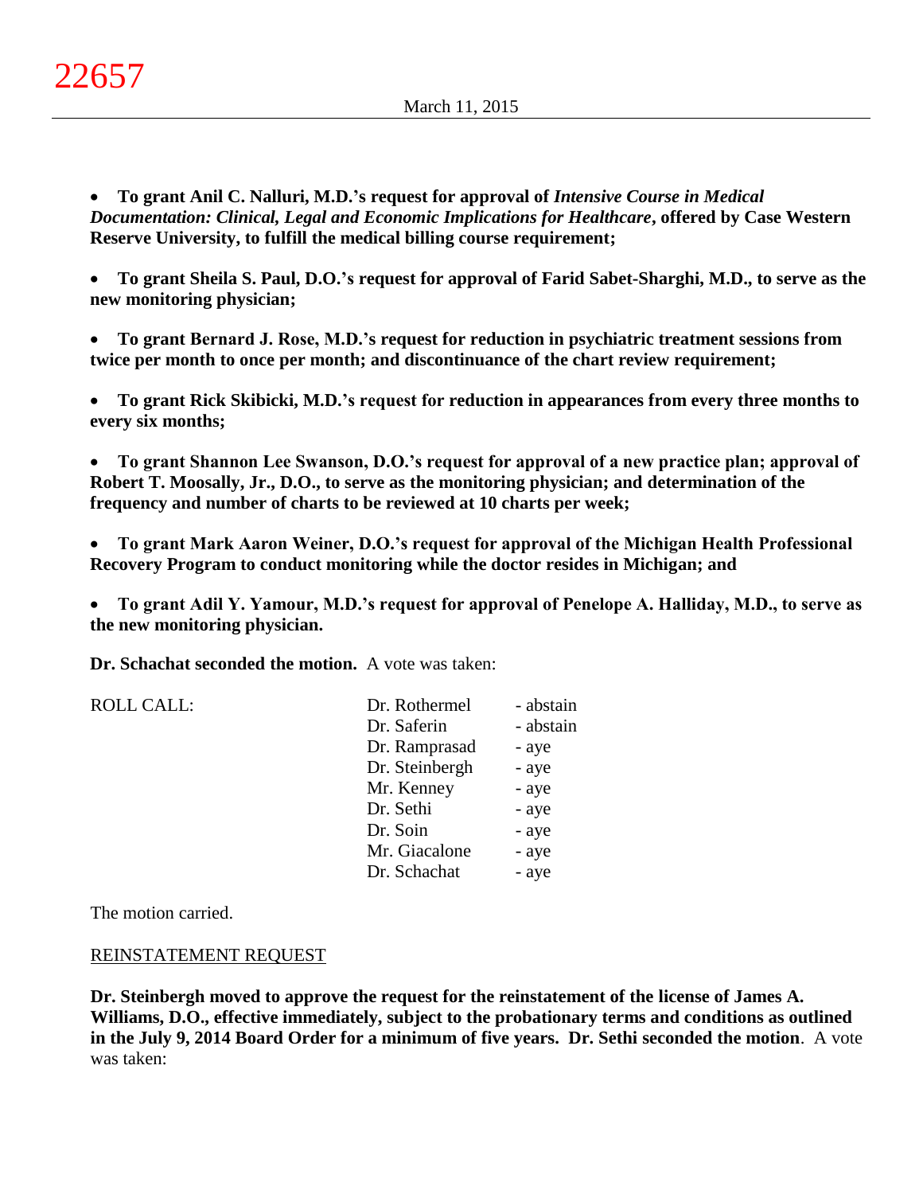- **To grant Anil C. Nalluri, M.D.'s request for approval of *Intensive Course in Medical Documentation: Clinical, Legal and Economic Implications for Healthcare*, offered by Case Western Reserve University, to fulfill the medical billing course requirement;**

- **To grant Sheila S. Paul, D.O.'s request for approval of Farid Sabet-Sharghi, M.D., to serve as the new monitoring physician;**

- **To grant Bernard J. Rose, M.D.'s request for reduction in psychiatric treatment sessions from twice per month to once per month; and discontinuance of the chart review requirement;**

- **To grant Rick Skibicki, M.D.'s request for reduction in appearances from every three months to every six months;**

- **To grant Shannon Lee Swanson, D.O.'s request for approval of a new practice plan; approval of Robert T. Moosally, Jr., D.O., to serve as the monitoring physician; and determination of the frequency and number of charts to be reviewed at 10 charts per week;**

- **To grant Mark Aaron Weiner, D.O.'s request for approval of the Michigan Health Professional Recovery Program to conduct monitoring while the doctor resides in Michigan; and**

- **To grant Adil Y. Yamour, M.D.'s request for approval of Penelope A. Halliday, M.D., to serve as the new monitoring physician.**

**Dr. Schachat seconded the motion.** A vote was taken:

| ROLL CALL: | | |
|---|---|---|
| | Dr. Rothermel | - abstain |
| | Dr. Saferin | - abstain |
| | Dr. Ramprasad | - aye |
| | Dr. Steinbergh | - aye |
| | Mr. Kenney | - aye |
| | Dr. Sethi | - aye |
| | Dr. Soin | - aye |
| | Mr. Giacalone | - aye |
| | Dr. Schachat | - aye |

The motion carried.

REINSTATEMENT REQUEST

**Dr. Steinbergh moved to approve the request for the reinstatement of the license of James A. Williams, D.O., effective immediately, subject to the probationary terms and conditions as outlined in the July 9, 2014 Board Order for a minimum of five years. Dr. Sethi seconded the motion**. A vote was taken: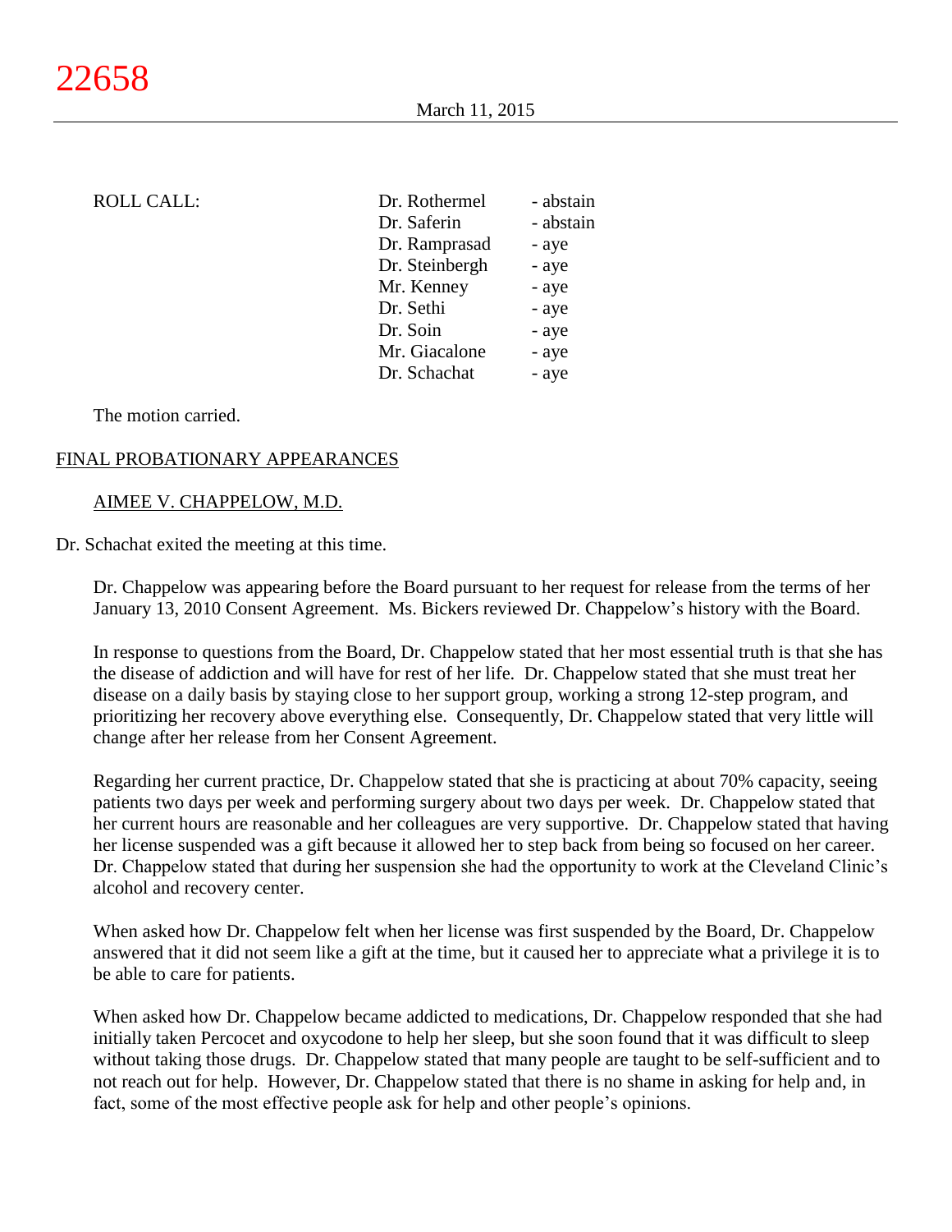ROLL CALL:

| | |
|---|---|
| Dr. Rothermel | - abstain |
| Dr. Saferin | - abstain |
| Dr. Ramprasad | - aye |
| Dr. Steinbergh | - aye |
| Mr. Kenney | - aye |
| Dr. Sethi | - aye |
| Dr. Soin | - aye |
| Mr. Giacalone | - aye |
| Dr. Schachat | - aye |

The motion carried.

FINAL PROBATIONARY APPEARANCES

AIMEE V. CHAPPELOW, M.D.

Dr. Schachat exited the meeting at this time.

Dr. Chappelow was appearing before the Board pursuant to her request for release from the terms of her January 13, 2010 Consent Agreement. Ms. Bickers reviewed Dr. Chappelow's history with the Board.

In response to questions from the Board, Dr. Chappelow stated that her most essential truth is that she has the disease of addiction and will have for rest of her life. Dr. Chappelow stated that she must treat her disease on a daily basis by staying close to her support group, working a strong 12-step program, and prioritizing her recovery above everything else. Consequently, Dr. Chappelow stated that very little will change after her release from her Consent Agreement.

Regarding her current practice, Dr. Chappelow stated that she is practicing at about 70% capacity, seeing patients two days per week and performing surgery about two days per week. Dr. Chappelow stated that her current hours are reasonable and her colleagues are very supportive. Dr. Chappelow stated that having her license suspended was a gift because it allowed her to step back from being so focused on her career. Dr. Chappelow stated that during her suspension she had the opportunity to work at the Cleveland Clinic's alcohol and recovery center.

When asked how Dr. Chappelow felt when her license was first suspended by the Board, Dr. Chappelow answered that it did not seem like a gift at the time, but it caused her to appreciate what a privilege it is to be able to care for patients.

When asked how Dr. Chappelow became addicted to medications, Dr. Chappelow responded that she had initially taken Percocet and oxycodone to help her sleep, but she soon found that it was difficult to sleep without taking those drugs. Dr. Chappelow stated that many people are taught to be self-sufficient and to not reach out for help. However, Dr. Chappelow stated that there is no shame in asking for help and, in fact, some of the most effective people ask for help and other people's opinions.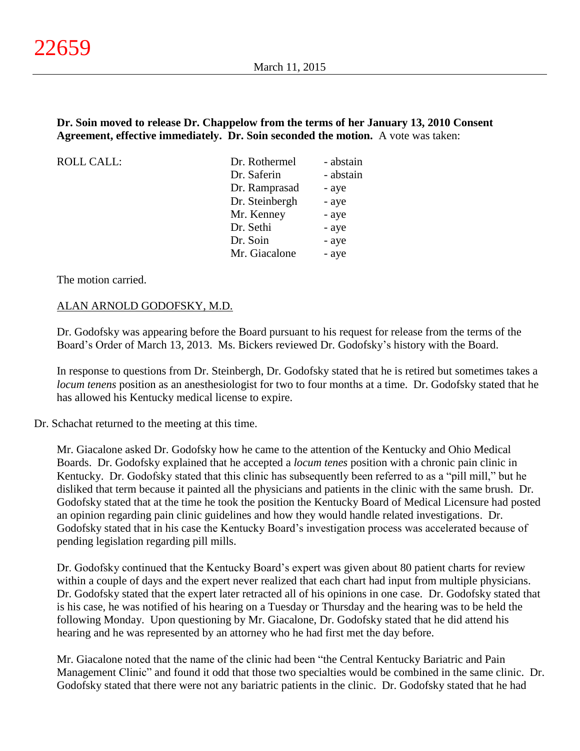**Dr. Soin moved to release Dr. Chappelow from the terms of her January 13, 2010 Consent Agreement, effective immediately. Dr. Soin seconded the motion.** A vote was taken:

| ROLL CALL: | Dr. Rothermel | - abstain |
|---|---|---|
| | Dr. Saferin | - abstain |
| | Dr. Ramprasad | - aye |
| | Dr. Steinbergh | - aye |
| | Mr. Kenney | - aye |
| | Dr. Sethi | - aye |
| | Dr. Soin | - aye |
| | Mr. Giacalone | - aye |

The motion carried.

ALAN ARNOLD GODOFSKY, M.D.

Dr. Godofsky was appearing before the Board pursuant to his request for release from the terms of the Board's Order of March 13, 2013. Ms. Bickers reviewed Dr. Godofsky's history with the Board.

In response to questions from Dr. Steinbergh, Dr. Godofsky stated that he is retired but sometimes takes a *locum tenens* position as an anesthesiologist for two to four months at a time. Dr. Godofsky stated that he has allowed his Kentucky medical license to expire.

Dr. Schachat returned to the meeting at this time.

Mr. Giacalone asked Dr. Godofsky how he came to the attention of the Kentucky and Ohio Medical Boards. Dr. Godofsky explained that he accepted a *locum tenes* position with a chronic pain clinic in Kentucky. Dr. Godofsky stated that this clinic has subsequently been referred to as a "pill mill," but he disliked that term because it painted all the physicians and patients in the clinic with the same brush. Dr. Godofsky stated that at the time he took the position the Kentucky Board of Medical Licensure had posted an opinion regarding pain clinic guidelines and how they would handle related investigations. Dr. Godofsky stated that in his case the Kentucky Board's investigation process was accelerated because of pending legislation regarding pill mills.

Dr. Godofsky continued that the Kentucky Board's expert was given about 80 patient charts for review within a couple of days and the expert never realized that each chart had input from multiple physicians. Dr. Godofsky stated that the expert later retracted all of his opinions in one case. Dr. Godofsky stated that is his case, he was notified of his hearing on a Tuesday or Thursday and the hearing was to be held the following Monday. Upon questioning by Mr. Giacalone, Dr. Godofsky stated that he did attend his hearing and he was represented by an attorney who he had first met the day before.

Mr. Giacalone noted that the name of the clinic had been "the Central Kentucky Bariatric and Pain Management Clinic" and found it odd that those two specialties would be combined in the same clinic. Dr. Godofsky stated that there were not any bariatric patients in the clinic. Dr. Godofsky stated that he had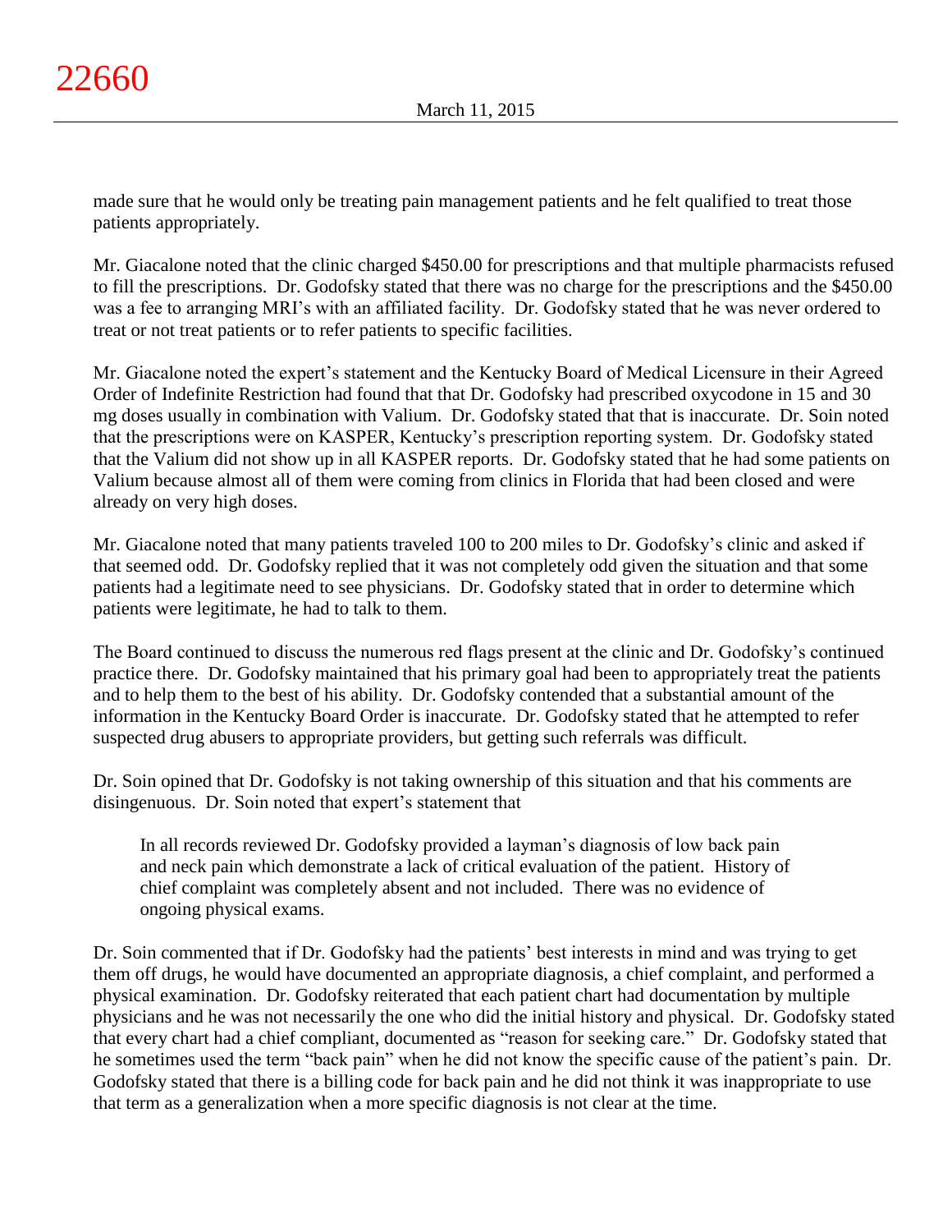made sure that he would only be treating pain management patients and he felt qualified to treat those patients appropriately.

Mr. Giacalone noted that the clinic charged $450.00 for prescriptions and that multiple pharmacists refused to fill the prescriptions. Dr. Godofsky stated that there was no charge for the prescriptions and the $450.00 was a fee to arranging MRI's with an affiliated facility. Dr. Godofsky stated that he was never ordered to treat or not treat patients or to refer patients to specific facilities.

Mr. Giacalone noted the expert's statement and the Kentucky Board of Medical Licensure in their Agreed Order of Indefinite Restriction had found that that Dr. Godofsky had prescribed oxycodone in 15 and 30 mg doses usually in combination with Valium. Dr. Godofsky stated that that is inaccurate. Dr. Soin noted that the prescriptions were on KASPER, Kentucky's prescription reporting system. Dr. Godofsky stated that the Valium did not show up in all KASPER reports. Dr. Godofsky stated that he had some patients on Valium because almost all of them were coming from clinics in Florida that had been closed and were already on very high doses.

Mr. Giacalone noted that many patients traveled 100 to 200 miles to Dr. Godofsky's clinic and asked if that seemed odd. Dr. Godofsky replied that it was not completely odd given the situation and that some patients had a legitimate need to see physicians. Dr. Godofsky stated that in order to determine which patients were legitimate, he had to talk to them.

The Board continued to discuss the numerous red flags present at the clinic and Dr. Godofsky's continued practice there. Dr. Godofsky maintained that his primary goal had been to appropriately treat the patients and to help them to the best of his ability. Dr. Godofsky contended that a substantial amount of the information in the Kentucky Board Order is inaccurate. Dr. Godofsky stated that he attempted to refer suspected drug abusers to appropriate providers, but getting such referrals was difficult.

Dr. Soin opined that Dr. Godofsky is not taking ownership of this situation and that his comments are disingenuous. Dr. Soin noted that expert's statement that

> In all records reviewed Dr. Godofsky provided a layman's diagnosis of low back pain and neck pain which demonstrate a lack of critical evaluation of the patient. History of chief complaint was completely absent and not included. There was no evidence of ongoing physical exams.

Dr. Soin commented that if Dr. Godofsky had the patients' best interests in mind and was trying to get them off drugs, he would have documented an appropriate diagnosis, a chief complaint, and performed a physical examination. Dr. Godofsky reiterated that each patient chart had documentation by multiple physicians and he was not necessarily the one who did the initial history and physical. Dr. Godofsky stated that every chart had a chief compliant, documented as "reason for seeking care." Dr. Godofsky stated that he sometimes used the term "back pain" when he did not know the specific cause of the patient's pain. Dr. Godofsky stated that there is a billing code for back pain and he did not think it was inappropriate to use that term as a generalization when a more specific diagnosis is not clear at the time.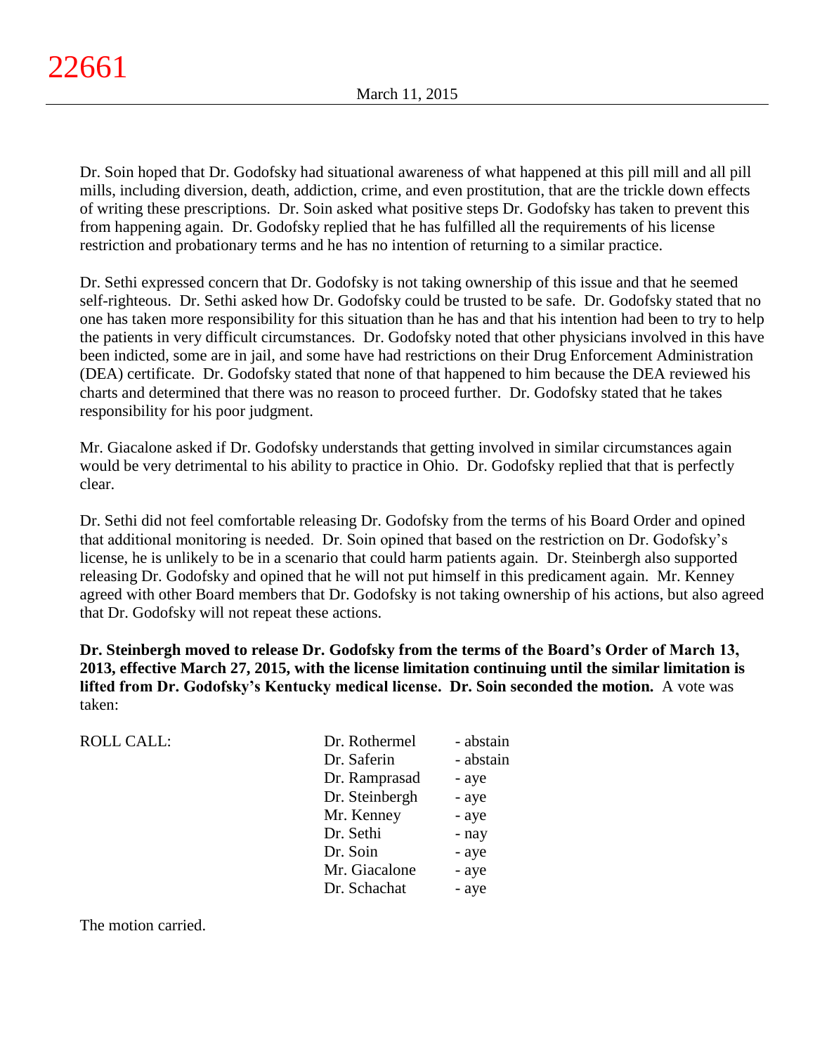Dr. Soin hoped that Dr. Godofsky had situational awareness of what happened at this pill mill and all pill mills, including diversion, death, addiction, crime, and even prostitution, that are the trickle down effects of writing these prescriptions. Dr. Soin asked what positive steps Dr. Godofsky has taken to prevent this from happening again. Dr. Godofsky replied that he has fulfilled all the requirements of his license restriction and probationary terms and he has no intention of returning to a similar practice.

Dr. Sethi expressed concern that Dr. Godofsky is not taking ownership of this issue and that he seemed self-righteous. Dr. Sethi asked how Dr. Godofsky could be trusted to be safe. Dr. Godofsky stated that no one has taken more responsibility for this situation than he has and that his intention had been to try to help the patients in very difficult circumstances. Dr. Godofsky noted that other physicians involved in this have been indicted, some are in jail, and some have had restrictions on their Drug Enforcement Administration (DEA) certificate. Dr. Godofsky stated that none of that happened to him because the DEA reviewed his charts and determined that there was no reason to proceed further. Dr. Godofsky stated that he takes responsibility for his poor judgment.

Mr. Giacalone asked if Dr. Godofsky understands that getting involved in similar circumstances again would be very detrimental to his ability to practice in Ohio. Dr. Godofsky replied that that is perfectly clear.

Dr. Sethi did not feel comfortable releasing Dr. Godofsky from the terms of his Board Order and opined that additional monitoring is needed. Dr. Soin opined that based on the restriction on Dr. Godofsky's license, he is unlikely to be in a scenario that could harm patients again. Dr. Steinbergh also supported releasing Dr. Godofsky and opined that he will not put himself in this predicament again. Mr. Kenney agreed with other Board members that Dr. Godofsky is not taking ownership of his actions, but also agreed that Dr. Godofsky will not repeat these actions.

**Dr. Steinbergh moved to release Dr. Godofsky from the terms of the Board's Order of March 13, 2013, effective March 27, 2015, with the license limitation continuing until the similar limitation is lifted from Dr. Godofsky's Kentucky medical license. Dr. Soin seconded the motion.** A vote was taken:

| ROLL CALL: | | |
|---|---|---|
| | Dr. Rothermel | - abstain |
| | Dr. Saferin | - abstain |
| | Dr. Ramprasad | - aye |
| | Dr. Steinbergh | - aye |
| | Mr. Kenney | - aye |
| | Dr. Sethi | - nay |
| | Dr. Soin | - aye |
| | Mr. Giacalone | - aye |
| | Dr. Schachat | - aye |

The motion carried.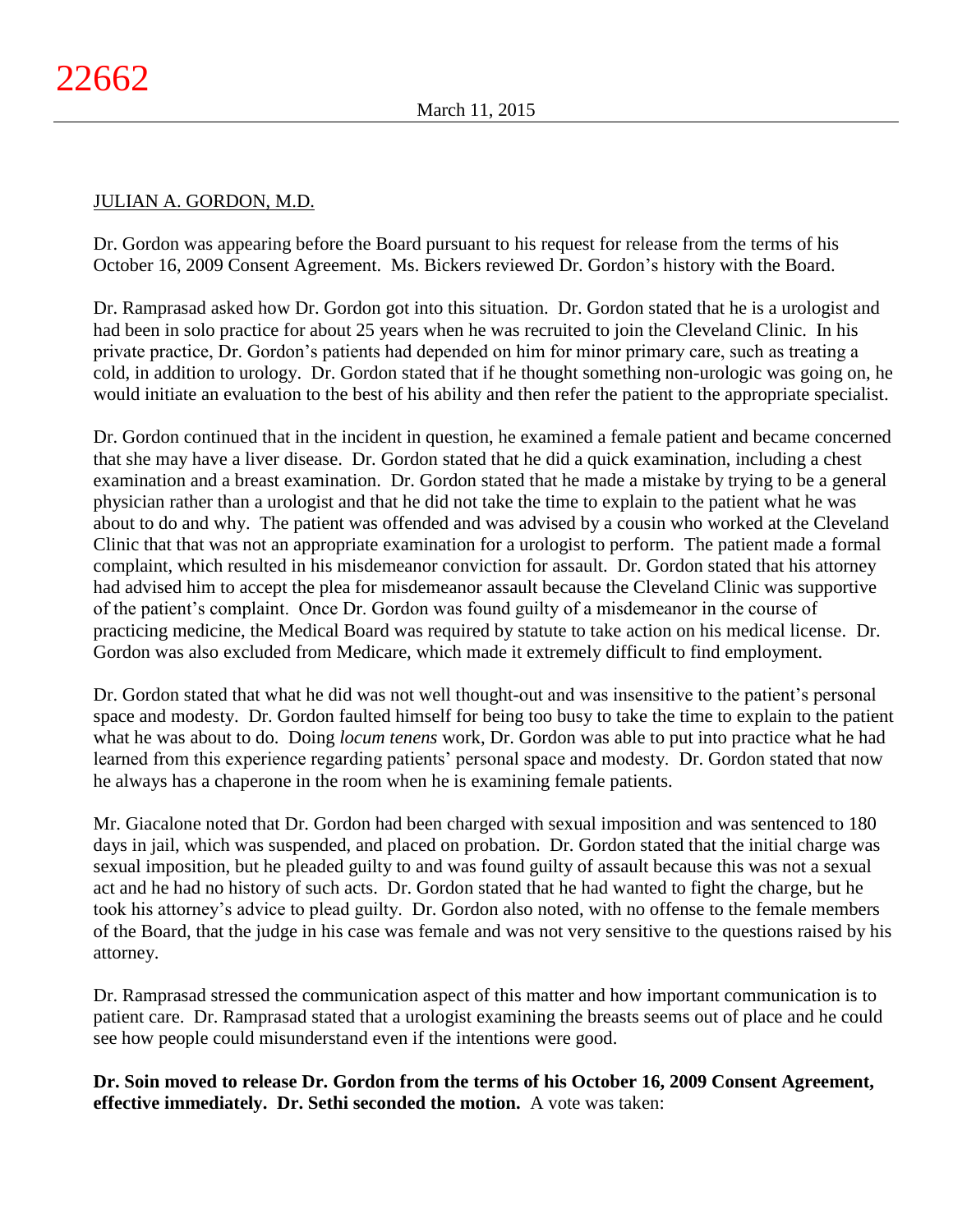JULIAN A. GORDON, M.D.

Dr. Gordon was appearing before the Board pursuant to his request for release from the terms of his October 16, 2009 Consent Agreement. Ms. Bickers reviewed Dr. Gordon's history with the Board.

Dr. Ramprasad asked how Dr. Gordon got into this situation. Dr. Gordon stated that he is a urologist and had been in solo practice for about 25 years when he was recruited to join the Cleveland Clinic. In his private practice, Dr. Gordon's patients had depended on him for minor primary care, such as treating a cold, in addition to urology. Dr. Gordon stated that if he thought something non-urologic was going on, he would initiate an evaluation to the best of his ability and then refer the patient to the appropriate specialist.

Dr. Gordon continued that in the incident in question, he examined a female patient and became concerned that she may have a liver disease. Dr. Gordon stated that he did a quick examination, including a chest examination and a breast examination. Dr. Gordon stated that he made a mistake by trying to be a general physician rather than a urologist and that he did not take the time to explain to the patient what he was about to do and why. The patient was offended and was advised by a cousin who worked at the Cleveland Clinic that that was not an appropriate examination for a urologist to perform. The patient made a formal complaint, which resulted in his misdemeanor conviction for assault. Dr. Gordon stated that his attorney had advised him to accept the plea for misdemeanor assault because the Cleveland Clinic was supportive of the patient's complaint. Once Dr. Gordon was found guilty of a misdemeanor in the course of practicing medicine, the Medical Board was required by statute to take action on his medical license. Dr. Gordon was also excluded from Medicare, which made it extremely difficult to find employment.

Dr. Gordon stated that what he did was not well thought-out and was insensitive to the patient's personal space and modesty. Dr. Gordon faulted himself for being too busy to take the time to explain to the patient what he was about to do. Doing *locum tenens* work, Dr. Gordon was able to put into practice what he had learned from this experience regarding patients' personal space and modesty. Dr. Gordon stated that now he always has a chaperone in the room when he is examining female patients.

Mr. Giacalone noted that Dr. Gordon had been charged with sexual imposition and was sentenced to 180 days in jail, which was suspended, and placed on probation. Dr. Gordon stated that the initial charge was sexual imposition, but he pleaded guilty to and was found guilty of assault because this was not a sexual act and he had no history of such acts. Dr. Gordon stated that he had wanted to fight the charge, but he took his attorney's advice to plead guilty. Dr. Gordon also noted, with no offense to the female members of the Board, that the judge in his case was female and was not very sensitive to the questions raised by his attorney.

Dr. Ramprasad stressed the communication aspect of this matter and how important communication is to patient care. Dr. Ramprasad stated that a urologist examining the breasts seems out of place and he could see how people could misunderstand even if the intentions were good.

**Dr. Soin moved to release Dr. Gordon from the terms of his October 16, 2009 Consent Agreement, effective immediately. Dr. Sethi seconded the motion.** A vote was taken: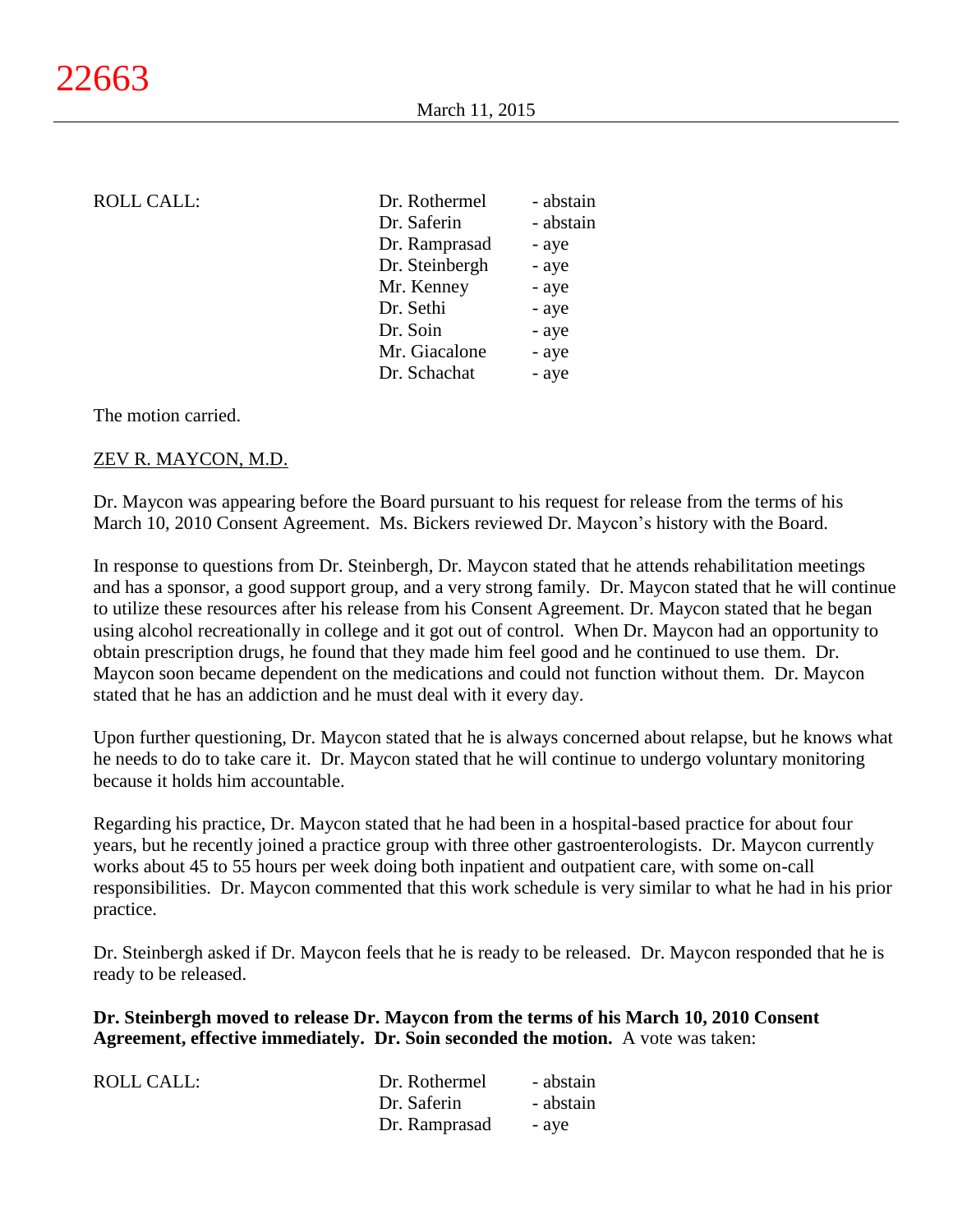ROLL CALL:

| | |
|---|---|
| Dr. Rothermel | - abstain |
| Dr. Saferin | - abstain |
| Dr. Ramprasad | - aye |
| Dr. Steinbergh | - aye |
| Mr. Kenney | - aye |
| Dr. Sethi | - aye |
| Dr. Soin | - aye |
| Mr. Giacalone | - aye |
| Dr. Schachat | - aye |

The motion carried.

ZEV R. MAYCON, M.D.

Dr. Maycon was appearing before the Board pursuant to his request for release from the terms of his March 10, 2010 Consent Agreement. Ms. Bickers reviewed Dr. Maycon's history with the Board.

In response to questions from Dr. Steinbergh, Dr. Maycon stated that he attends rehabilitation meetings and has a sponsor, a good support group, and a very strong family. Dr. Maycon stated that he will continue to utilize these resources after his release from his Consent Agreement. Dr. Maycon stated that he began using alcohol recreationally in college and it got out of control. When Dr. Maycon had an opportunity to obtain prescription drugs, he found that they made him feel good and he continued to use them. Dr. Maycon soon became dependent on the medications and could not function without them. Dr. Maycon stated that he has an addiction and he must deal with it every day.

Upon further questioning, Dr. Maycon stated that he is always concerned about relapse, but he knows what he needs to do to take care it. Dr. Maycon stated that he will continue to undergo voluntary monitoring because it holds him accountable.

Regarding his practice, Dr. Maycon stated that he had been in a hospital-based practice for about four years, but he recently joined a practice group with three other gastroenterologists. Dr. Maycon currently works about 45 to 55 hours per week doing both inpatient and outpatient care, with some on-call responsibilities. Dr. Maycon commented that this work schedule is very similar to what he had in his prior practice.

Dr. Steinbergh asked if Dr. Maycon feels that he is ready to be released. Dr. Maycon responded that he is ready to be released.

**Dr. Steinbergh moved to release Dr. Maycon from the terms of his March 10, 2010 Consent Agreement, effective immediately. Dr. Soin seconded the motion.** A vote was taken:

ROLL CALL:

| | |
|---|---|
| Dr. Rothermel | - abstain |
| Dr. Saferin | - abstain |
| Dr. Ramprasad | - aye |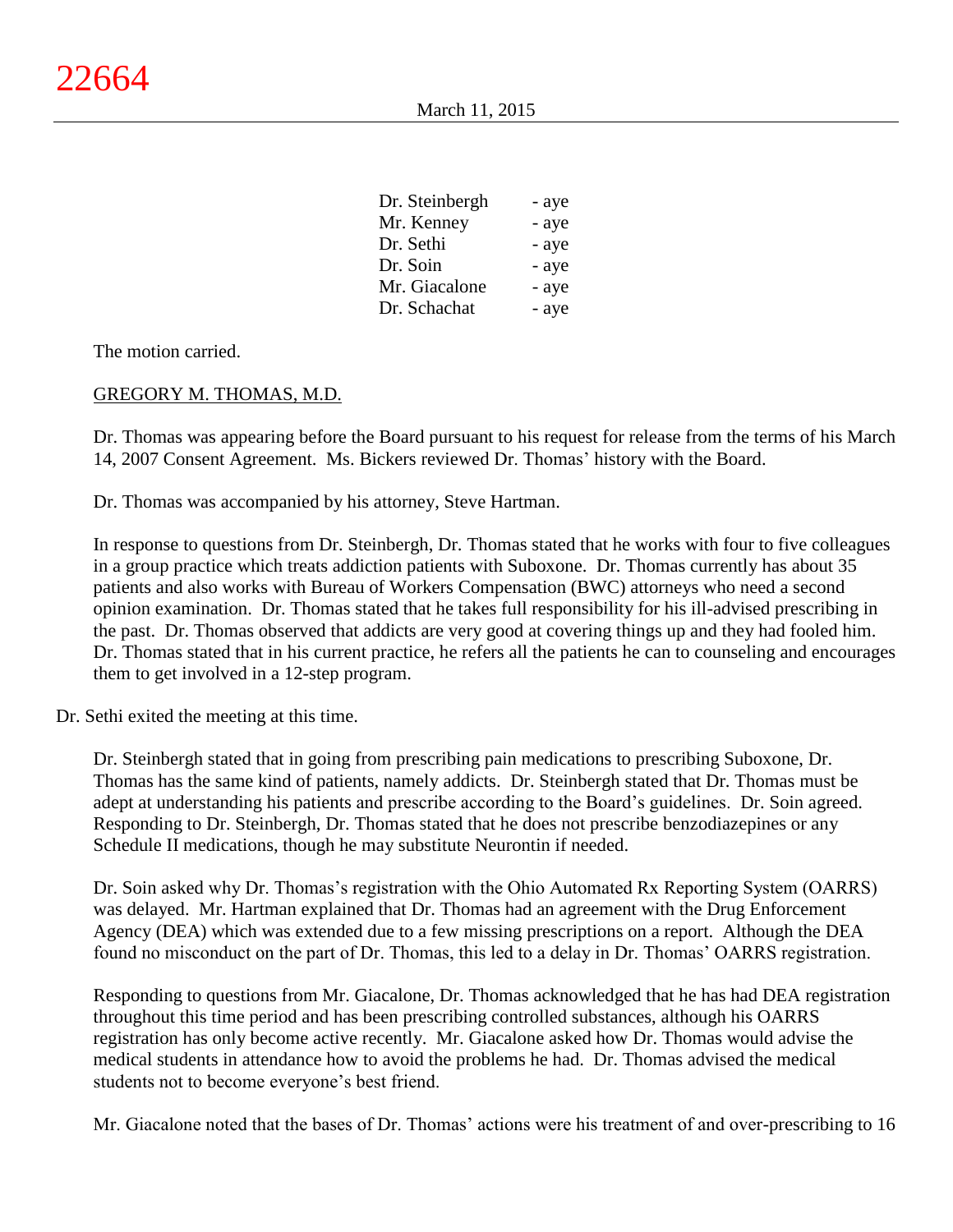| | |
|---|---|
| Dr. Steinbergh | - aye |
| Mr. Kenney | - aye |
| Dr. Sethi | - aye |
| Dr. Soin | - aye |
| Mr. Giacalone | - aye |
| Dr. Schachat | - aye |

The motion carried.

GREGORY M. THOMAS, M.D.

Dr. Thomas was appearing before the Board pursuant to his request for release from the terms of his March 14, 2007 Consent Agreement. Ms. Bickers reviewed Dr. Thomas' history with the Board.

Dr. Thomas was accompanied by his attorney, Steve Hartman.

In response to questions from Dr. Steinbergh, Dr. Thomas stated that he works with four to five colleagues in a group practice which treats addiction patients with Suboxone. Dr. Thomas currently has about 35 patients and also works with Bureau of Workers Compensation (BWC) attorneys who need a second opinion examination. Dr. Thomas stated that he takes full responsibility for his ill-advised prescribing in the past. Dr. Thomas observed that addicts are very good at covering things up and they had fooled him. Dr. Thomas stated that in his current practice, he refers all the patients he can to counseling and encourages them to get involved in a 12-step program.

Dr. Sethi exited the meeting at this time.

Dr. Steinbergh stated that in going from prescribing pain medications to prescribing Suboxone, Dr. Thomas has the same kind of patients, namely addicts. Dr. Steinbergh stated that Dr. Thomas must be adept at understanding his patients and prescribe according to the Board's guidelines. Dr. Soin agreed. Responding to Dr. Steinbergh, Dr. Thomas stated that he does not prescribe benzodiazepines or any Schedule II medications, though he may substitute Neurontin if needed.

Dr. Soin asked why Dr. Thomas's registration with the Ohio Automated Rx Reporting System (OARRS) was delayed. Mr. Hartman explained that Dr. Thomas had an agreement with the Drug Enforcement Agency (DEA) which was extended due to a few missing prescriptions on a report. Although the DEA found no misconduct on the part of Dr. Thomas, this led to a delay in Dr. Thomas' OARRS registration.

Responding to questions from Mr. Giacalone, Dr. Thomas acknowledged that he has had DEA registration throughout this time period and has been prescribing controlled substances, although his OARRS registration has only become active recently. Mr. Giacalone asked how Dr. Thomas would advise the medical students in attendance how to avoid the problems he had. Dr. Thomas advised the medical students not to become everyone's best friend.

Mr. Giacalone noted that the bases of Dr. Thomas' actions were his treatment of and over-prescribing to 16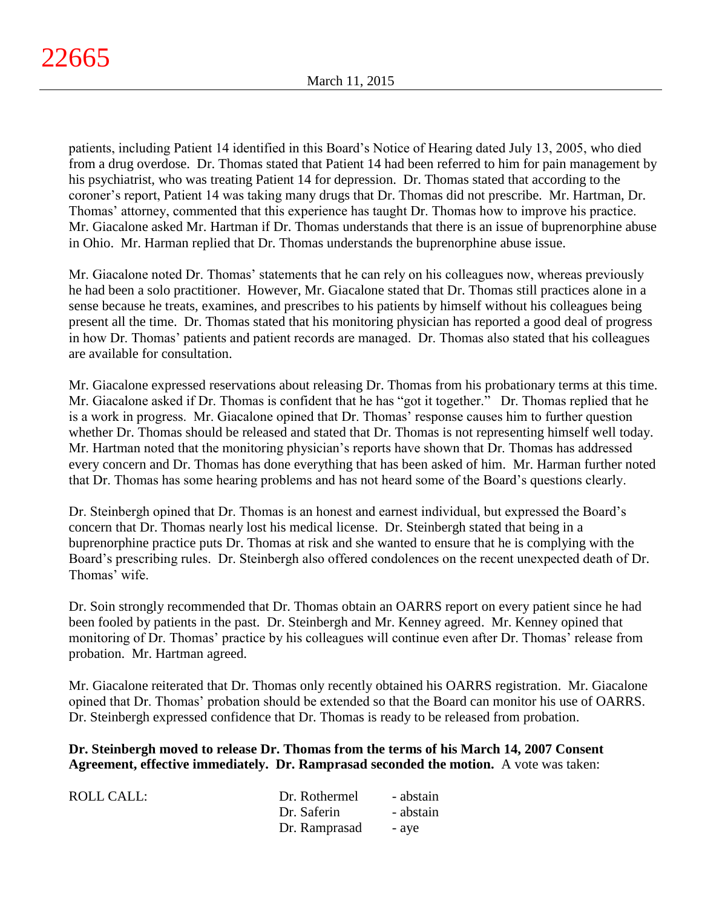patients, including Patient 14 identified in this Board's Notice of Hearing dated July 13, 2005, who died from a drug overdose. Dr. Thomas stated that Patient 14 had been referred to him for pain management by his psychiatrist, who was treating Patient 14 for depression. Dr. Thomas stated that according to the coroner's report, Patient 14 was taking many drugs that Dr. Thomas did not prescribe. Mr. Hartman, Dr. Thomas' attorney, commented that this experience has taught Dr. Thomas how to improve his practice. Mr. Giacalone asked Mr. Hartman if Dr. Thomas understands that there is an issue of buprenorphine abuse in Ohio. Mr. Harman replied that Dr. Thomas understands the buprenorphine abuse issue.

Mr. Giacalone noted Dr. Thomas' statements that he can rely on his colleagues now, whereas previously he had been a solo practitioner. However, Mr. Giacalone stated that Dr. Thomas still practices alone in a sense because he treats, examines, and prescribes to his patients by himself without his colleagues being present all the time. Dr. Thomas stated that his monitoring physician has reported a good deal of progress in how Dr. Thomas' patients and patient records are managed. Dr. Thomas also stated that his colleagues are available for consultation.

Mr. Giacalone expressed reservations about releasing Dr. Thomas from his probationary terms at this time. Mr. Giacalone asked if Dr. Thomas is confident that he has "got it together." Dr. Thomas replied that he is a work in progress. Mr. Giacalone opined that Dr. Thomas' response causes him to further question whether Dr. Thomas should be released and stated that Dr. Thomas is not representing himself well today. Mr. Hartman noted that the monitoring physician's reports have shown that Dr. Thomas has addressed every concern and Dr. Thomas has done everything that has been asked of him. Mr. Harman further noted that Dr. Thomas has some hearing problems and has not heard some of the Board's questions clearly.

Dr. Steinbergh opined that Dr. Thomas is an honest and earnest individual, but expressed the Board's concern that Dr. Thomas nearly lost his medical license. Dr. Steinbergh stated that being in a buprenorphine practice puts Dr. Thomas at risk and she wanted to ensure that he is complying with the Board's prescribing rules. Dr. Steinbergh also offered condolences on the recent unexpected death of Dr. Thomas' wife.

Dr. Soin strongly recommended that Dr. Thomas obtain an OARRS report on every patient since he had been fooled by patients in the past. Dr. Steinbergh and Mr. Kenney agreed. Mr. Kenney opined that monitoring of Dr. Thomas' practice by his colleagues will continue even after Dr. Thomas' release from probation. Mr. Hartman agreed.

Mr. Giacalone reiterated that Dr. Thomas only recently obtained his OARRS registration. Mr. Giacalone opined that Dr. Thomas' probation should be extended so that the Board can monitor his use of OARRS. Dr. Steinbergh expressed confidence that Dr. Thomas is ready to be released from probation.

**Dr. Steinbergh moved to release Dr. Thomas from the terms of his March 14, 2007 Consent Agreement, effective immediately. Dr. Ramprasad seconded the motion.** A vote was taken:

| ROLL CALL: | Dr. Rothermel | - abstain |
|---|---|---|
| | Dr. Saferin | - abstain |
| | Dr. Ramprasad | - aye |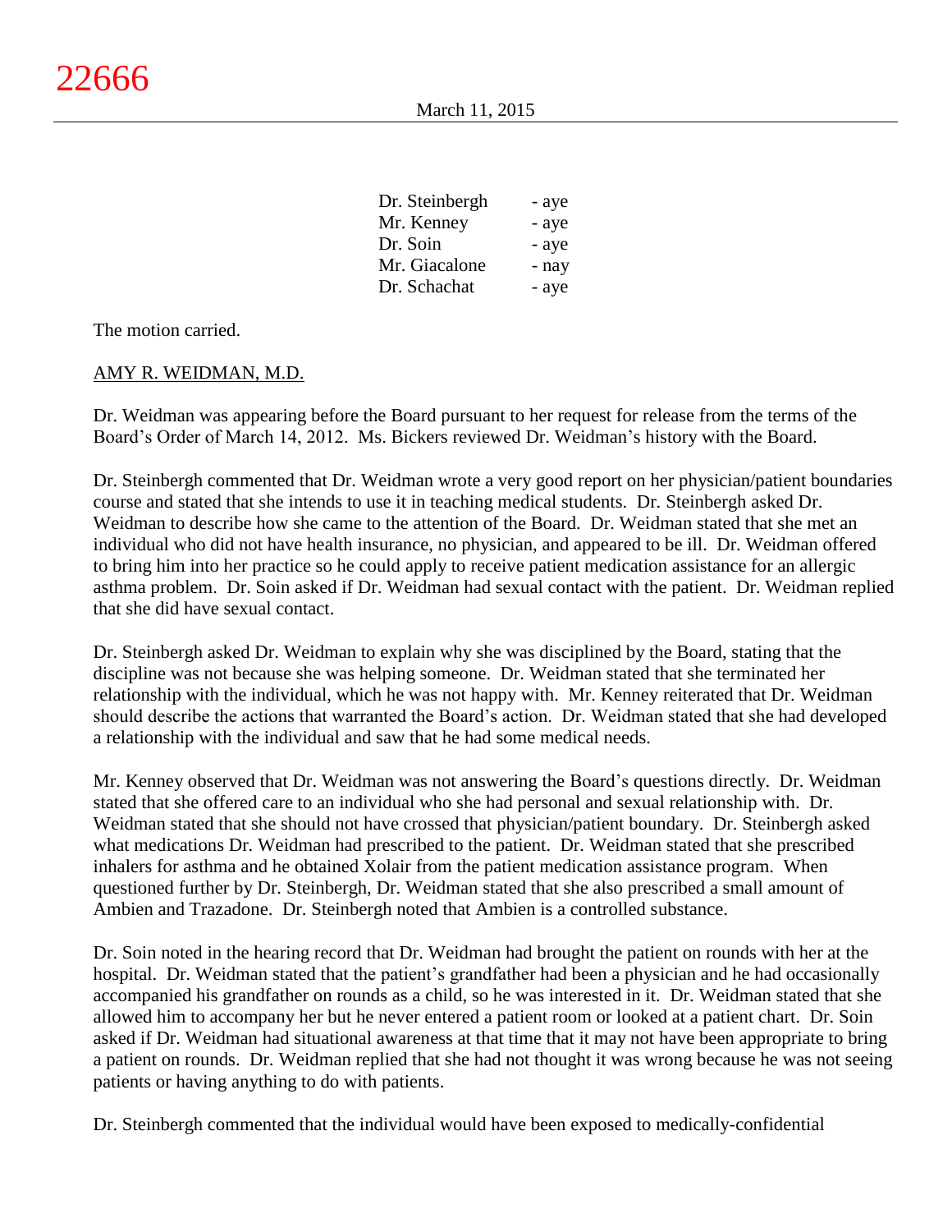| | |
|---|---|
| Dr. Steinbergh | - aye |
| Mr. Kenney | - aye |
| Dr. Soin | - aye |
| Mr. Giacalone | - nay |
| Dr. Schachat | - aye |

The motion carried.

AMY R. WEIDMAN, M.D.

Dr. Weidman was appearing before the Board pursuant to her request for release from the terms of the Board's Order of March 14, 2012. Ms. Bickers reviewed Dr. Weidman's history with the Board.

Dr. Steinbergh commented that Dr. Weidman wrote a very good report on her physician/patient boundaries course and stated that she intends to use it in teaching medical students. Dr. Steinbergh asked Dr. Weidman to describe how she came to the attention of the Board. Dr. Weidman stated that she met an individual who did not have health insurance, no physician, and appeared to be ill. Dr. Weidman offered to bring him into her practice so he could apply to receive patient medication assistance for an allergic asthma problem. Dr. Soin asked if Dr. Weidman had sexual contact with the patient. Dr. Weidman replied that she did have sexual contact.

Dr. Steinbergh asked Dr. Weidman to explain why she was disciplined by the Board, stating that the discipline was not because she was helping someone. Dr. Weidman stated that she terminated her relationship with the individual, which he was not happy with. Mr. Kenney reiterated that Dr. Weidman should describe the actions that warranted the Board's action. Dr. Weidman stated that she had developed a relationship with the individual and saw that he had some medical needs.

Mr. Kenney observed that Dr. Weidman was not answering the Board's questions directly. Dr. Weidman stated that she offered care to an individual who she had personal and sexual relationship with. Dr. Weidman stated that she should not have crossed that physician/patient boundary. Dr. Steinbergh asked what medications Dr. Weidman had prescribed to the patient. Dr. Weidman stated that she prescribed inhalers for asthma and he obtained Xolair from the patient medication assistance program. When questioned further by Dr. Steinbergh, Dr. Weidman stated that she also prescribed a small amount of Ambien and Trazadone. Dr. Steinbergh noted that Ambien is a controlled substance.

Dr. Soin noted in the hearing record that Dr. Weidman had brought the patient on rounds with her at the hospital. Dr. Weidman stated that the patient's grandfather had been a physician and he had occasionally accompanied his grandfather on rounds as a child, so he was interested in it. Dr. Weidman stated that she allowed him to accompany her but he never entered a patient room or looked at a patient chart. Dr. Soin asked if Dr. Weidman had situational awareness at that time that it may not have been appropriate to bring a patient on rounds. Dr. Weidman replied that she had not thought it was wrong because he was not seeing patients or having anything to do with patients.

Dr. Steinbergh commented that the individual would have been exposed to medically-confidential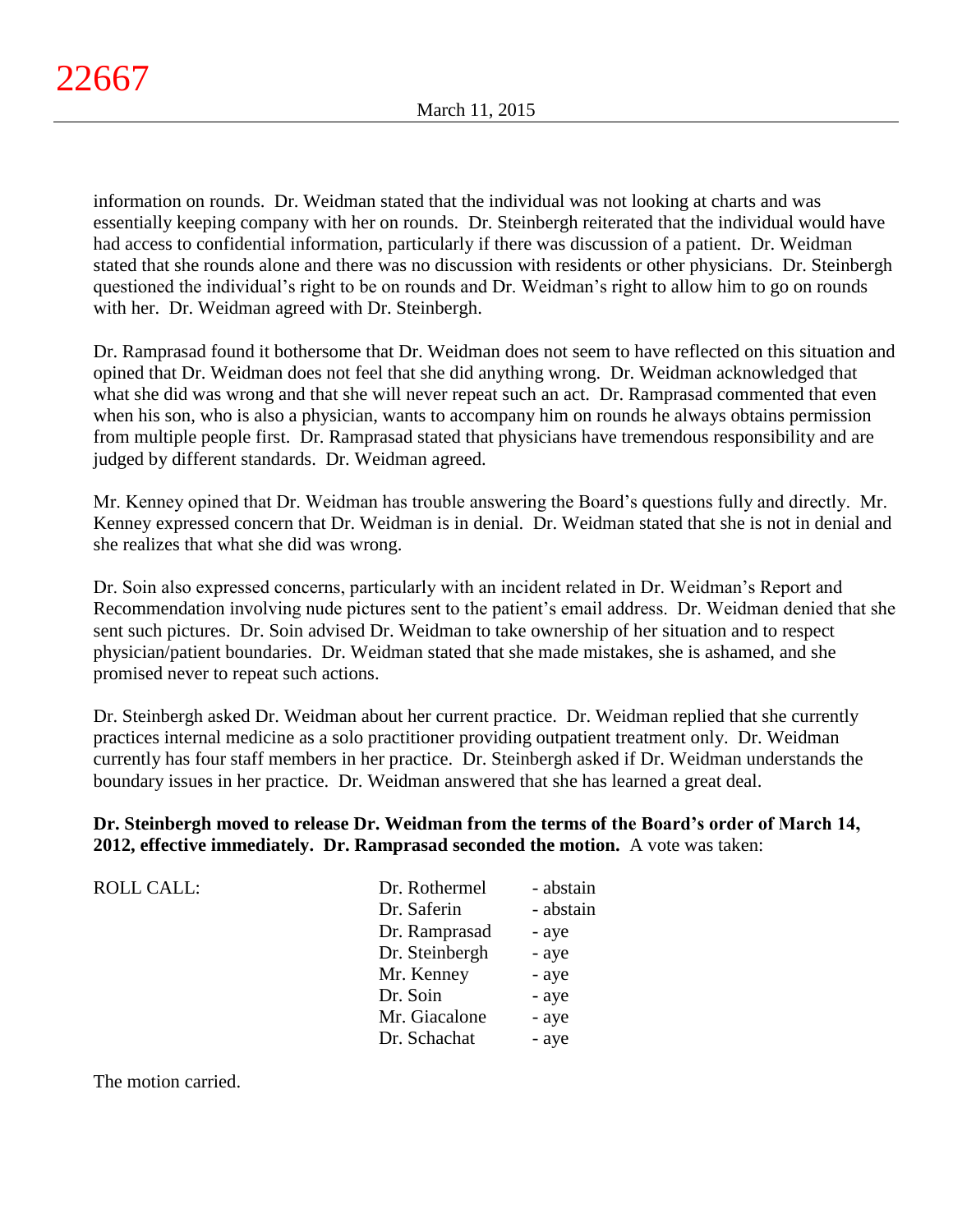information on rounds. Dr. Weidman stated that the individual was not looking at charts and was essentially keeping company with her on rounds. Dr. Steinbergh reiterated that the individual would have had access to confidential information, particularly if there was discussion of a patient. Dr. Weidman stated that she rounds alone and there was no discussion with residents or other physicians. Dr. Steinbergh questioned the individual's right to be on rounds and Dr. Weidman's right to allow him to go on rounds with her. Dr. Weidman agreed with Dr. Steinbergh.

Dr. Ramprasad found it bothersome that Dr. Weidman does not seem to have reflected on this situation and opined that Dr. Weidman does not feel that she did anything wrong. Dr. Weidman acknowledged that what she did was wrong and that she will never repeat such an act. Dr. Ramprasad commented that even when his son, who is also a physician, wants to accompany him on rounds he always obtains permission from multiple people first. Dr. Ramprasad stated that physicians have tremendous responsibility and are judged by different standards. Dr. Weidman agreed.

Mr. Kenney opined that Dr. Weidman has trouble answering the Board's questions fully and directly. Mr. Kenney expressed concern that Dr. Weidman is in denial. Dr. Weidman stated that she is not in denial and she realizes that what she did was wrong.

Dr. Soin also expressed concerns, particularly with an incident related in Dr. Weidman's Report and Recommendation involving nude pictures sent to the patient's email address. Dr. Weidman denied that she sent such pictures. Dr. Soin advised Dr. Weidman to take ownership of her situation and to respect physician/patient boundaries. Dr. Weidman stated that she made mistakes, she is ashamed, and she promised never to repeat such actions.

Dr. Steinbergh asked Dr. Weidman about her current practice. Dr. Weidman replied that she currently practices internal medicine as a solo practitioner providing outpatient treatment only. Dr. Weidman currently has four staff members in her practice. Dr. Steinbergh asked if Dr. Weidman understands the boundary issues in her practice. Dr. Weidman answered that she has learned a great deal.

**Dr. Steinbergh moved to release Dr. Weidman from the terms of the Board's order of March 14, 2012, effective immediately. Dr. Ramprasad seconded the motion.** A vote was taken:

| ROLL CALL: | | |
|---|---|---|
| | Dr. Rothermel | - abstain |
| | Dr. Saferin | - abstain |
| | Dr. Ramprasad | - aye |
| | Dr. Steinbergh | - aye |
| | Mr. Kenney | - aye |
| | Dr. Soin | - aye |
| | Mr. Giacalone | - aye |
| | Dr. Schachat | - aye |

The motion carried.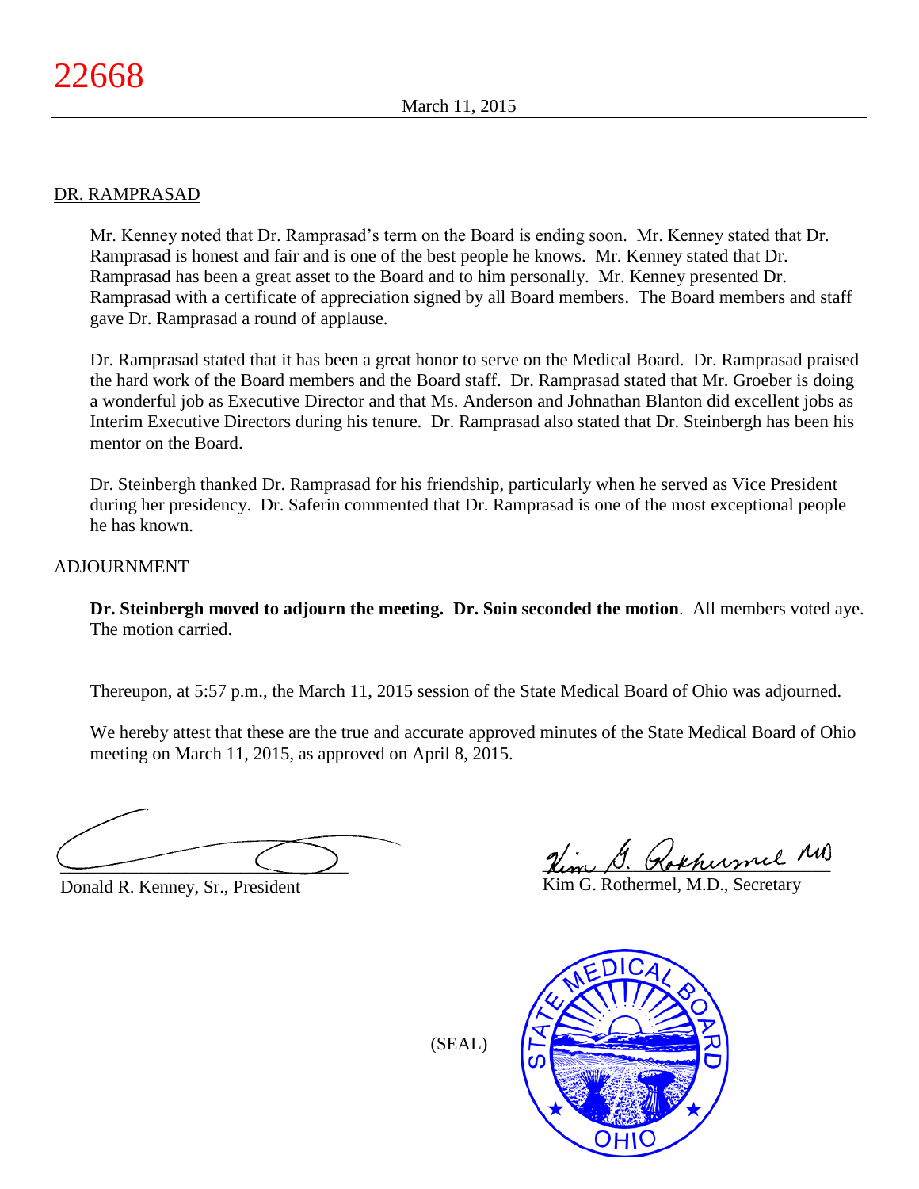## DR. RAMPRASAD

Mr. Kenney noted that Dr. Ramprasad's term on the Board is ending soon. Mr. Kenney stated that Dr. Ramprasad is honest and fair and is one of the best people he knows. Mr. Kenney stated that Dr. Ramprasad has been a great asset to the Board and to him personally. Mr. Kenney presented Dr. Ramprasad with a certificate of appreciation signed by all Board members. The Board members and staff gave Dr. Ramprasad a round of applause.

Dr. Ramprasad stated that it has been a great honor to serve on the Medical Board. Dr. Ramprasad praised the hard work of the Board members and the Board staff. Dr. Ramprasad stated that Mr. Groeber is doing a wonderful job as Executive Director and that Ms. Anderson and Johnathan Blanton did excellent jobs as Interim Executive Directors during his tenure. Dr. Ramprasad also stated that Dr. Steinbergh has been his mentor on the Board.

Dr. Steinbergh thanked Dr. Ramprasad for his friendship, particularly when he served as Vice President during her presidency. Dr. Saferin commented that Dr. Ramprasad is one of the most exceptional people he has known.

## ADJOURNMENT

**Dr. Steinbergh moved to adjourn the meeting. Dr. Soin seconded the motion**. All members voted aye. The motion carried.

Thereupon, at 5:57 p.m., the March 11, 2015 session of the State Medical Board of Ohio was adjourned.

We hereby attest that these are the true and accurate approved minutes of the State Medical Board of Ohio meeting on March 11, 2015, as approved on April 8, 2015.

Donald R. Kenney, Sr., President

Kim G. Rothermel, M.D., Secretary

(SEAL)